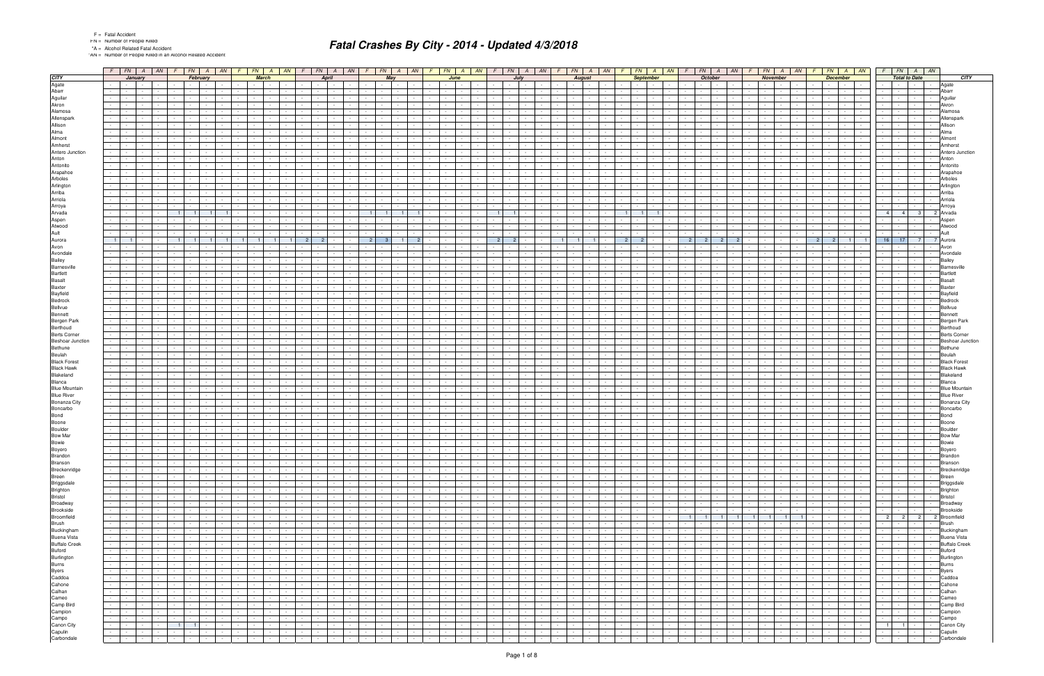F = Fatal Accident
FN = Number of People Killed
*A = Alcohol Related Fatal Accident
*AN = Number of People Killed in an Alcohol Related Accident

# Fatal Crashes By City - 2014 - Updated 4/3/2018

| | F | FN | A | AN | F | FN | A | AN | F | FN | A | AN | F | FN | A | AN | F | FN | A | AN | F | FN | A | AN | F | FN | A | AN | F | FN | A | AN | F | FN | A | AN | F | FN | A | AN | F | FN | A | AN | F | FN | A | AN | F | FN | A | AN | |
|---|---|---|---|---|---|---|---|---|---|---|---|---|---|---|---|---|---|---|---|---|---|---|---|---|---|---|---|---|---|---|---|---|---|---|---|---|---|---|---|---|---|---|---|---|---|---|---|---|---|---|---|---|---|
| CITY | January | | | | February | | | | March | | | | April | | | | May | | | | June | | | | July | | | | August | | | | September | | | | October | | | | November | | | | December | | | | Total to Date | | | | CITY |
| Agate | - | - | - | - | - | - | - | - | - | - | - | - | - | - | - | - | - | - | - | - | - | - | - | - | - | - | - | - | - | - | - | - | - | - | - | - | - | - | - | - | - | - | - | - | - | - | - | - | - | - | - | - | Agate |
| Abarr | - | - | - | - | - | - | - | - | - | - | - | - | - | - | - | - | - | - | - | - | - | - | - | - | - | - | - | - | - | - | - | - | - | - | - | - | - | - | - | - | - | - | - | - | - | - | - | - | - | - | - | - | Abarr |
| Aguilar | - | - | - | - | - | - | - | - | - | - | - | - | - | - | - | - | - | - | - | - | - | - | - | - | - | - | - | - | - | - | - | - | - | - | - | - | - | - | - | - | - | - | - | - | - | - | - | - | - | - | - | - | Aguilar |
| Akron | - | - | - | - | - | - | - | - | - | - | - | - | - | - | - | - | - | - | - | - | - | - | - | - | - | - | - | - | - | - | - | - | - | - | - | - | - | - | - | - | - | - | - | - | - | - | - | - | - | - | - | - | Akron |
| Alamosa | - | - | - | - | - | - | - | - | - | - | - | - | - | - | - | - | - | - | - | - | - | - | - | - | - | - | - | - | - | - | - | - | - | - | - | - | - | - | - | - | - | - | - | - | - | - | - | - | - | - | - | - | Alamosa |
| Allenspark | - | - | - | - | - | - | - | - | - | - | - | - | - | - | - | - | - | - | - | - | - | - | - | - | - | - | - | - | - | - | - | - | - | - | - | - | - | - | - | - | - | - | - | - | - | - | - | - | - | - | - | - | Allenspark |
| Allison | - | - | - | - | - | - | - | - | - | - | - | - | - | - | - | - | - | - | - | - | - | - | - | - | - | - | - | - | - | - | - | - | - | - | - | - | - | - | - | - | - | - | - | - | - | - | - | - | - | - | - | - | Allison |
| Alma | - | - | - | - | - | - | - | - | - | - | - | - | - | - | - | - | - | - | - | - | - | - | - | - | - | - | - | - | - | - | - | - | - | - | - | - | - | - | - | - | - | - | - | - | - | - | - | - | - | - | - | - | Alma |
| Almont | - | - | - | - | - | - | - | - | - | - | - | - | - | - | - | - | - | - | - | - | - | - | - | - | - | - | - | - | - | - | - | - | - | - | - | - | - | - | - | - | - | - | - | - | - | - | - | - | - | - | - | - | Almont |
| Amherst | - | - | - | - | - | - | - | - | - | - | - | - | - | - | - | - | - | - | - | - | - | - | - | - | - | - | - | - | - | - | - | - | - | - | - | - | - | - | - | - | - | - | - | - | - | - | - | - | - | - | - | - | Amherst |
| Antero Junction | - | - | - | - | - | - | - | - | - | - | - | - | - | - | - | - | - | - | - | - | - | - | - | - | - | - | - | - | - | - | - | - | - | - | - | - | - | - | - | - | - | - | - | - | - | - | - | - | - | - | - | - | Antero Junction |
| Anton | - | - | - | - | - | - | - | - | - | - | - | - | - | - | - | - | - | - | - | - | - | - | - | - | - | - | - | - | - | - | - | - | - | - | - | - | - | - | - | - | - | - | - | - | - | - | - | - | - | - | - | - | Anton |
| Antonito | - | - | - | - | - | - | - | - | - | - | - | - | - | - | - | - | - | - | - | - | - | - | - | - | - | - | - | - | - | - | - | - | - | - | - | - | - | - | - | - | - | - | - | - | - | - | - | - | - | - | - | - | Antonito |
| Arapahoe | - | - | - | - | - | - | - | - | - | - | - | - | - | - | - | - | - | - | - | - | - | - | - | - | - | - | - | - | - | - | - | - | - | - | - | - | - | - | - | - | - | - | - | - | - | - | - | - | - | - | - | - | Arapahoe |
| Arboles | - | - | - | - | - | - | - | - | - | - | - | - | - | - | - | - | - | - | - | - | - | - | - | - | - | - | - | - | - | - | - | - | - | - | - | - | - | - | - | - | - | - | - | - | - | - | - | - | - | - | - | - | Arboles |
| Arlington | - | - | - | - | - | - | - | - | - | - | - | - | - | - | - | - | - | - | - | - | - | - | - | - | - | - | - | - | - | - | - | - | - | - | - | - | - | - | - | - | - | - | - | - | - | - | - | - | - | - | - | - | Arlington |
| Arriba | - | - | - | - | - | - | - | - | - | - | - | - | - | - | - | - | - | - | - | - | - | - | - | - | - | - | - | - | - | - | - | - | - | - | - | - | - | - | - | - | - | - | - | - | - | - | - | - | - | - | - | - | Arriba |
| Arriola | - | - | - | - | - | - | - | - | - | - | - | - | - | - | - | - | - | - | - | - | - | - | - | - | - | - | - | - | - | - | - | - | - | - | - | - | - | - | - | - | - | - | - | - | - | - | - | - | - | - | - | - | Arriola |
| Arroya | - | - | - | - | - | - | - | - | - | - | - | - | - | - | - | - | - | - | - | - | - | - | - | - | - | - | - | - | - | - | - | - | - | - | - | - | - | - | - | - | - | - | - | - | - | - | - | - | - | - | - | - | Arroya |
| Arvada | - | - | - | - | 1 | 1 | 1 | 1 | - | - | - | - | - | - | - | - | 1 | 1 | 1 | 1 | - | - | - | - | 1 | 1 | - | - | - | - | - | - | 1 | 1 | 1 | - | - | - | - | - | - | - | - | - | - | - | - | - | 4 | 4 | 3 | 2 | Arvada |
| Aspen | - | - | - | - | - | - | - | - | - | - | - | - | - | - | - | - | - | - | - | - | - | - | - | - | - | - | - | - | - | - | - | - | - | - | - | - | - | - | - | - | - | - | - | - | - | - | - | - | - | - | - | - | Aspen |
| Atwood | - | - | - | - | - | - | - | - | - | - | - | - | - | - | - | - | - | - | - | - | - | - | - | - | - | - | - | - | - | - | - | - | - | - | - | - | - | - | - | - | - | - | - | - | - | - | - | - | - | - | - | - | Atwood |
| Ault | - | - | - | - | - | - | - | - | - | - | - | - | - | - | - | - | - | - | - | - | - | - | - | - | - | - | - | - | - | - | - | - | - | - | - | - | - | - | - | - | - | - | - | - | - | - | - | - | - | - | - | - | Ault |
| Aurora | 1 | 1 | - | - | 1 | 1 | 1 | 1 | 1 | 1 | 1 | 1 | 2 | 2 | - | - | 2 | 3 | 1 | 2 | - | - | - | - | 2 | 2 | - | - | 1 | 1 | 1 | - | 2 | 2 | - | - | 2 | 2 | 2 | 2 | - | - | - | - | 2 | 2 | 1 | 1 | 16 | 17 | 7 | 7 | Aurora |
| Avon | - | - | - | - | - | - | - | - | - | - | - | - | - | - | - | - | - | - | - | - | - | - | - | - | - | - | - | - | - | - | - | - | - | - | - | - | - | - | - | - | - | - | - | - | - | - | - | - | - | - | - | - | Avon |
| Avondale | - | - | - | - | - | - | - | - | - | - | - | - | - | - | - | - | - | - | - | - | - | - | - | - | - | - | - | - | - | - | - | - | - | - | - | - | - | - | - | - | - | - | - | - | - | - | - | - | - | - | - | - | Avondale |
| Bailey | - | - | - | - | - | - | - | - | - | - | - | - | - | - | - | - | - | - | - | - | - | - | - | - | - | - | - | - | - | - | - | - | - | - | - | - | - | - | - | - | - | - | - | - | - | - | - | - | - | - | - | - | Bailey |
| Barnesville | - | - | - | - | - | - | - | - | - | - | - | - | - | - | - | - | - | - | - | - | - | - | - | - | - | - | - | - | - | - | - | - | - | - | - | - | - | - | - | - | - | - | - | - | - | - | - | - | - | - | - | - | Barnesville |
| Bartlett | - | - | - | - | - | - | - | - | - | - | - | - | - | - | - | - | - | - | - | - | - | - | - | - | - | - | - | - | - | - | - | - | - | - | - | - | - | - | - | - | - | - | - | - | - | - | - | - | - | - | - | - | Bartlett |
| Basalt | - | - | - | - | - | - | - | - | - | - | - | - | - | - | - | - | - | - | - | - | - | - | - | - | - | - | - | - | - | - | - | - | - | - | - | - | - | - | - | - | - | - | - | - | - | - | - | - | - | - | - | - | Basalt |
| Baxter | - | - | - | - | - | - | - | - | - | - | - | - | - | - | - | - | - | - | - | - | - | - | - | - | - | - | - | - | - | - | - | - | - | - | - | - | - | - | - | - | - | - | - | - | - | - | - | - | - | - | - | - | Baxter |
| Bayfield | - | - | - | - | - | - | - | - | - | - | - | - | - | - | - | - | - | - | - | - | - | - | - | - | - | - | - | - | - | - | - | - | - | - | - | - | - | - | - | - | - | - | - | - | - | - | - | - | - | - | - | - | Bayfield |
| Bedrock | - | - | - | - | - | - | - | - | - | - | - | - | - | - | - | - | - | - | - | - | - | - | - | - | - | - | - | - | - | - | - | - | - | - | - | - | - | - | - | - | - | - | - | - | - | - | - | - | - | - | - | - | Bedrock |
| Bellvue | - | - | - | - | - | - | - | - | - | - | - | - | - | - | - | - | - | - | - | - | - | - | - | - | - | - | - | - | - | - | - | - | - | - | - | - | - | - | - | - | - | - | - | - | - | - | - | - | - | - | - | - | Bellvue |
| Bennett | - | - | - | - | - | - | - | - | - | - | - | - | - | - | - | - | - | - | - | - | - | - | - | - | - | - | - | - | - | - | - | - | - | - | - | - | - | - | - | - | - | - | - | - | - | - | - | - | - | - | - | - | Bennett |
| Bergen Park | - | - | - | - | - | - | - | - | - | - | - | - | - | - | - | - | - | - | - | - | - | - | - | - | - | - | - | - | - | - | - | - | - | - | - | - | - | - | - | - | - | - | - | - | - | - | - | - | - | - | - | - | Bergen Park |
| Berthoud | - | - | - | - | - | - | - | - | - | - | - | - | - | - | - | - | - | - | - | - | - | - | - | - | - | - | - | - | - | - | - | - | - | - | - | - | - | - | - | - | - | - | - | - | - | - | - | - | - | - | - | - | Berthoud |
| Berts Corner | - | - | - | - | - | - | - | - | - | - | - | - | - | - | - | - | - | - | - | - | - | - | - | - | - | - | - | - | - | - | - | - | - | - | - | - | - | - | - | - | - | - | - | - | - | - | - | - | - | - | - | - | Berts Corner |
| Beshoar Junction | - | - | - | - | - | - | - | - | - | - | - | - | - | - | - | - | - | - | - | - | - | - | - | - | - | - | - | - | - | - | - | - | - | - | - | - | - | - | - | - | - | - | - | - | - | - | - | - | - | - | - | - | Beshoar Junction |
| Bethune | - | - | - | - | - | - | - | - | - | - | - | - | - | - | - | - | - | - | - | - | - | - | - | - | - | - | - | - | - | - | - | - | - | - | - | - | - | - | - | - | - | - | - | - | - | - | - | - | - | - | - | - | Bethune |
| Beulah | - | - | - | - | - | - | - | - | - | - | - | - | - | - | - | - | - | - | - | - | - | - | - | - | - | - | - | - | - | - | - | - | - | - | - | - | - | - | - | - | - | - | - | - | - | - | - | - | - | - | - | - | Beulah |
| Black Forest | - | - | - | - | - | - | - | - | - | - | - | - | - | - | - | - | - | - | - | - | - | - | - | - | - | - | - | - | - | - | - | - | - | - | - | - | - | - | - | - | - | - | - | - | - | - | - | - | - | - | - | - | Black Forest |
| Black Hawk | - | - | - | - | - | - | - | - | - | - | - | - | - | - | - | - | - | - | - | - | - | - | - | - | - | - | - | - | - | - | - | - | - | - | - | - | - | - | - | - | - | - | - | - | - | - | - | - | - | - | - | - | Black Hawk |
| Blakeland | - | - | - | - | - | - | - | - | - | - | - | - | - | - | - | - | - | - | - | - | - | - | - | - | - | - | - | - | - | - | - | - | - | - | - | - | - | - | - | - | - | - | - | - | - | - | - | - | - | - | - | - | Blakeland |
| Blanca | - | - | - | - | - | - | - | - | - | - | - | - | - | - | - | - | - | - | - | - | - | - | - | - | - | - | - | - | - | - | - | - | - | - | - | - | - | - | - | - | - | - | - | - | - | - | - | - | - | - | - | - | Blanca |
| Blue Mountain | - | - | - | - | - | - | - | - | - | - | - | - | - | - | - | - | - | - | - | - | - | - | - | - | - | - | - | - | - | - | - | - | - | - | - | - | - | - | - | - | - | - | - | - | - | - | - | - | - | - | - | - | Blue Mountain |
| Blue River | - | - | - | - | - | - | - | - | - | - | - | - | - | - | - | - | - | - | - | - | - | - | - | - | - | - | - | - | - | - | - | - | - | - | - | - | - | - | - | - | - | - | - | - | - | - | - | - | - | - | - | - | Blue River |
| Bonanza City | - | - | - | - | - | - | - | - | - | - | - | - | - | - | - | - | - | - | - | - | - | - | - | - | - | - | - | - | - | - | - | - | - | - | - | - | - | - | - | - | - | - | - | - | - | - | - | - | - | - | - | - | Bonanza City |
| Boncarbo | - | - | - | - | - | - | - | - | - | - | - | - | - | - | - | - | - | - | - | - | - | - | - | - | - | - | - | - | - | - | - | - | - | - | - | - | - | - | - | - | - | - | - | - | - | - | - | - | - | - | - | - | Boncarbo |
| Bond | - | - | - | - | - | - | - | - | - | - | - | - | - | - | - | - | - | - | - | - | - | - | - | - | - | - | - | - | - | - | - | - | - | - | - | - | - | - | - | - | - | - | - | - | - | - | - | - | - | - | - | - | Bond |
| Boone | - | - | - | - | - | - | - | - | - | - | - | - | - | - | - | - | - | - | - | - | - | - | - | - | - | - | - | - | - | - | - | - | - | - | - | - | - | - | - | - | - | - | - | - | - | - | - | - | - | - | - | - | Boone |
| Boulder | - | - | - | - | - | - | - | - | - | - | - | - | - | - | - | - | - | - | - | - | - | - | - | - | - | - | - | - | - | - | - | - | - | - | - | - | - | - | - | - | - | - | - | - | - | - | - | - | - | - | - | - | Boulder |
| Bow Mar | - | - | - | - | - | - | - | - | - | - | - | - | - | - | - | - | - | - | - | - | - | - | - | - | - | - | - | - | - | - | - | - | - | - | - | - | - | - | - | - | - | - | - | - | - | - | - | - | - | - | - | - | Bow Mar |
| Bowie | - | - | - | - | - | - | - | - | - | - | - | - | - | - | - | - | - | - | - | - | - | - | - | - | - | - | - | - | - | - | - | - | - | - | - | - | - | - | - | - | - | - | - | - | - | - | - | - | - | - | - | - | Bowie |
| Boyero | - | - | - | - | - | - | - | - | - | - | - | - | - | - | - | - | - | - | - | - | - | - | - | - | - | - | - | - | - | - | - | - | - | - | - | - | - | - | - | - | - | - | - | - | - | - | - | - | - | - | - | - | Boyero |
| Brandon | - | - | - | - | - | - | - | - | - | - | - | - | - | - | - | - | - | - | - | - | - | - | - | - | - | - | - | - | - | - | - | - | - | - | - | - | - | - | - | - | - | - | - | - | - | - | - | - | - | - | - | - | Brandon |
| Branson | - | - | - | - | - | - | - | - | - | - | - | - | - | - | - | - | - | - | - | - | - | - | - | - | - | - | - | - | - | - | - | - | - | - | - | - | - | - | - | - | - | - | - | - | - | - | - | - | - | - | - | - | Branson |
| Breckenridge | - | - | - | - | - | - | - | - | - | - | - | - | - | - | - | - | - | - | - | - | - | - | - | - | - | - | - | - | - | - | - | - | - | - | - | - | - | - | - | - | - | - | - | - | - | - | - | - | - | - | - | - | Breckenridge |
| Breen | - | - | - | - | - | - | - | - | - | - | - | - | - | - | - | - | - | - | - | - | - | - | - | - | - | - | - | - | - | - | - | - | - | - | - | - | - | - | - | - | - | - | - | - | - | - | - | - | - | - | - | - | Breen |
| Briggsdale | - | - | - | - | - | - | - | - | - | - | - | - | - | - | - | - | - | - | - | - | - | - | - | - | - | - | - | - | - | - | - | - | - | - | - | - | - | - | - | - | - | - | - | - | - | - | - | - | - | - | - | - | Briggsdale |
| Brighton | - | - | - | - | - | - | - | - | - | - | - | - | - | - | - | - | - | - | - | - | - | - | - | - | - | - | - | - | - | - | - | - | - | - | - | - | - | - | - | - | - | - | - | - | - | - | - | - | - | - | - | - | Brighton |
| Bristol | - | - | - | - | - | - | - | - | - | - | - | - | - | - | - | - | - | - | - | - | - | - | - | - | - | - | - | - | - | - | - | - | - | - | - | - | - | - | - | - | - | - | - | - | - | - | - | - | - | - | - | - | Bristol |
| Broadway | - | - | - | - | - | - | - | - | - | - | - | - | - | - | - | - | - | - | - | - | - | - | - | - | - | - | - | - | - | - | - | - | - | - | - | - | - | - | - | - | - | - | - | - | - | - | - | - | - | - | - | - | Broadway |
| Brookside | - | - | - | - | - | - | - | - | - | - | - | - | - | - | - | - | - | - | - | - | - | - | - | - | - | - | - | - | - | - | - | - | - | - | - | - | - | - | - | - | - | - | - | - | - | - | - | - | - | - | - | - | Brookside |
| Broomfield | - | - | - | - | - | - | - | - | - | - | - | - | - | - | - | - | - | - | - | - | - | - | - | - | - | - | - | - | - | - | - | - | - | - | - | - | 1 | 1 | 1 | 1 | 1 | 1 | 1 | 1 | - | - | - | - | 2 | 2 | 2 | 2 | Broomfield |
| Brush | - | - | - | - | - | - | - | - | - | - | - | - | - | - | - | - | - | - | - | - | - | - | - | - | - | - | - | - | - | - | - | - | - | - | - | - | - | - | - | - | - | - | - | - | - | - | - | - | - | - | - | - | Brush |
| Buckingham | - | - | - | - | - | - | - | - | - | - | - | - | - | - | - | - | - | - | - | - | - | - | - | - | - | - | - | - | - | - | - | - | - | - | - | - | - | - | - | - | - | - | - | - | - | - | - | - | - | - | - | - | Buckingham |
| Buena Vista | - | - | - | - | - | - | - | - | - | - | - | - | - | - | - | - | - | - | - | - | - | - | - | - | - | - | - | - | - | - | - | - | - | - | - | - | - | - | - | - | - | - | - | - | - | - | - | - | - | - | - | - | Buena Vista |
| Buffalo Creek | - | - | - | - | - | - | - | - | - | - | - | - | - | - | - | - | - | - | - | - | - | - | - | - | - | - | - | - | - | - | - | - | - | - | - | - | - | - | - | - | - | - | - | - | - | - | - | - | - | - | - | - | Buffalo Creek |
| Buford | - | - | - | - | - | - | - | - | - | - | - | - | - | - | - | - | - | - | - | - | - | - | - | - | - | - | - | - | - | - | - | - | - | - | - | - | - | - | - | - | - | - | - | - | - | - | - | - | - | - | - | - | Buford |
| Burlington | - | - | - | - | - | - | - | - | - | - | - | - | - | - | - | - | - | - | - | - | - | - | - | - | - | - | - | - | - | - | - | - | - | - | - | - | - | - | - | - | - | - | - | - | - | - | - | - | - | - | - | - | Burlington |
| Burns | - | - | - | - | - | - | - | - | - | - | - | - | - | - | - | - | - | - | - | - | - | - | - | - | - | - | - | - | - | - | - | - | - | - | - | - | - | - | - | - | - | - | - | - | - | - | - | - | - | - | - | - | Burns |
| Byers | - | - | - | - | - | - | - | - | - | - | - | - | - | - | - | - | - | - | - | - | - | - | - | - | - | - | - | - | - | - | - | - | - | - | - | - | - | - | - | - | - | - | - | - | - | - | - | - | - | - | - | - | Byers |
| Caddoa | - | - | - | - | - | - | - | - | - | - | - | - | - | - | - | - | - | - | - | - | - | - | - | - | - | - | - | - | - | - | - | - | - | - | - | - | - | - | - | - | - | - | - | - | - | - | - | - | - | - | - | - | Caddoa |
| Cahone | - | - | - | - | - | - | - | - | - | - | - | - | - | - | - | - | - | - | - | - | - | - | - | - | - | - | - | - | - | - | - | - | - | - | - | - | - | - | - | - | - | - | - | - | - | - | - | - | - | - | - | - | Cahone |
| Calhan | - | - | - | - | - | - | - | - | - | - | - | - | - | - | - | - | - | - | - | - | - | - | - | - | - | - | - | - | - | - | - | - | - | - | - | - | - | - | - | - | - | - | - | - | - | - | - | - | - | - | - | - | Calhan |
| Cameo | - | - | - | - | - | - | - | - | - | - | - | - | - | - | - | - | - | - | - | - | - | - | - | - | - | - | - | - | - | - | - | - | - | - | - | - | - | - | - | - | - | - | - | - | - | - | - | - | - | - | - | - | Cameo |
| Camp Bird | - | - | - | - | - | - | - | - | - | - | - | - | - | - | - | - | - | - | - | - | - | - | - | - | - | - | - | - | - | - | - | - | - | - | - | - | - | - | - | - | - | - | - | - | - | - | - | - | - | - | - | - | Camp Bird |
| Campion | - | - | - | - | - | - | - | - | - | - | - | - | - | - | - | - | - | - | - | - | - | - | - | - | - | - | - | - | - | - | - | - | - | - | - | - | - | - | - | - | - | - | - | - | - | - | - | - | - | - | - | - | Campion |
| Campo | - | - | - | - | - | - | - | - | - | - | - | - | - | - | - | - | - | - | - | - | - | - | - | - | - | - | - | - | - | - | - | - | - | - | - | - | - | - | - | - | - | - | - | - | - | - | - | - | - | - | - | - | Campo |
| Canon City | - | - | - | - | 1 | 1 | - | - | - | - | - | - | - | - | - | - | - | - | - | - | - | - | - | - | - | - | - | - | - | - | - | - | - | - | - | - | - | - | - | - | - | - | - | - | - | - | - | - | 1 | 1 | - | - | Canon City |
| Capulin | - | - | - | - | - | - | - | - | - | - | - | - | - | - | - | - | - | - | - | - | - | - | - | - | - | - | - | - | - | - | - | - | - | - | - | - | - | - | - | - | - | - | - | - | - | - | - | - | - | - | - | - | Capulin |
| Carbondale | - | - | - | - | - | - | - | - | - | - | - | - | - | - | - | - | - | - | - | - | - | - | - | - | - | - | - | - | - | - | - | - | - | - | - | - | - | - | - | - | - | - | - | - | - | - | - | - | - | - | - | - | Carbondale |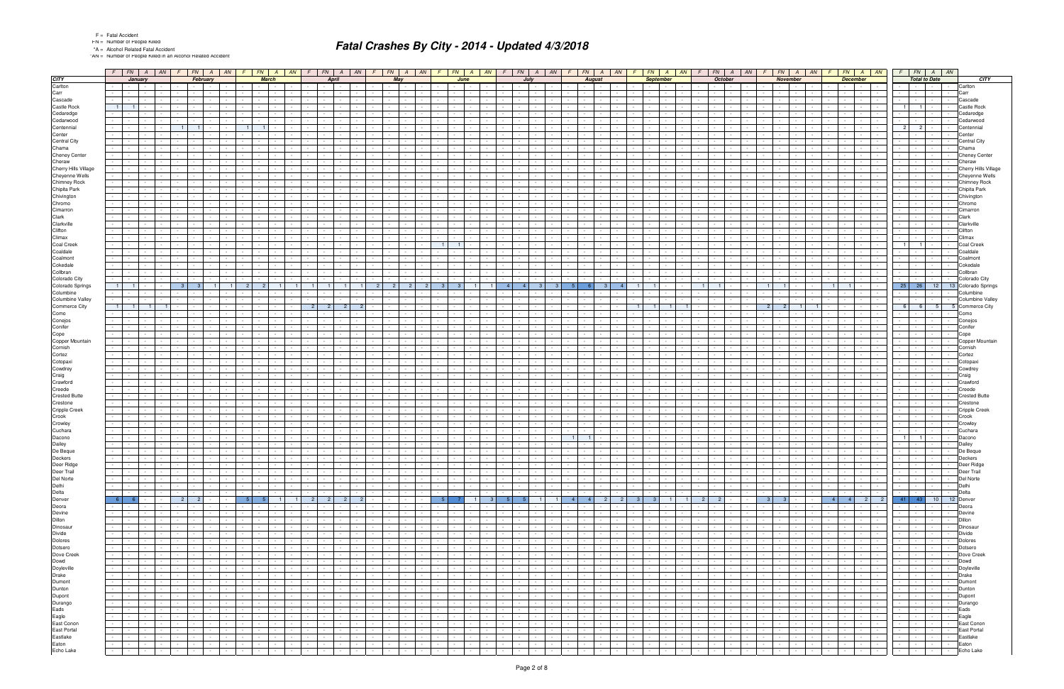F = Fatal Accident
FN = Number of People Killed
*A = Alcohol Related Fatal Accident
*AN = Number of People Killed in an Alcohol Related Accident

# Fatal Crashes By City - 2014 - Updated 4/3/2018

| CITY | January | | | | February | | | | March | | | | April | | | | May | | | | June | | | | July | | | | August | | | | September | | | | October | | | | November | | | | December | | | | Total to Date | | | | CITY |
|---|---|---|---|---|---|---|---|---|---|---|---|---|---|---|---|---|---|---|---|---|---|---|---|---|---|---|---|---|---|---|---|---|---|---|---|---|---|---|---|---|---|---|---|---|---|---|---|---|---|---|---|---|---|
| | F | FN | A | AN | F | FN | A | AN | F | FN | A | AN | F | FN | A | AN | F | FN | A | AN | F | FN | A | AN | F | FN | A | AN | F | FN | A | AN | F | FN | A | AN | F | FN | A | AN | F | FN | A | AN | F | FN | A | AN | F | FN | A | AN | |
| Carlton | - | - | - | - | - | - | - | - | - | - | - | - | - | - | - | - | - | - | - | - | - | - | - | - | - | - | - | - | - | - | - | - | - | - | - | - | - | - | - | - | - | - | - | - | - | - | - | - | - | - | - | - | Carlton |
| Carr | - | - | - | - | - | - | - | - | - | - | - | - | - | - | - | - | - | - | - | - | - | - | - | - | - | - | - | - | - | - | - | - | - | - | - | - | - | - | - | - | - | - | - | - | - | - | - | - | - | - | - | - | Carr |
| Cascade | - | - | - | - | - | - | - | - | - | - | - | - | - | - | - | - | - | - | - | - | - | - | - | - | - | - | - | - | - | - | - | - | - | - | - | - | - | - | - | - | - | - | - | - | - | - | - | - | - | - | - | - | Cascade |
| Castle Rock | 1 | 1 | - | - | - | - | - | - | - | - | - | - | - | - | - | - | - | - | - | - | - | - | - | - | - | - | - | - | - | - | - | - | - | - | - | - | - | - | - | - | - | - | - | - | - | - | - | - | 1 | 1 | - | - | Castle Rock |
| Cedaredge | - | - | - | - | - | - | - | - | - | - | - | - | - | - | - | - | - | - | - | - | - | - | - | - | - | - | - | - | - | - | - | - | - | - | - | - | - | - | - | - | - | - | - | - | - | - | - | - | - | - | - | - | Cedaredge |
| Cedarwood | - | - | - | - | - | - | - | - | - | - | - | - | - | - | - | - | - | - | - | - | - | - | - | - | - | - | - | - | - | - | - | - | - | - | - | - | - | - | - | - | - | - | - | - | - | - | - | - | - | - | - | - | Cedarwood |
| Centennial | - | - | - | - | 1 | 1 | - | - | 1 | 1 | - | - | - | - | - | - | - | - | - | - | - | - | - | - | - | - | - | - | - | - | - | - | - | - | - | - | - | - | - | - | - | - | - | - | - | - | - | - | 2 | 2 | - | - | Centennial |
| Center | - | - | - | - | - | - | - | - | - | - | - | - | - | - | - | - | - | - | - | - | - | - | - | - | - | - | - | - | - | - | - | - | - | - | - | - | - | - | - | - | - | - | - | - | - | - | - | - | - | - | - | - | Center |
| Central City | - | - | - | - | - | - | - | - | - | - | - | - | - | - | - | - | - | - | - | - | - | - | - | - | - | - | - | - | - | - | - | - | - | - | - | - | - | - | - | - | - | - | - | - | - | - | - | - | - | - | - | - | Central City |
| Chama | - | - | - | - | - | - | - | - | - | - | - | - | - | - | - | - | - | - | - | - | - | - | - | - | - | - | - | - | - | - | - | - | - | - | - | - | - | - | - | - | - | - | - | - | - | - | - | - | - | - | - | - | Chama |
| Cheney Center | - | - | - | - | - | - | - | - | - | - | - | - | - | - | - | - | - | - | - | - | - | - | - | - | - | - | - | - | - | - | - | - | - | - | - | - | - | - | - | - | - | - | - | - | - | - | - | - | - | - | - | - | Cheney Center |
| Cheraw | - | - | - | - | - | - | - | - | - | - | - | - | - | - | - | - | - | - | - | - | - | - | - | - | - | - | - | - | - | - | - | - | - | - | - | - | - | - | - | - | - | - | - | - | - | - | - | - | - | - | - | - | Cheraw |
| Cherry Hills Village | - | - | - | - | - | - | - | - | - | - | - | - | - | - | - | - | - | - | - | - | - | - | - | - | - | - | - | - | - | - | - | - | - | - | - | - | - | - | - | - | - | - | - | - | - | - | - | - | - | - | - | - | Cherry Hills Village |
| Cheyenne Wells | - | - | - | - | - | - | - | - | - | - | - | - | - | - | - | - | - | - | - | - | - | - | - | - | - | - | - | - | - | - | - | - | - | - | - | - | - | - | - | - | - | - | - | - | - | - | - | - | - | - | - | - | Cheyenne Wells |
| Chimney Rock | - | - | - | - | - | - | - | - | - | - | - | - | - | - | - | - | - | - | - | - | - | - | - | - | - | - | - | - | - | - | - | - | - | - | - | - | - | - | - | - | - | - | - | - | - | - | - | - | - | - | - | - | Chimney Rock |
| Chipita Park | - | - | - | - | - | - | - | - | - | - | - | - | - | - | - | - | - | - | - | - | - | - | - | - | - | - | - | - | - | - | - | - | - | - | - | - | - | - | - | - | - | - | - | - | - | - | - | - | - | - | - | - | Chipita Park |
| Chivington | - | - | - | - | - | - | - | - | - | - | - | - | - | - | - | - | - | - | - | - | - | - | - | - | - | - | - | - | - | - | - | - | - | - | - | - | - | - | - | - | - | - | - | - | - | - | - | - | - | - | - | - | Chivington |
| Chromo | - | - | - | - | - | - | - | - | - | - | - | - | - | - | - | - | - | - | - | - | - | - | - | - | - | - | - | - | - | - | - | - | - | - | - | - | - | - | - | - | - | - | - | - | - | - | - | - | - | - | - | - | Chromo |
| Cimarron | - | - | - | - | - | - | - | - | - | - | - | - | - | - | - | - | - | - | - | - | - | - | - | - | - | - | - | - | - | - | - | - | - | - | - | - | - | - | - | - | - | - | - | - | - | - | - | - | - | - | - | - | Cimarron |
| Clark | - | - | - | - | - | - | - | - | - | - | - | - | - | - | - | - | - | - | - | - | - | - | - | - | - | - | - | - | - | - | - | - | - | - | - | - | - | - | - | - | - | - | - | - | - | - | - | - | - | - | - | - | Clark |
| Clarkville | - | - | - | - | - | - | - | - | - | - | - | - | - | - | - | - | - | - | - | - | - | - | - | - | - | - | - | - | - | - | - | - | - | - | - | - | - | - | - | - | - | - | - | - | - | - | - | - | - | - | - | - | Clarkville |
| Clifton | - | - | - | - | - | - | - | - | - | - | - | - | - | - | - | - | - | - | - | - | - | - | - | - | - | - | - | - | - | - | - | - | - | - | - | - | - | - | - | - | - | - | - | - | - | - | - | - | - | - | - | - | Clifton |
| Climax | - | - | - | - | - | - | - | - | - | - | - | - | - | - | - | - | - | - | - | - | - | - | - | - | - | - | - | - | - | - | - | - | - | - | - | - | - | - | - | - | - | - | - | - | - | - | - | - | - | - | - | - | Climax |
| Coal Creek | - | - | - | - | - | - | - | - | - | - | - | - | - | - | - | - | - | - | - | - | 1 | 1 | - | - | - | - | - | - | - | - | - | - | - | - | - | - | - | - | - | - | - | - | - | - | - | - | - | - | 1 | 1 | - | - | Coal Creek |
| Coaldale | - | - | - | - | - | - | - | - | - | - | - | - | - | - | - | - | - | - | - | - | - | - | - | - | - | - | - | - | - | - | - | - | - | - | - | - | - | - | - | - | - | - | - | - | - | - | - | - | - | - | - | - | Coaldale |
| Coalmont | - | - | - | - | - | - | - | - | - | - | - | - | - | - | - | - | - | - | - | - | - | - | - | - | - | - | - | - | - | - | - | - | - | - | - | - | - | - | - | - | - | - | - | - | - | - | - | - | - | - | - | - | Coalmont |
| Cokedale | - | - | - | - | - | - | - | - | - | - | - | - | - | - | - | - | - | - | - | - | - | - | - | - | - | - | - | - | - | - | - | - | - | - | - | - | - | - | - | - | - | - | - | - | - | - | - | - | - | - | - | - | Cokedale |
| Collbran | - | - | - | - | - | - | - | - | - | - | - | - | - | - | - | - | - | - | - | - | - | - | - | - | - | - | - | - | - | - | - | - | - | - | - | - | - | - | - | - | - | - | - | - | - | - | - | - | - | - | - | - | Collbran |
| Colorado City | - | - | - | - | - | - | - | - | - | - | - | - | - | - | - | - | - | - | - | - | - | - | - | - | - | - | - | - | - | - | - | - | - | - | - | - | - | - | - | - | - | - | - | - | - | - | - | - | - | - | - | - | Colorado City |
| Colorado Springs | 1 | 1 | - | - | 3 | 3 | 1 | 1 | 2 | 2 | 1 | 1 | 1 | 1 | 1 | 1 | 2 | 2 | 2 | 2 | 3 | 3 | 1 | 1 | 4 | 4 | 3 | 3 | 5 | 6 | 3 | 4 | 1 | 1 | - | - | 1 | 1 | - | - | 1 | 1 | - | - | 1 | 1 | - | - | 25 | 26 | 12 | 13 | Colorado Springs |
| Columbine | - | - | - | - | - | - | - | - | - | - | - | - | - | - | - | - | - | - | - | - | - | - | - | - | - | - | - | - | - | - | - | - | - | - | - | - | - | - | - | - | - | - | - | - | - | - | - | - | - | - | - | - | Columbine |
| Columbine Valley | - | - | - | - | - | - | - | - | - | - | - | - | - | - | - | - | - | - | - | - | - | - | - | - | - | - | - | - | - | - | - | - | - | - | - | - | - | - | - | - | - | - | - | - | - | - | - | - | - | - | - | - | Columbine Valley |
| Commerce City | 1 | 1 | 1 | 1 | - | - | - | - | - | - | - | - | 2 | 2 | 2 | 2 | - | - | - | - | - | - | - | - | - | - | - | - | - | - | - | - | 1 | 1 | 1 | 1 | - | - | - | - | 2 | 2 | 1 | 1 | - | - | - | - | 6 | 6 | 5 | 5 | Commerce City |
| Como | - | - | - | - | - | - | - | - | - | - | - | - | - | - | - | - | - | - | - | - | - | - | - | - | - | - | - | - | - | - | - | - | - | - | - | - | - | - | - | - | - | - | - | - | - | - | - | - | - | - | - | - | Como |
| Conejos | - | - | - | - | - | - | - | - | - | - | - | - | - | - | - | - | - | - | - | - | - | - | - | - | - | - | - | - | - | - | - | - | - | - | - | - | - | - | - | - | - | - | - | - | - | - | - | - | - | - | - | - | Conejos |
| Conifer | - | - | - | - | - | - | - | - | - | - | - | - | - | - | - | - | - | - | - | - | - | - | - | - | - | - | - | - | - | - | - | - | - | - | - | - | - | - | - | - | - | - | - | - | - | - | - | - | - | - | - | - | Conifer |
| Cope | - | - | - | - | - | - | - | - | - | - | - | - | - | - | - | - | - | - | - | - | - | - | - | - | - | - | - | - | - | - | - | - | - | - | - | - | - | - | - | - | - | - | - | - | - | - | - | - | - | - | - | - | Cope |
| Copper Mountain | - | - | - | - | - | - | - | - | - | - | - | - | - | - | - | - | - | - | - | - | - | - | - | - | - | - | - | - | - | - | - | - | - | - | - | - | - | - | - | - | - | - | - | - | - | - | - | - | - | - | - | - | Copper Mountain |
| Cornish | - | - | - | - | - | - | - | - | - | - | - | - | - | - | - | - | - | - | - | - | - | - | - | - | - | - | - | - | - | - | - | - | - | - | - | - | - | - | - | - | - | - | - | - | - | - | - | - | - | - | - | - | Cornish |
| Cortez | - | - | - | - | - | - | - | - | - | - | - | - | - | - | - | - | - | - | - | - | - | - | - | - | - | - | - | - | - | - | - | - | - | - | - | - | - | - | - | - | - | - | - | - | - | - | - | - | - | - | - | - | Cortez |
| Cotopaxi | - | - | - | - | - | - | - | - | - | - | - | - | - | - | - | - | - | - | - | - | - | - | - | - | - | - | - | - | - | - | - | - | - | - | - | - | - | - | - | - | - | - | - | - | - | - | - | - | - | - | - | - | Cotopaxi |
| Cowdrey | - | - | - | - | - | - | - | - | - | - | - | - | - | - | - | - | - | - | - | - | - | - | - | - | - | - | - | - | - | - | - | - | - | - | - | - | - | - | - | - | - | - | - | - | - | - | - | - | - | - | - | - | Cowdrey |
| Craig | - | - | - | - | - | - | - | - | - | - | - | - | - | - | - | - | - | - | - | - | - | - | - | - | - | - | - | - | - | - | - | - | - | - | - | - | - | - | - | - | - | - | - | - | - | - | - | - | - | - | - | - | Craig |
| Crawford | - | - | - | - | - | - | - | - | - | - | - | - | - | - | - | - | - | - | - | - | - | - | - | - | - | - | - | - | - | - | - | - | - | - | - | - | - | - | - | - | - | - | - | - | - | - | - | - | - | - | - | - | Crawford |
| Creede | - | - | - | - | - | - | - | - | - | - | - | - | - | - | - | - | - | - | - | - | - | - | - | - | - | - | - | - | - | - | - | - | - | - | - | - | - | - | - | - | - | - | - | - | - | - | - | - | - | - | - | - | Creede |
| Crested Butte | - | - | - | - | - | - | - | - | - | - | - | - | - | - | - | - | - | - | - | - | - | - | - | - | - | - | - | - | - | - | - | - | - | - | - | - | - | - | - | - | - | - | - | - | - | - | - | - | - | - | - | - | Crested Butte |
| Crestone | - | - | - | - | - | - | - | - | - | - | - | - | - | - | - | - | - | - | - | - | - | - | - | - | - | - | - | - | - | - | - | - | - | - | - | - | - | - | - | - | - | - | - | - | - | - | - | - | - | - | - | - | Crestone |
| Cripple Creek | - | - | - | - | - | - | - | - | - | - | - | - | - | - | - | - | - | - | - | - | - | - | - | - | - | - | - | - | - | - | - | - | - | - | - | - | - | - | - | - | - | - | - | - | - | - | - | - | - | - | - | - | Cripple Creek |
| Crook | - | - | - | - | - | - | - | - | - | - | - | - | - | - | - | - | - | - | - | - | - | - | - | - | - | - | - | - | - | - | - | - | - | - | - | - | - | - | - | - | - | - | - | - | - | - | - | - | - | - | - | - | Crook |
| Crowley | - | - | - | - | - | - | - | - | - | - | - | - | - | - | - | - | - | - | - | - | - | - | - | - | - | - | - | - | - | - | - | - | - | - | - | - | - | - | - | - | - | - | - | - | - | - | - | - | - | - | - | - | Crowley |
| Cuchara | - | - | - | - | - | - | - | - | - | - | - | - | - | - | - | - | - | - | - | - | - | - | - | - | - | - | - | - | - | - | - | - | - | - | - | - | - | - | - | - | - | - | - | - | - | - | - | - | - | - | - | - | Cuchara |
| Dacono | - | - | - | - | - | - | - | - | - | - | - | - | - | - | - | - | - | - | - | - | - | - | - | - | - | - | - | - | 1 | 1 | - | - | - | - | - | - | - | - | - | - | - | - | - | - | - | - | - | - | 1 | 1 | - | - | Dacono |
| Dailey | - | - | - | - | - | - | - | - | - | - | - | - | - | - | - | - | - | - | - | - | - | - | - | - | - | - | - | - | - | - | - | - | - | - | - | - | - | - | - | - | - | - | - | - | - | - | - | - | - | - | - | - | Dailey |
| De Beque | - | - | - | - | - | - | - | - | - | - | - | - | - | - | - | - | - | - | - | - | - | - | - | - | - | - | - | - | - | - | - | - | - | - | - | - | - | - | - | - | - | - | - | - | - | - | - | - | - | - | - | - | De Beque |
| Deckers | - | - | - | - | - | - | - | - | - | - | - | - | - | - | - | - | - | - | - | - | - | - | - | - | - | - | - | - | - | - | - | - | - | - | - | - | - | - | - | - | - | - | - | - | - | - | - | - | - | - | - | - | Deckers |
| Deer Ridge | - | - | - | - | - | - | - | - | - | - | - | - | - | - | - | - | - | - | - | - | - | - | - | - | - | - | - | - | - | - | - | - | - | - | - | - | - | - | - | - | - | - | - | - | - | - | - | - | - | - | - | - | Deer Ridge |
| Deer Trail | - | - | - | - | - | - | - | - | - | - | - | - | - | - | - | - | - | - | - | - | - | - | - | - | - | - | - | - | - | - | - | - | - | - | - | - | - | - | - | - | - | - | - | - | - | - | - | - | - | - | - | - | Deer Trail |
| Del Norte | - | - | - | - | - | - | - | - | - | - | - | - | - | - | - | - | - | - | - | - | - | - | - | - | - | - | - | - | - | - | - | - | - | - | - | - | - | - | - | - | - | - | - | - | - | - | - | - | - | - | - | - | Del Norte |
| Delhi | - | - | - | - | - | - | - | - | - | - | - | - | - | - | - | - | - | - | - | - | - | - | - | - | - | - | - | - | - | - | - | - | - | - | - | - | - | - | - | - | - | - | - | - | - | - | - | - | - | - | - | - | Delhi |
| Delta | - | - | - | - | - | - | - | - | - | - | - | - | - | - | - | - | - | - | - | - | - | - | - | - | - | - | - | - | - | - | - | - | - | - | - | - | - | - | - | - | - | - | - | - | - | - | - | - | - | - | - | - | Delta |
| Denver | 6 | 6 | - | - | 2 | 2 | - | - | 5 | 5 | 1 | 1 | 2 | 2 | 2 | 2 | - | - | - | - | 5 | 7 | 1 | 3 | 5 | 5 | 1 | 1 | 4 | 4 | 2 | 2 | 3 | 3 | 1 | 1 | 2 | 2 | - | - | 3 | 3 | - | - | 4 | 4 | 2 | 2 | 41 | 43 | 10 | 12 | Denver |
| Deora | - | - | - | - | - | - | - | - | - | - | - | - | - | - | - | - | - | - | - | - | - | - | - | - | - | - | - | - | - | - | - | - | - | - | - | - | - | - | - | - | - | - | - | - | - | - | - | - | - | - | - | - | Deora |
| Devine | - | - | - | - | - | - | - | - | - | - | - | - | - | - | - | - | - | - | - | - | - | - | - | - | - | - | - | - | - | - | - | - | - | - | - | - | - | - | - | - | - | - | - | - | - | - | - | - | - | - | - | - | Devine |
| Dillon | - | - | - | - | - | - | - | - | - | - | - | - | - | - | - | - | - | - | - | - | - | - | - | - | - | - | - | - | - | - | - | - | - | - | - | - | - | - | - | - | - | - | - | - | - | - | - | - | - | - | - | - | Dillon |
| Dinosaur | - | - | - | - | - | - | - | - | - | - | - | - | - | - | - | - | - | - | - | - | - | - | - | - | - | - | - | - | - | - | - | - | - | - | - | - | - | - | - | - | - | - | - | - | - | - | - | - | - | - | - | - | Dinosaur |
| Divide | - | - | - | - | - | - | - | - | - | - | - | - | - | - | - | - | - | - | - | - | - | - | - | - | - | - | - | - | - | - | - | - | - | - | - | - | - | - | - | - | - | - | - | - | - | - | - | - | - | - | - | - | Divide |
| Dolores | - | - | - | - | - | - | - | - | - | - | - | - | - | - | - | - | - | - | - | - | - | - | - | - | - | - | - | - | - | - | - | - | - | - | - | - | - | - | - | - | - | - | - | - | - | - | - | - | - | - | - | - | Dolores |
| Dotsero | - | - | - | - | - | - | - | - | - | - | - | - | - | - | - | - | - | - | - | - | - | - | - | - | - | - | - | - | - | - | - | - | - | - | - | - | - | - | - | - | - | - | - | - | - | - | - | - | - | - | - | - | Dotsero |
| Dove Creek | - | - | - | - | - | - | - | - | - | - | - | - | - | - | - | - | - | - | - | - | - | - | - | - | - | - | - | - | - | - | - | - | - | - | - | - | - | - | - | - | - | - | - | - | - | - | - | - | - | - | - | - | Dove Creek |
| Dowd | - | - | - | - | - | - | - | - | - | - | - | - | - | - | - | - | - | - | - | - | - | - | - | - | - | - | - | - | - | - | - | - | - | - | - | - | - | - | - | - | - | - | - | - | - | - | - | - | - | - | - | - | Dowd |
| Doyleville | - | - | - | - | - | - | - | - | - | - | - | - | - | - | - | - | - | - | - | - | - | - | - | - | - | - | - | - | - | - | - | - | - | - | - | - | - | - | - | - | - | - | - | - | - | - | - | - | - | - | - | - | Doyleville |
| Drake | - | - | - | - | - | - | - | - | - | - | - | - | - | - | - | - | - | - | - | - | - | - | - | - | - | - | - | - | - | - | - | - | - | - | - | - | - | - | - | - | - | - | - | - | - | - | - | - | - | - | - | - | Drake |
| Dumont | - | - | - | - | - | - | - | - | - | - | - | - | - | - | - | - | - | - | - | - | - | - | - | - | - | - | - | - | - | - | - | - | - | - | - | - | - | - | - | - | - | - | - | - | - | - | - | - | - | - | - | - | Dumont |
| Dunton | - | - | - | - | - | - | - | - | - | - | - | - | - | - | - | - | - | - | - | - | - | - | - | - | - | - | - | - | - | - | - | - | - | - | - | - | - | - | - | - | - | - | - | - | - | - | - | - | - | - | - | - | Dunton |
| Dupont | - | - | - | - | - | - | - | - | - | - | - | - | - | - | - | - | - | - | - | - | - | - | - | - | - | - | - | - | - | - | - | - | - | - | - | - | - | - | - | - | - | - | - | - | - | - | - | - | - | - | - | - | Dupont |
| Durango | - | - | - | - | - | - | - | - | - | - | - | - | - | - | - | - | - | - | - | - | - | - | - | - | - | - | - | - | - | - | - | - | - | - | - | - | - | - | - | - | - | - | - | - | - | - | - | - | - | - | - | - | Durango |
| Eads | - | - | - | - | - | - | - | - | - | - | - | - | - | - | - | - | - | - | - | - | - | - | - | - | - | - | - | - | - | - | - | - | - | - | - | - | - | - | - | - | - | - | - | - | - | - | - | - | - | - | - | - | Eads |
| Eagle | - | - | - | - | - | - | - | - | - | - | - | - | - | - | - | - | - | - | - | - | - | - | - | - | - | - | - | - | - | - | - | - | - | - | - | - | - | - | - | - | - | - | - | - | - | - | - | - | - | - | - | - | Eagle |
| East Conon | - | - | - | - | - | - | - | - | - | - | - | - | - | - | - | - | - | - | - | - | - | - | - | - | - | - | - | - | - | - | - | - | - | - | - | - | - | - | - | - | - | - | - | - | - | - | - | - | - | - | - | - | East Conon |
| East Portal | - | - | - | - | - | - | - | - | - | - | - | - | - | - | - | - | - | - | - | - | - | - | - | - | - | - | - | - | - | - | - | - | - | - | - | - | - | - | - | - | - | - | - | - | - | - | - | - | - | - | - | - | East Portal |
| Eastlake | - | - | - | - | - | - | - | - | - | - | - | - | - | - | - | - | - | - | - | - | - | - | - | - | - | - | - | - | - | - | - | - | - | - | - | - | - | - | - | - | - | - | - | - | - | - | - | - | - | - | - | - | Eastlake |
| Eaton | - | - | - | - | - | - | - | - | - | - | - | - | - | - | - | - | - | - | - | - | - | - | - | - | - | - | - | - | - | - | - | - | - | - | - | - | - | - | - | - | - | - | - | - | - | - | - | - | - | - | - | - | Eaton |
| Echo Lake | - | - | - | - | - | - | - | - | - | - | - | - | - | - | - | - | - | - | - | - | - | - | - | - | - | - | - | - | - | - | - | - | - | - | - | - | - | - | - | - | - | - | - | - | - | - | - | - | - | - | - | - | Echo Lake |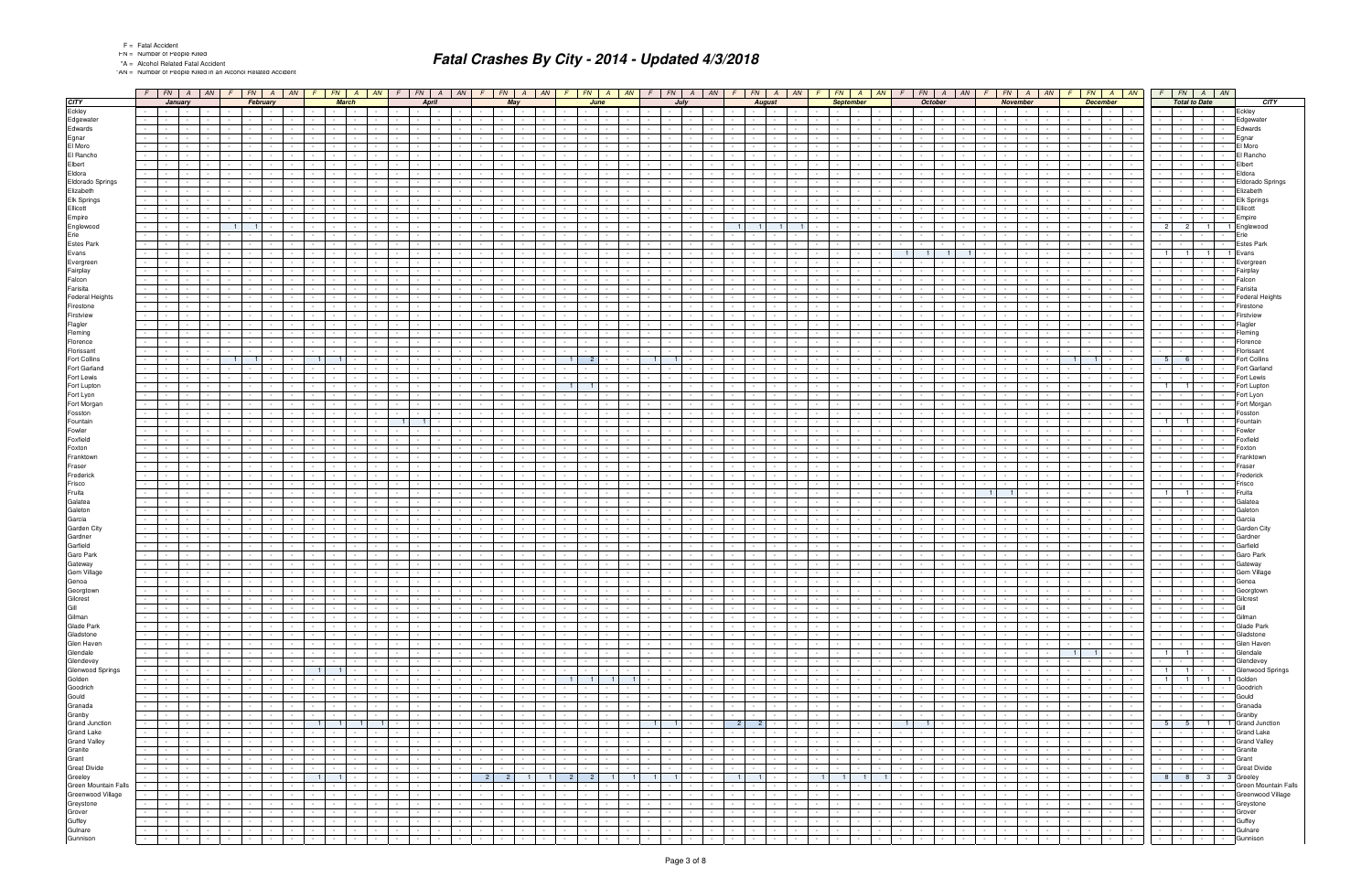F = Fatal Accident
FN = Number of People Killed
*A = Alcohol Related Fatal Accident
*AN = Number of People Killed in an Alcohol Related Accident

# Fatal Crashes By City - 2014 - Updated 4/3/2018

| | January | | | | February | | | | March | | | | April | | | | May | | | | June | | | | July | | | | August | | | | September | | | | October | | | | November | | | | December | | | | Total to Date | | | | |
|---|---|---|---|---|---|---|---|---|---|---|---|---|---|---|---|---|---|---|---|---|---|---|---|---|---|---|---|---|---|---|---|---|---|---|---|---|---|---|---|---|---|---|---|---|---|---|---|---|---|---|---|---|---|
| CITY | F | FN | A | AN | F | FN | A | AN | F | FN | A | AN | F | FN | A | AN | F | FN | A | AN | F | FN | A | AN | F | FN | A | AN | F | FN | A | AN | F | FN | A | AN | F | FN | A | AN | F | FN | A | AN | F | FN | A | AN | F | FN | A | AN | CITY |
| Eckley | - | - | - | - | - | - | - | - | - | - | - | - | - | - | - | - | - | - | - | - | - | - | - | - | - | - | - | - | - | - | - | - | - | - | - | - | - | - | - | - | - | - | - | - | - | - | - | - | - | - | - | - | Eckley |
| Edgewater | - | - | - | - | - | - | - | - | - | - | - | - | - | - | - | - | - | - | - | - | - | - | - | - | - | - | - | - | - | - | - | - | - | - | - | - | - | - | - | - | - | - | - | - | - | - | - | - | - | - | - | - | Edgewater |
| Edwards | - | - | - | - | - | - | - | - | - | - | - | - | - | - | - | - | - | - | - | - | - | - | - | - | - | - | - | - | - | - | - | - | - | - | - | - | - | - | - | - | - | - | - | - | - | - | - | - | - | - | - | - | Edwards |
| Egnar | - | - | - | - | - | - | - | - | - | - | - | - | - | - | - | - | - | - | - | - | - | - | - | - | - | - | - | - | - | - | - | - | - | - | - | - | - | - | - | - | - | - | - | - | - | - | - | - | - | - | - | - | Egnar |
| El Moro | - | - | - | - | - | - | - | - | - | - | - | - | - | - | - | - | - | - | - | - | - | - | - | - | - | - | - | - | - | - | - | - | - | - | - | - | - | - | - | - | - | - | - | - | - | - | - | - | - | - | - | - | El Moro |
| El Rancho | - | - | - | - | - | - | - | - | - | - | - | - | - | - | - | - | - | - | - | - | - | - | - | - | - | - | - | - | - | - | - | - | - | - | - | - | - | - | - | - | - | - | - | - | - | - | - | - | - | - | - | - | El Rancho |
| Elbert | - | - | - | - | - | - | - | - | - | - | - | - | - | - | - | - | - | - | - | - | - | - | - | - | - | - | - | - | - | - | - | - | - | - | - | - | - | - | - | - | - | - | - | - | - | - | - | - | - | - | - | - | Elbert |
| Eldora | - | - | - | - | - | - | - | - | - | - | - | - | - | - | - | - | - | - | - | - | - | - | - | - | - | - | - | - | - | - | - | - | - | - | - | - | - | - | - | - | - | - | - | - | - | - | - | - | - | - | - | - | Eldora |
| Eldorado Springs | - | - | - | - | - | - | - | - | - | - | - | - | - | - | - | - | - | - | - | - | - | - | - | - | - | - | - | - | - | - | - | - | - | - | - | - | - | - | - | - | - | - | - | - | - | - | - | - | - | - | - | - | Eldorado Springs |
| Elizabeth | - | - | - | - | - | - | - | - | - | - | - | - | - | - | - | - | - | - | - | - | - | - | - | - | - | - | - | - | - | - | - | - | - | - | - | - | - | - | - | - | - | - | - | - | - | - | - | - | - | - | - | - | Elizabeth |
| Elk Springs | - | - | - | - | - | - | - | - | - | - | - | - | - | - | - | - | - | - | - | - | - | - | - | - | - | - | - | - | - | - | - | - | - | - | - | - | - | - | - | - | - | - | - | - | - | - | - | - | - | - | - | - | Elk Springs |
| Ellicott | - | - | - | - | - | - | - | - | - | - | - | - | - | - | - | - | - | - | - | - | - | - | - | - | - | - | - | - | - | - | - | - | - | - | - | - | - | - | - | - | - | - | - | - | - | - | - | - | - | - | - | - | Ellicott |
| Empire | - | - | - | - | - | - | - | - | - | - | - | - | - | - | - | - | - | - | - | - | - | - | - | - | - | - | - | - | - | - | - | - | - | - | - | - | - | - | - | - | - | - | - | - | - | - | - | - | - | - | - | - | Empire |
| Englewood | - | - | - | - | 1 | 1 | - | - | - | - | - | - | - | - | - | - | - | - | - | - | - | - | - | - | - | - | - | - | 1 | 1 | 1 | 1 | - | - | - | - | - | - | - | - | - | - | - | - | - | - | - | - | 2 | 2 | 1 | 1 | Englewood |
| Erie | - | - | - | - | - | - | - | - | - | - | - | - | - | - | - | - | - | - | - | - | - | - | - | - | - | - | - | - | - | - | - | - | - | - | - | - | - | - | - | - | - | - | - | - | - | - | - | - | - | - | - | - | Erie |
| Estes Park | - | - | - | - | - | - | - | - | - | - | - | - | - | - | - | - | - | - | - | - | - | - | - | - | - | - | - | - | - | - | - | - | - | - | - | - | - | - | - | - | - | - | - | - | - | - | - | - | - | - | - | - | Estes Park |
| Evans | - | - | - | - | - | - | - | - | - | - | - | - | - | - | - | - | - | - | - | - | - | - | - | - | - | - | - | - | - | - | - | - | - | - | - | - | 1 | 1 | 1 | 1 | - | - | - | - | - | - | - | - | 1 | 1 | 1 | 1 | Evans |
| Evergreen | - | - | - | - | - | - | - | - | - | - | - | - | - | - | - | - | - | - | - | - | - | - | - | - | - | - | - | - | - | - | - | - | - | - | - | - | - | - | - | - | - | - | - | - | - | - | - | - | - | - | - | - | Evergreen |
| Fairplay | - | - | - | - | - | - | - | - | - | - | - | - | - | - | - | - | - | - | - | - | - | - | - | - | - | - | - | - | - | - | - | - | - | - | - | - | - | - | - | - | - | - | - | - | - | - | - | - | - | - | - | - | Fairplay |
| Falcon | - | - | - | - | - | - | - | - | - | - | - | - | - | - | - | - | - | - | - | - | - | - | - | - | - | - | - | - | - | - | - | - | - | - | - | - | - | - | - | - | - | - | - | - | - | - | - | - | - | - | - | - | Falcon |
| Farisita | - | - | - | - | - | - | - | - | - | - | - | - | - | - | - | - | - | - | - | - | - | - | - | - | - | - | - | - | - | - | - | - | - | - | - | - | - | - | - | - | - | - | - | - | - | - | - | - | - | - | - | - | Farisita |
| Federal Heights | - | - | - | - | - | - | - | - | - | - | - | - | - | - | - | - | - | - | - | - | - | - | - | - | - | - | - | - | - | - | - | - | - | - | - | - | - | - | - | - | - | - | - | - | - | - | - | - | - | - | - | - | Federal Heights |
| Firestone | - | - | - | - | - | - | - | - | - | - | - | - | - | - | - | - | - | - | - | - | - | - | - | - | - | - | - | - | - | - | - | - | - | - | - | - | - | - | - | - | - | - | - | - | - | - | - | - | - | - | - | - | Firestone |
| Firstview | - | - | - | - | - | - | - | - | - | - | - | - | - | - | - | - | - | - | - | - | - | - | - | - | - | - | - | - | - | - | - | - | - | - | - | - | - | - | - | - | - | - | - | - | - | - | - | - | - | - | - | - | Firstview |
| Flagler | - | - | - | - | - | - | - | - | - | - | - | - | - | - | - | - | - | - | - | - | - | - | - | - | - | - | - | - | - | - | - | - | - | - | - | - | - | - | - | - | - | - | - | - | - | - | - | - | - | - | - | - | Flagler |
| Fleming | - | - | - | - | - | - | - | - | - | - | - | - | - | - | - | - | - | - | - | - | - | - | - | - | - | - | - | - | - | - | - | - | - | - | - | - | - | - | - | - | - | - | - | - | - | - | - | - | - | - | - | - | Fleming |
| Florence | - | - | - | - | - | - | - | - | - | - | - | - | - | - | - | - | - | - | - | - | - | - | - | - | - | - | - | - | - | - | - | - | - | - | - | - | - | - | - | - | - | - | - | - | - | - | - | - | - | - | - | - | Florence |
| Florissant | - | - | - | - | - | - | - | - | - | - | - | - | - | - | - | - | - | - | - | - | - | - | - | - | - | - | - | - | - | - | - | - | - | - | - | - | - | - | - | - | - | - | - | - | - | - | - | - | - | - | - | - | Florissant |
| Fort Collins | - | - | - | - | 1 | 1 | - | - | 1 | 1 | - | - | - | - | - | - | - | - | - | - | 1 | 2 | - | - | 1 | 1 | - | - | - | - | - | - | - | - | - | - | - | - | - | - | - | - | - | - | 1 | 1 | - | - | 5 | 6 | - | - | Fort Collins |
| Fort Garland | - | - | - | - | - | - | - | - | - | - | - | - | - | - | - | - | - | - | - | - | - | - | - | - | - | - | - | - | - | - | - | - | - | - | - | - | - | - | - | - | - | - | - | - | - | - | - | - | - | - | - | - | Fort Garland |
| Fort Lewis | - | - | - | - | - | - | - | - | - | - | - | - | - | - | - | - | - | - | - | - | - | - | - | - | - | - | - | - | - | - | - | - | - | - | - | - | - | - | - | - | - | - | - | - | - | - | - | - | - | - | - | - | Fort Lewis |
| Fort Lupton | - | - | - | - | - | - | - | - | - | - | - | - | - | - | - | - | - | - | - | - | 1 | 1 | - | - | - | - | - | - | - | - | - | - | - | - | - | - | - | - | - | - | - | - | - | - | - | - | - | - | 1 | 1 | - | - | Fort Lupton |
| Fort Lyon | - | - | - | - | - | - | - | - | - | - | - | - | - | - | - | - | - | - | - | - | - | - | - | - | - | - | - | - | - | - | - | - | - | - | - | - | - | - | - | - | - | - | - | - | - | - | - | - | - | - | - | - | Fort Lyon |
| Fort Morgan | - | - | - | - | - | - | - | - | - | - | - | - | - | - | - | - | - | - | - | - | - | - | - | - | - | - | - | - | - | - | - | - | - | - | - | - | - | - | - | - | - | - | - | - | - | - | - | - | - | - | - | - | Fort Morgan |
| Fosston | - | - | - | - | - | - | - | - | - | - | - | - | - | - | - | - | - | - | - | - | - | - | - | - | - | - | - | - | - | - | - | - | - | - | - | - | - | - | - | - | - | - | - | - | - | - | - | - | - | - | - | - | Fosston |
| Fountain | - | - | - | - | - | - | - | - | - | - | - | - | 1 | 1 | - | - | - | - | - | - | - | - | - | - | - | - | - | - | - | - | - | - | - | - | - | - | - | - | - | - | - | - | - | - | - | - | - | - | 1 | 1 | - | - | Fountain |
| Fowler | - | - | - | - | - | - | - | - | - | - | - | - | - | - | - | - | - | - | - | - | - | - | - | - | - | - | - | - | - | - | - | - | - | - | - | - | - | - | - | - | - | - | - | - | - | - | - | - | - | - | - | - | Fowler |
| Foxfield | - | - | - | - | - | - | - | - | - | - | - | - | - | - | - | - | - | - | - | - | - | - | - | - | - | - | - | - | - | - | - | - | - | - | - | - | - | - | - | - | - | - | - | - | - | - | - | - | - | - | - | - | Foxfield |
| Foxton | - | - | - | - | - | - | - | - | - | - | - | - | - | - | - | - | - | - | - | - | - | - | - | - | - | - | - | - | - | - | - | - | - | - | - | - | - | - | - | - | - | - | - | - | - | - | - | - | - | - | - | - | Foxton |
| Franktown | - | - | - | - | - | - | - | - | - | - | - | - | - | - | - | - | - | - | - | - | - | - | - | - | - | - | - | - | - | - | - | - | - | - | - | - | - | - | - | - | - | - | - | - | - | - | - | - | - | - | - | - | Franktown |
| Fraser | - | - | - | - | - | - | - | - | - | - | - | - | - | - | - | - | - | - | - | - | - | - | - | - | - | - | - | - | - | - | - | - | - | - | - | - | - | - | - | - | - | - | - | - | - | - | - | - | - | - | - | - | Fraser |
| Frederick | - | - | - | - | - | - | - | - | - | - | - | - | - | - | - | - | - | - | - | - | - | - | - | - | - | - | - | - | - | - | - | - | - | - | - | - | - | - | - | - | - | - | - | - | - | - | - | - | - | - | - | - | Frederick |
| Frisco | - | - | - | - | - | - | - | - | - | - | - | - | - | - | - | - | - | - | - | - | - | - | - | - | - | - | - | - | - | - | - | - | - | - | - | - | - | - | - | - | - | - | - | - | - | - | - | - | - | - | - | - | Frisco |
| Fruita | - | - | - | - | - | - | - | - | - | - | - | - | - | - | - | - | - | - | - | - | - | - | - | - | - | - | - | - | - | - | - | - | - | - | - | - | - | - | - | - | 1 | 1 | - | - | - | - | - | - | 1 | 1 | - | - | Fruita |
| Galatea | - | - | - | - | - | - | - | - | - | - | - | - | - | - | - | - | - | - | - | - | - | - | - | - | - | - | - | - | - | - | - | - | - | - | - | - | - | - | - | - | - | - | - | - | - | - | - | - | - | - | - | - | Galatea |
| Galeton | - | - | - | - | - | - | - | - | - | - | - | - | - | - | - | - | - | - | - | - | - | - | - | - | - | - | - | - | - | - | - | - | - | - | - | - | - | - | - | - | - | - | - | - | - | - | - | - | - | - | - | - | Galeton |
| Garcia | - | - | - | - | - | - | - | - | - | - | - | - | - | - | - | - | - | - | - | - | - | - | - | - | - | - | - | - | - | - | - | - | - | - | - | - | - | - | - | - | - | - | - | - | - | - | - | - | - | - | - | - | Garcia |
| Garden City | - | - | - | - | - | - | - | - | - | - | - | - | - | - | - | - | - | - | - | - | - | - | - | - | - | - | - | - | - | - | - | - | - | - | - | - | - | - | - | - | - | - | - | - | - | - | - | - | - | - | - | - | Garden City |
| Gardner | - | - | - | - | - | - | - | - | - | - | - | - | - | - | - | - | - | - | - | - | - | - | - | - | - | - | - | - | - | - | - | - | - | - | - | - | - | - | - | - | - | - | - | - | - | - | - | - | - | - | - | - | Gardner |
| Garfield | - | - | - | - | - | - | - | - | - | - | - | - | - | - | - | - | - | - | - | - | - | - | - | - | - | - | - | - | - | - | - | - | - | - | - | - | - | - | - | - | - | - | - | - | - | - | - | - | - | - | - | - | Garfield |
| Garo Park | - | - | - | - | - | - | - | - | - | - | - | - | - | - | - | - | - | - | - | - | - | - | - | - | - | - | - | - | - | - | - | - | - | - | - | - | - | - | - | - | - | - | - | - | - | - | - | - | - | - | - | - | Garo Park |
| Gateway | - | - | - | - | - | - | - | - | - | - | - | - | - | - | - | - | - | - | - | - | - | - | - | - | - | - | - | - | - | - | - | - | - | - | - | - | - | - | - | - | - | - | - | - | - | - | - | - | - | - | - | - | Gateway |
| Gem Village | - | - | - | - | - | - | - | - | - | - | - | - | - | - | - | - | - | - | - | - | - | - | - | - | - | - | - | - | - | - | - | - | - | - | - | - | - | - | - | - | - | - | - | - | - | - | - | - | - | - | - | - | Gem Village |
| Genoa | - | - | - | - | - | - | - | - | - | - | - | - | - | - | - | - | - | - | - | - | - | - | - | - | - | - | - | - | - | - | - | - | - | - | - | - | - | - | - | - | - | - | - | - | - | - | - | - | - | - | - | - | Genoa |
| Georgtown | - | - | - | - | - | - | - | - | - | - | - | - | - | - | - | - | - | - | - | - | - | - | - | - | - | - | - | - | - | - | - | - | - | - | - | - | - | - | - | - | - | - | - | - | - | - | - | - | - | - | - | - | Georgtown |
| Gilcrest | - | - | - | - | - | - | - | - | - | - | - | - | - | - | - | - | - | - | - | - | - | - | - | - | - | - | - | - | - | - | - | - | - | - | - | - | - | - | - | - | - | - | - | - | - | - | - | - | - | - | - | - | Gilcrest |
| Gill | - | - | - | - | - | - | - | - | - | - | - | - | - | - | - | - | - | - | - | - | - | - | - | - | - | - | - | - | - | - | - | - | - | - | - | - | - | - | - | - | - | - | - | - | - | - | - | - | - | - | - | - | Gill |
| Gilman | - | - | - | - | - | - | - | - | - | - | - | - | - | - | - | - | - | - | - | - | - | - | - | - | - | - | - | - | - | - | - | - | - | - | - | - | - | - | - | - | - | - | - | - | - | - | - | - | - | - | - | - | Gilman |
| Glade Park | - | - | - | - | - | - | - | - | - | - | - | - | - | - | - | - | - | - | - | - | - | - | - | - | - | - | - | - | - | - | - | - | - | - | - | - | - | - | - | - | - | - | - | - | - | - | - | - | - | - | - | - | Glade Park |
| Gladstone | - | - | - | - | - | - | - | - | - | - | - | - | - | - | - | - | - | - | - | - | - | - | - | - | - | - | - | - | - | - | - | - | - | - | - | - | - | - | - | - | - | - | - | - | - | - | - | - | - | - | - | - | Gladstone |
| Glen Haven | - | - | - | - | - | - | - | - | - | - | - | - | - | - | - | - | - | - | - | - | - | - | - | - | - | - | - | - | - | - | - | - | - | - | - | - | - | - | - | - | - | - | - | - | - | - | - | - | - | - | - | - | Glen Haven |
| Glendale | - | - | - | - | - | - | - | - | - | - | - | - | - | - | - | - | - | - | - | - | - | - | - | - | - | - | - | - | - | - | - | - | - | - | - | - | - | - | - | - | - | - | - | - | 1 | 1 | - | - | 1 | 1 | - | - | Glendale |
| Glendevey | - | - | - | - | - | - | - | - | - | - | - | - | - | - | - | - | - | - | - | - | - | - | - | - | - | - | - | - | - | - | - | - | - | - | - | - | - | - | - | - | - | - | - | - | - | - | - | - | - | - | - | - | Glendevey |
| Glenwood Springs | - | - | - | - | - | - | - | - | 1 | 1 | - | - | - | - | - | - | - | - | - | - | - | - | - | - | - | - | - | - | - | - | - | - | - | - | - | - | - | - | - | - | - | - | - | - | - | - | - | - | 1 | 1 | - | - | Glenwood Springs |
| Golden | - | - | - | - | - | - | - | - | - | - | - | - | - | - | - | - | - | - | - | - | 1 | 1 | 1 | 1 | - | - | - | - | - | - | - | - | - | - | - | - | - | - | - | - | - | - | - | - | - | - | - | - | 1 | 1 | 1 | 1 | Golden |
| Goodrich | - | - | - | - | - | - | - | - | - | - | - | - | - | - | - | - | - | - | - | - | - | - | - | - | - | - | - | - | - | - | - | - | - | - | - | - | - | - | - | - | - | - | - | - | - | - | - | - | - | - | - | - | Goodrich |
| Gould | - | - | - | - | - | - | - | - | - | - | - | - | - | - | - | - | - | - | - | - | - | - | - | - | - | - | - | - | - | - | - | - | - | - | - | - | - | - | - | - | - | - | - | - | - | - | - | - | - | - | - | - | Gould |
| Granada | - | - | - | - | - | - | - | - | - | - | - | - | - | - | - | - | - | - | - | - | - | - | - | - | - | - | - | - | - | - | - | - | - | - | - | - | - | - | - | - | - | - | - | - | - | - | - | - | - | - | - | - | Granada |
| Granby | - | - | - | - | - | - | - | - | - | - | - | - | - | - | - | - | - | - | - | - | - | - | - | - | - | - | - | - | - | - | - | - | - | - | - | - | - | - | - | - | - | - | - | - | - | - | - | - | - | - | - | - | Granby |
| Grand Junction | - | - | - | - | - | - | - | - | 1 | 1 | 1 | 1 | - | - | - | - | - | - | - | - | - | - | - | - | 1 | 1 | - | - | 2 | 2 | - | - | - | - | - | - | 1 | 1 | - | - | - | - | - | - | - | - | - | - | 5 | 5 | 1 | 1 | Grand Junction |
| Grand Lake | - | - | - | - | - | - | - | - | - | - | - | - | - | - | - | - | - | - | - | - | - | - | - | - | - | - | - | - | - | - | - | - | - | - | - | - | - | - | - | - | - | - | - | - | - | - | - | - | - | - | - | - | Grand Lake |
| Grand Valley | - | - | - | - | - | - | - | - | - | - | - | - | - | - | - | - | - | - | - | - | - | - | - | - | - | - | - | - | - | - | - | - | - | - | - | - | - | - | - | - | - | - | - | - | - | - | - | - | - | - | - | - | Grand Valley |
| Granite | - | - | - | - | - | - | - | - | - | - | - | - | - | - | - | - | - | - | - | - | - | - | - | - | - | - | - | - | - | - | - | - | - | - | - | - | - | - | - | - | - | - | - | - | - | - | - | - | - | - | - | - | Granite |
| Grant | - | - | - | - | - | - | - | - | - | - | - | - | - | - | - | - | - | - | - | - | - | - | - | - | - | - | - | - | - | - | - | - | - | - | - | - | - | - | - | - | - | - | - | - | - | - | - | - | - | - | - | - | Grant |
| Great Divide | - | - | - | - | - | - | - | - | - | - | - | - | - | - | - | - | - | - | - | - | - | - | - | - | - | - | - | - | - | - | - | - | - | - | - | - | - | - | - | - | - | - | - | - | - | - | - | - | - | - | - | - | Great Divide |
| Greeley | - | - | - | - | - | - | - | - | 1 | 1 | - | - | - | - | - | - | 2 | 2 | 1 | 1 | 2 | 2 | 1 | 1 | 1 | 1 | - | - | 1 | 1 | - | - | 1 | 1 | 1 | 1 | - | - | - | - | - | - | - | - | - | - | - | - | 8 | 8 | 3 | 3 | Greeley |
| Green Mountain Falls | - | - | - | - | - | - | - | - | - | - | - | - | - | - | - | - | - | - | - | - | - | - | - | - | - | - | - | - | - | - | - | - | - | - | - | - | - | - | - | - | - | - | - | - | - | - | - | - | - | - | - | - | Green Mountain Falls |
| Greenwood Village | - | - | - | - | - | - | - | - | - | - | - | - | - | - | - | - | - | - | - | - | - | - | - | - | - | - | - | - | - | - | - | - | - | - | - | - | - | - | - | - | - | - | - | - | - | - | - | - | - | - | - | - | Greenwood Village |
| Greystone | - | - | - | - | - | - | - | - | - | - | - | - | - | - | - | - | - | - | - | - | - | - | - | - | - | - | - | - | - | - | - | - | - | - | - | - | - | - | - | - | - | - | - | - | - | - | - | - | - | - | - | - | Greystone |
| Grover | - | - | - | - | - | - | - | - | - | - | - | - | - | - | - | - | - | - | - | - | - | - | - | - | - | - | - | - | - | - | - | - | - | - | - | - | - | - | - | - | - | - | - | - | - | - | - | - | - | - | - | - | Grover |
| Guffey | - | - | - | - | - | - | - | - | - | - | - | - | - | - | - | - | - | - | - | - | - | - | - | - | - | - | - | - | - | - | - | - | - | - | - | - | - | - | - | - | - | - | - | - | - | - | - | - | - | - | - | - | Guffey |
| Gulnare | - | - | - | - | - | - | - | - | - | - | - | - | - | - | - | - | - | - | - | - | - | - | - | - | - | - | - | - | - | - | - | - | - | - | - | - | - | - | - | - | - | - | - | - | - | - | - | - | - | - | - | - | Gulnare |
| Gunnison | - | - | - | - | - | - | - | - | - | - | - | - | - | - | - | - | - | - | - | - | - | - | - | - | - | - | - | - | - | - | - | - | - | - | - | - | - | - | - | - | - | - | - | - | - | - | - | - | - | - | - | - | Gunnison |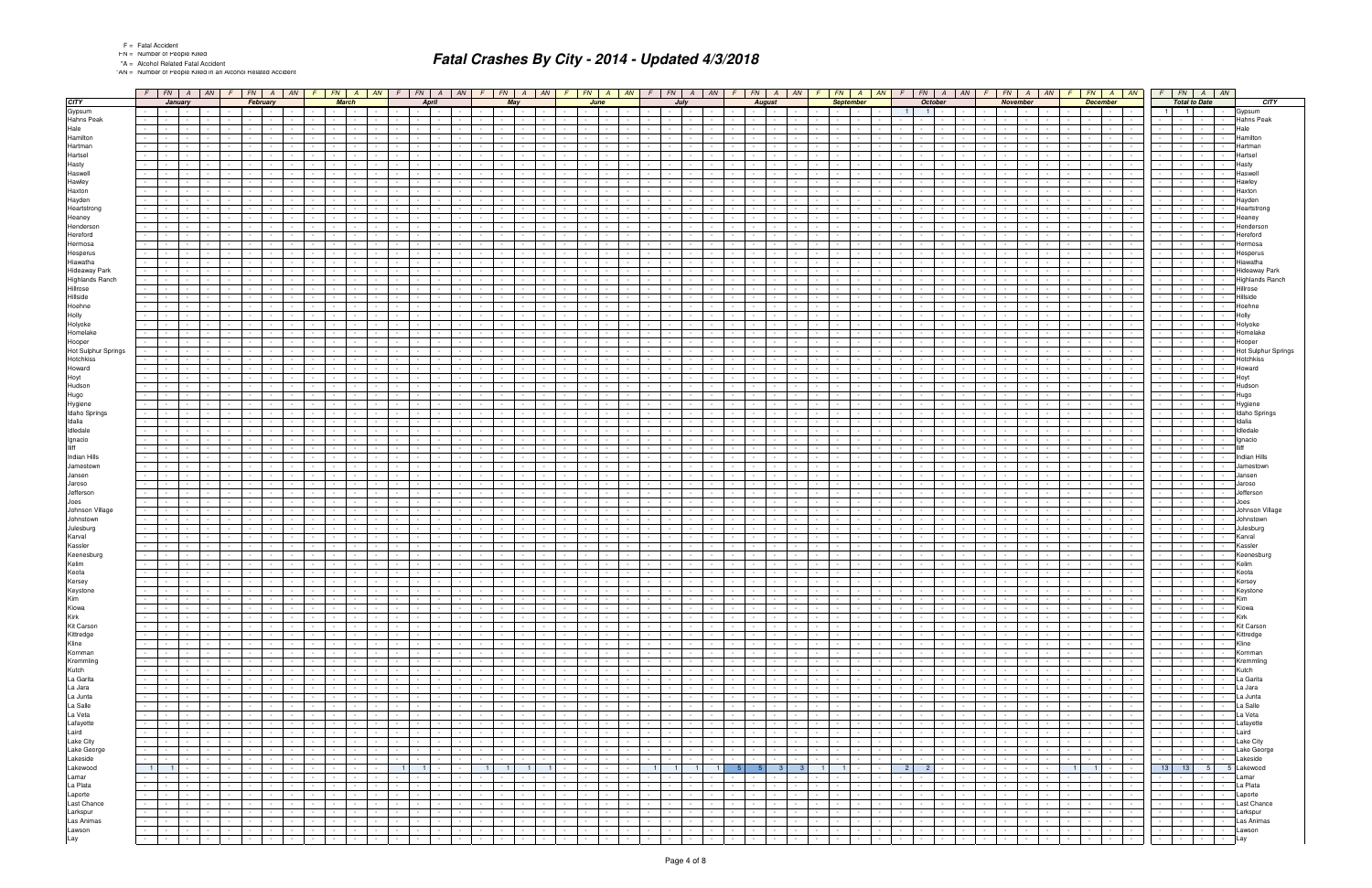F = Fatal Accident
FN = Number of People Killed
*A = Alcohol Related Fatal Accident
*AN = Number of People Killed in an Alcohol Related Accident

# Fatal Crashes By City - 2014 - Updated 4/3/2018

| CITY | January | | | | February | | | | March | | | | April | | | | May | | | | June | | | | July | | | | August | | | | September | | | | October | | | | November | | | | December | | | | Total to Date | | | | CITY |
|---|---|---|---|---|---|---|---|---|---|---|---|---|---|---|---|---|---|---|---|---|---|---|---|---|---|---|---|---|---|---|---|---|---|---|---|---|---|---|---|---|---|---|---|---|---|---|---|---|---|---|---|---|---|
| | F | FN | A | AN | F | FN | A | AN | F | FN | A | AN | F | FN | A | AN | F | FN | A | AN | F | FN | A | AN | F | FN | A | AN | F | FN | A | AN | F | FN | A | AN | F | FN | A | AN | F | FN | A | AN | F | FN | A | AN | F | FN | A | AN | |
| Gypsum | - | - | - | - | - | - | - | - | - | - | - | - | - | - | - | - | - | - | - | - | - | - | - | - | - | - | - | - | - | - | - | - | - | - | - | - | 1 | 1 | - | - | - | - | - | - | - | - | - | - | 1 | 1 | - | - | Gypsum |
| Hahns Peak | - | - | - | - | - | - | - | - | - | - | - | - | - | - | - | - | - | - | - | - | - | - | - | - | - | - | - | - | - | - | - | - | - | - | - | - | - | - | - | - | - | - | - | - | - | - | - | - | - | - | - | - | Hahns Peak |
| Hale | - | - | - | - | - | - | - | - | - | - | - | - | - | - | - | - | - | - | - | - | - | - | - | - | - | - | - | - | - | - | - | - | - | - | - | - | - | - | - | - | - | - | - | - | - | - | - | - | - | - | - | - | Hale |
| Hamilton | - | - | - | - | - | - | - | - | - | - | - | - | - | - | - | - | - | - | - | - | - | - | - | - | - | - | - | - | - | - | - | - | - | - | - | - | - | - | - | - | - | - | - | - | - | - | - | - | - | - | - | - | Hamilton |
| Hartman | - | - | - | - | - | - | - | - | - | - | - | - | - | - | - | - | - | - | - | - | - | - | - | - | - | - | - | - | - | - | - | - | - | - | - | - | - | - | - | - | - | - | - | - | - | - | - | - | - | - | - | - | Hartman |
| Hartsel | - | - | - | - | - | - | - | - | - | - | - | - | - | - | - | - | - | - | - | - | - | - | - | - | - | - | - | - | - | - | - | - | - | - | - | - | - | - | - | - | - | - | - | - | - | - | - | - | - | - | - | - | Hartsel |
| Hasty | - | - | - | - | - | - | - | - | - | - | - | - | - | - | - | - | - | - | - | - | - | - | - | - | - | - | - | - | - | - | - | - | - | - | - | - | - | - | - | - | - | - | - | - | - | - | - | - | - | - | - | - | Hasty |
| Haswell | - | - | - | - | - | - | - | - | - | - | - | - | - | - | - | - | - | - | - | - | - | - | - | - | - | - | - | - | - | - | - | - | - | - | - | - | - | - | - | - | - | - | - | - | - | - | - | - | - | - | - | - | Haswell |
| Hawley | - | - | - | - | - | - | - | - | - | - | - | - | - | - | - | - | - | - | - | - | - | - | - | - | - | - | - | - | - | - | - | - | - | - | - | - | - | - | - | - | - | - | - | - | - | - | - | - | - | - | - | - | Hawley |
| Haxton | - | - | - | - | - | - | - | - | - | - | - | - | - | - | - | - | - | - | - | - | - | - | - | - | - | - | - | - | - | - | - | - | - | - | - | - | - | - | - | - | - | - | - | - | - | - | - | - | - | - | - | - | Haxton |
| Hayden | - | - | - | - | - | - | - | - | - | - | - | - | - | - | - | - | - | - | - | - | - | - | - | - | - | - | - | - | - | - | - | - | - | - | - | - | - | - | - | - | - | - | - | - | - | - | - | - | - | - | - | - | Hayden |
| Heartstrong | - | - | - | - | - | - | - | - | - | - | - | - | - | - | - | - | - | - | - | - | - | - | - | - | - | - | - | - | - | - | - | - | - | - | - | - | - | - | - | - | - | - | - | - | - | - | - | - | - | - | - | - | Heartstrong |
| Heaney | - | - | - | - | - | - | - | - | - | - | - | - | - | - | - | - | - | - | - | - | - | - | - | - | - | - | - | - | - | - | - | - | - | - | - | - | - | - | - | - | - | - | - | - | - | - | - | - | - | - | - | - | Heaney |
| Henderson | - | - | - | - | - | - | - | - | - | - | - | - | - | - | - | - | - | - | - | - | - | - | - | - | - | - | - | - | - | - | - | - | - | - | - | - | - | - | - | - | - | - | - | - | - | - | - | - | - | - | - | - | Henderson |
| Hereford | - | - | - | - | - | - | - | - | - | - | - | - | - | - | - | - | - | - | - | - | - | - | - | - | - | - | - | - | - | - | - | - | - | - | - | - | - | - | - | - | - | - | - | - | - | - | - | - | - | - | - | - | Hereford |
| Hermosa | - | - | - | - | - | - | - | - | - | - | - | - | - | - | - | - | - | - | - | - | - | - | - | - | - | - | - | - | - | - | - | - | - | - | - | - | - | - | - | - | - | - | - | - | - | - | - | - | - | - | - | - | Hermosa |
| Hesperus | - | - | - | - | - | - | - | - | - | - | - | - | - | - | - | - | - | - | - | - | - | - | - | - | - | - | - | - | - | - | - | - | - | - | - | - | - | - | - | - | - | - | - | - | - | - | - | - | - | - | - | - | Hesperus |
| Hiawatha | - | - | - | - | - | - | - | - | - | - | - | - | - | - | - | - | - | - | - | - | - | - | - | - | - | - | - | - | - | - | - | - | - | - | - | - | - | - | - | - | - | - | - | - | - | - | - | - | - | - | - | - | Hiawatha |
| Hideaway Park | - | - | - | - | - | - | - | - | - | - | - | - | - | - | - | - | - | - | - | - | - | - | - | - | - | - | - | - | - | - | - | - | - | - | - | - | - | - | - | - | - | - | - | - | - | - | - | - | - | - | - | - | Hideaway Park |
| Highlands Ranch | - | - | - | - | - | - | - | - | - | - | - | - | - | - | - | - | - | - | - | - | - | - | - | - | - | - | - | - | - | - | - | - | - | - | - | - | - | - | - | - | - | - | - | - | - | - | - | - | - | - | - | - | Highlands Ranch |
| Hillrose | - | - | - | - | - | - | - | - | - | - | - | - | - | - | - | - | - | - | - | - | - | - | - | - | - | - | - | - | - | - | - | - | - | - | - | - | - | - | - | - | - | - | - | - | - | - | - | - | - | - | - | - | Hillrose |
| Hillside | - | - | - | - | - | - | - | - | - | - | - | - | - | - | - | - | - | - | - | - | - | - | - | - | - | - | - | - | - | - | - | - | - | - | - | - | - | - | - | - | - | - | - | - | - | - | - | - | - | - | - | - | Hillside |
| Hoehne | - | - | - | - | - | - | - | - | - | - | - | - | - | - | - | - | - | - | - | - | - | - | - | - | - | - | - | - | - | - | - | - | - | - | - | - | - | - | - | - | - | - | - | - | - | - | - | - | - | - | - | - | Hoehne |
| Holly | - | - | - | - | - | - | - | - | - | - | - | - | - | - | - | - | - | - | - | - | - | - | - | - | - | - | - | - | - | - | - | - | - | - | - | - | - | - | - | - | - | - | - | - | - | - | - | - | - | - | - | - | Holly |
| Holyoke | - | - | - | - | - | - | - | - | - | - | - | - | - | - | - | - | - | - | - | - | - | - | - | - | - | - | - | - | - | - | - | - | - | - | - | - | - | - | - | - | - | - | - | - | - | - | - | - | - | - | - | - | Holyoke |
| Homelake | - | - | - | - | - | - | - | - | - | - | - | - | - | - | - | - | - | - | - | - | - | - | - | - | - | - | - | - | - | - | - | - | - | - | - | - | - | - | - | - | - | - | - | - | - | - | - | - | - | - | - | - | Homelake |
| Hooper | - | - | - | - | - | - | - | - | - | - | - | - | - | - | - | - | - | - | - | - | - | - | - | - | - | - | - | - | - | - | - | - | - | - | - | - | - | - | - | - | - | - | - | - | - | - | - | - | - | - | - | - | Hooper |
| Hot Sulphur Springs | - | - | - | - | - | - | - | - | - | - | - | - | - | - | - | - | - | - | - | - | - | - | - | - | - | - | - | - | - | - | - | - | - | - | - | - | - | - | - | - | - | - | - | - | - | - | - | - | - | - | - | - | Hot Sulphur Springs |
| Hotchkiss | - | - | - | - | - | - | - | - | - | - | - | - | - | - | - | - | - | - | - | - | - | - | - | - | - | - | - | - | - | - | - | - | - | - | - | - | - | - | - | - | - | - | - | - | - | - | - | - | - | - | - | - | Hotchkiss |
| Howard | - | - | - | - | - | - | - | - | - | - | - | - | - | - | - | - | - | - | - | - | - | - | - | - | - | - | - | - | - | - | - | - | - | - | - | - | - | - | - | - | - | - | - | - | - | - | - | - | - | - | - | - | Howard |
| Hoyt | - | - | - | - | - | - | - | - | - | - | - | - | - | - | - | - | - | - | - | - | - | - | - | - | - | - | - | - | - | - | - | - | - | - | - | - | - | - | - | - | - | - | - | - | - | - | - | - | - | - | - | - | Hoyt |
| Hudson | - | - | - | - | - | - | - | - | - | - | - | - | - | - | - | - | - | - | - | - | - | - | - | - | - | - | - | - | - | - | - | - | - | - | - | - | - | - | - | - | - | - | - | - | - | - | - | - | - | - | - | - | Hudson |
| Hugo | - | - | - | - | - | - | - | - | - | - | - | - | - | - | - | - | - | - | - | - | - | - | - | - | - | - | - | - | - | - | - | - | - | - | - | - | - | - | - | - | - | - | - | - | - | - | - | - | - | - | - | - | Hugo |
| Hygiene | - | - | - | - | - | - | - | - | - | - | - | - | - | - | - | - | - | - | - | - | - | - | - | - | - | - | - | - | - | - | - | - | - | - | - | - | - | - | - | - | - | - | - | - | - | - | - | - | - | - | - | - | Hygiene |
| Idaho Springs | - | - | - | - | - | - | - | - | - | - | - | - | - | - | - | - | - | - | - | - | - | - | - | - | - | - | - | - | - | - | - | - | - | - | - | - | - | - | - | - | - | - | - | - | - | - | - | - | - | - | - | - | Idaho Springs |
| Idalia | - | - | - | - | - | - | - | - | - | - | - | - | - | - | - | - | - | - | - | - | - | - | - | - | - | - | - | - | - | - | - | - | - | - | - | - | - | - | - | - | - | - | - | - | - | - | - | - | - | - | - | - | Idalia |
| Idledale | - | - | - | - | - | - | - | - | - | - | - | - | - | - | - | - | - | - | - | - | - | - | - | - | - | - | - | - | - | - | - | - | - | - | - | - | - | - | - | - | - | - | - | - | - | - | - | - | - | - | - | - | Idledale |
| Ignacio | - | - | - | - | - | - | - | - | - | - | - | - | - | - | - | - | - | - | - | - | - | - | - | - | - | - | - | - | - | - | - | - | - | - | - | - | - | - | - | - | - | - | - | - | - | - | - | - | - | - | - | - | Ignacio |
| Iliff | - | - | - | - | - | - | - | - | - | - | - | - | - | - | - | - | - | - | - | - | - | - | - | - | - | - | - | - | - | - | - | - | - | - | - | - | - | - | - | - | - | - | - | - | - | - | - | - | - | - | - | - | Iliff |
| Indian Hills | - | - | - | - | - | - | - | - | - | - | - | - | - | - | - | - | - | - | - | - | - | - | - | - | - | - | - | - | - | - | - | - | - | - | - | - | - | - | - | - | - | - | - | - | - | - | - | - | - | - | - | - | Indian Hills |
| Jamestown | - | - | - | - | - | - | - | - | - | - | - | - | - | - | - | - | - | - | - | - | - | - | - | - | - | - | - | - | - | - | - | - | - | - | - | - | - | - | - | - | - | - | - | - | - | - | - | - | - | - | - | - | Jamestown |
| Jansen | - | - | - | - | - | - | - | - | - | - | - | - | - | - | - | - | - | - | - | - | - | - | - | - | - | - | - | - | - | - | - | - | - | - | - | - | - | - | - | - | - | - | - | - | - | - | - | - | - | - | - | - | Jansen |
| Jaroso | - | - | - | - | - | - | - | - | - | - | - | - | - | - | - | - | - | - | - | - | - | - | - | - | - | - | - | - | - | - | - | - | - | - | - | - | - | - | - | - | - | - | - | - | - | - | - | - | - | - | - | - | Jaroso |
| Jefferson | - | - | - | - | - | - | - | - | - | - | - | - | - | - | - | - | - | - | - | - | - | - | - | - | - | - | - | - | - | - | - | - | - | - | - | - | - | - | - | - | - | - | - | - | - | - | - | - | - | - | - | - | Jefferson |
| Joes | - | - | - | - | - | - | - | - | - | - | - | - | - | - | - | - | - | - | - | - | - | - | - | - | - | - | - | - | - | - | - | - | - | - | - | - | - | - | - | - | - | - | - | - | - | - | - | - | - | - | - | - | Joes |
| Johnson Village | - | - | - | - | - | - | - | - | - | - | - | - | - | - | - | - | - | - | - | - | - | - | - | - | - | - | - | - | - | - | - | - | - | - | - | - | - | - | - | - | - | - | - | - | - | - | - | - | - | - | - | - | Johnson Village |
| Johnstown | - | - | - | - | - | - | - | - | - | - | - | - | - | - | - | - | - | - | - | - | - | - | - | - | - | - | - | - | - | - | - | - | - | - | - | - | - | - | - | - | - | - | - | - | - | - | - | - | - | - | - | - | Johnstown |
| Julesburg | - | - | - | - | - | - | - | - | - | - | - | - | - | - | - | - | - | - | - | - | - | - | - | - | - | - | - | - | - | - | - | - | - | - | - | - | - | - | - | - | - | - | - | - | - | - | - | - | - | - | - | - | Julesburg |
| Karval | - | - | - | - | - | - | - | - | - | - | - | - | - | - | - | - | - | - | - | - | - | - | - | - | - | - | - | - | - | - | - | - | - | - | - | - | - | - | - | - | - | - | - | - | - | - | - | - | - | - | - | - | Karval |
| Kassler | - | - | - | - | - | - | - | - | - | - | - | - | - | - | - | - | - | - | - | - | - | - | - | - | - | - | - | - | - | - | - | - | - | - | - | - | - | - | - | - | - | - | - | - | - | - | - | - | - | - | - | - | Kassler |
| Keenesburg | - | - | - | - | - | - | - | - | - | - | - | - | - | - | - | - | - | - | - | - | - | - | - | - | - | - | - | - | - | - | - | - | - | - | - | - | - | - | - | - | - | - | - | - | - | - | - | - | - | - | - | - | Keenesburg |
| Kelim | - | - | - | - | - | - | - | - | - | - | - | - | - | - | - | - | - | - | - | - | - | - | - | - | - | - | - | - | - | - | - | - | - | - | - | - | - | - | - | - | - | - | - | - | - | - | - | - | - | - | - | - | Kelim |
| Keota | - | - | - | - | - | - | - | - | - | - | - | - | - | - | - | - | - | - | - | - | - | - | - | - | - | - | - | - | - | - | - | - | - | - | - | - | - | - | - | - | - | - | - | - | - | - | - | - | - | - | - | - | Keota |
| Kersey | - | - | - | - | - | - | - | - | - | - | - | - | - | - | - | - | - | - | - | - | - | - | - | - | - | - | - | - | - | - | - | - | - | - | - | - | - | - | - | - | - | - | - | - | - | - | - | - | - | - | - | - | Kersey |
| Keystone | - | - | - | - | - | - | - | - | - | - | - | - | - | - | - | - | - | - | - | - | - | - | - | - | - | - | - | - | - | - | - | - | - | - | - | - | - | - | - | - | - | - | - | - | - | - | - | - | - | - | - | - | Keystone |
| Kim | - | - | - | - | - | - | - | - | - | - | - | - | - | - | - | - | - | - | - | - | - | - | - | - | - | - | - | - | - | - | - | - | - | - | - | - | - | - | - | - | - | - | - | - | - | - | - | - | - | - | - | - | Kim |
| Kiowa | - | - | - | - | - | - | - | - | - | - | - | - | - | - | - | - | - | - | - | - | - | - | - | - | - | - | - | - | - | - | - | - | - | - | - | - | - | - | - | - | - | - | - | - | - | - | - | - | - | - | - | - | Kiowa |
| Kirk | - | - | - | - | - | - | - | - | - | - | - | - | - | - | - | - | - | - | - | - | - | - | - | - | - | - | - | - | - | - | - | - | - | - | - | - | - | - | - | - | - | - | - | - | - | - | - | - | - | - | - | - | Kirk |
| Kit Carson | - | - | - | - | - | - | - | - | - | - | - | - | - | - | - | - | - | - | - | - | - | - | - | - | - | - | - | - | - | - | - | - | - | - | - | - | - | - | - | - | - | - | - | - | - | - | - | - | - | - | - | - | Kit Carson |
| Kittredge | - | - | - | - | - | - | - | - | - | - | - | - | - | - | - | - | - | - | - | - | - | - | - | - | - | - | - | - | - | - | - | - | - | - | - | - | - | - | - | - | - | - | - | - | - | - | - | - | - | - | - | - | Kittredge |
| Kline | - | - | - | - | - | - | - | - | - | - | - | - | - | - | - | - | - | - | - | - | - | - | - | - | - | - | - | - | - | - | - | - | - | - | - | - | - | - | - | - | - | - | - | - | - | - | - | - | - | - | - | - | Kline |
| Kornman | - | - | - | - | - | - | - | - | - | - | - | - | - | - | - | - | - | - | - | - | - | - | - | - | - | - | - | - | - | - | - | - | - | - | - | - | - | - | - | - | - | - | - | - | - | - | - | - | - | - | - | - | Kornman |
| Kremmling | - | - | - | - | - | - | - | - | - | - | - | - | - | - | - | - | - | - | - | - | - | - | - | - | - | - | - | - | - | - | - | - | - | - | - | - | - | - | - | - | - | - | - | - | - | - | - | - | - | - | - | - | Kremmling |
| Kutch | - | - | - | - | - | - | - | - | - | - | - | - | - | - | - | - | - | - | - | - | - | - | - | - | - | - | - | - | - | - | - | - | - | - | - | - | - | - | - | - | - | - | - | - | - | - | - | - | - | - | - | - | Kutch |
| La Garita | - | - | - | - | - | - | - | - | - | - | - | - | - | - | - | - | - | - | - | - | - | - | - | - | - | - | - | - | - | - | - | - | - | - | - | - | - | - | - | - | - | - | - | - | - | - | - | - | - | - | - | - | La Garita |
| La Jara | - | - | - | - | - | - | - | - | - | - | - | - | - | - | - | - | - | - | - | - | - | - | - | - | - | - | - | - | - | - | - | - | - | - | - | - | - | - | - | - | - | - | - | - | - | - | - | - | - | - | - | - | La Jara |
| La Junta | - | - | - | - | - | - | - | - | - | - | - | - | - | - | - | - | - | - | - | - | - | - | - | - | - | - | - | - | - | - | - | - | - | - | - | - | - | - | - | - | - | - | - | - | - | - | - | - | - | - | - | - | La Junta |
| La Salle | - | - | - | - | - | - | - | - | - | - | - | - | - | - | - | - | - | - | - | - | - | - | - | - | - | - | - | - | - | - | - | - | - | - | - | - | - | - | - | - | - | - | - | - | - | - | - | - | - | - | - | - | La Salle |
| La Veta | - | - | - | - | - | - | - | - | - | - | - | - | - | - | - | - | - | - | - | - | - | - | - | - | - | - | - | - | - | - | - | - | - | - | - | - | - | - | - | - | - | - | - | - | - | - | - | - | - | - | - | - | La Veta |
| Lafayette | - | - | - | - | - | - | - | - | - | - | - | - | - | - | - | - | - | - | - | - | - | - | - | - | - | - | - | - | - | - | - | - | - | - | - | - | - | - | - | - | - | - | - | - | - | - | - | - | - | - | - | - | Lafayette |
| Laird | - | - | - | - | - | - | - | - | - | - | - | - | - | - | - | - | - | - | - | - | - | - | - | - | - | - | - | - | - | - | - | - | - | - | - | - | - | - | - | - | - | - | - | - | - | - | - | - | - | - | - | - | Laird |
| Lake City | - | - | - | - | - | - | - | - | - | - | - | - | - | - | - | - | - | - | - | - | - | - | - | - | - | - | - | - | - | - | - | - | - | - | - | - | - | - | - | - | - | - | - | - | - | - | - | - | - | - | - | - | Lake City |
| Lake George | - | - | - | - | - | - | - | - | - | - | - | - | - | - | - | - | - | - | - | - | - | - | - | - | - | - | - | - | - | - | - | - | - | - | - | - | - | - | - | - | - | - | - | - | - | - | - | - | - | - | - | - | Lake George |
| Lakeside | - | - | - | - | - | - | - | - | - | - | - | - | - | - | - | - | - | - | - | - | - | - | - | - | - | - | - | - | - | - | - | - | - | - | - | - | - | - | - | - | - | - | - | - | - | - | - | - | - | - | - | - | Lakeside |
| Lakewood | 1 | 1 | - | - | - | - | - | - | - | - | - | - | 1 | 1 | - | - | 1 | 1 | 1 | 1 | - | - | - | - | 1 | 1 | 1 | 1 | 5 | 5 | 3 | 3 | 1 | 1 | - | - | 2 | 2 | - | - | - | - | - | - | 1 | 1 | - | - | 13 | 13 | 5 | 5 | Lakewood |
| Lamar | - | - | - | - | - | - | - | - | - | - | - | - | - | - | - | - | - | - | - | - | - | - | - | - | - | - | - | - | - | - | - | - | - | - | - | - | - | - | - | - | - | - | - | - | - | - | - | - | - | - | - | - | Lamar |
| La Plata | - | - | - | - | - | - | - | - | - | - | - | - | - | - | - | - | - | - | - | - | - | - | - | - | - | - | - | - | - | - | - | - | - | - | - | - | - | - | - | - | - | - | - | - | - | - | - | - | - | - | - | - | La Plata |
| Laporte | - | - | - | - | - | - | - | - | - | - | - | - | - | - | - | - | - | - | - | - | - | - | - | - | - | - | - | - | - | - | - | - | - | - | - | - | - | - | - | - | - | - | - | - | - | - | - | - | - | - | - | - | Laporte |
| Last Chance | - | - | - | - | - | - | - | - | - | - | - | - | - | - | - | - | - | - | - | - | - | - | - | - | - | - | - | - | - | - | - | - | - | - | - | - | - | - | - | - | - | - | - | - | - | - | - | - | - | - | - | - | Last Chance |
| Larkspur | - | - | - | - | - | - | - | - | - | - | - | - | - | - | - | - | - | - | - | - | - | - | - | - | - | - | - | - | - | - | - | - | - | - | - | - | - | - | - | - | - | - | - | - | - | - | - | - | - | - | - | - | Larkspur |
| Las Animas | - | - | - | - | - | - | - | - | - | - | - | - | - | - | - | - | - | - | - | - | - | - | - | - | - | - | - | - | - | - | - | - | - | - | - | - | - | - | - | - | - | - | - | - | - | - | - | - | - | - | - | - | Las Animas |
| Lawson | - | - | - | - | - | - | - | - | - | - | - | - | - | - | - | - | - | - | - | - | - | - | - | - | - | - | - | - | - | - | - | - | - | - | - | - | - | - | - | - | - | - | - | - | - | - | - | - | - | - | - | - | Lawson |
| Lay | - | - | - | - | - | - | - | - | - | - | - | - | - | - | - | - | - | - | - | - | - | - | - | - | - | - | - | - | - | - | - | - | - | - | - | - | - | - | - | - | - | - | - | - | - | - | - | - | - | - | - | - | Lay |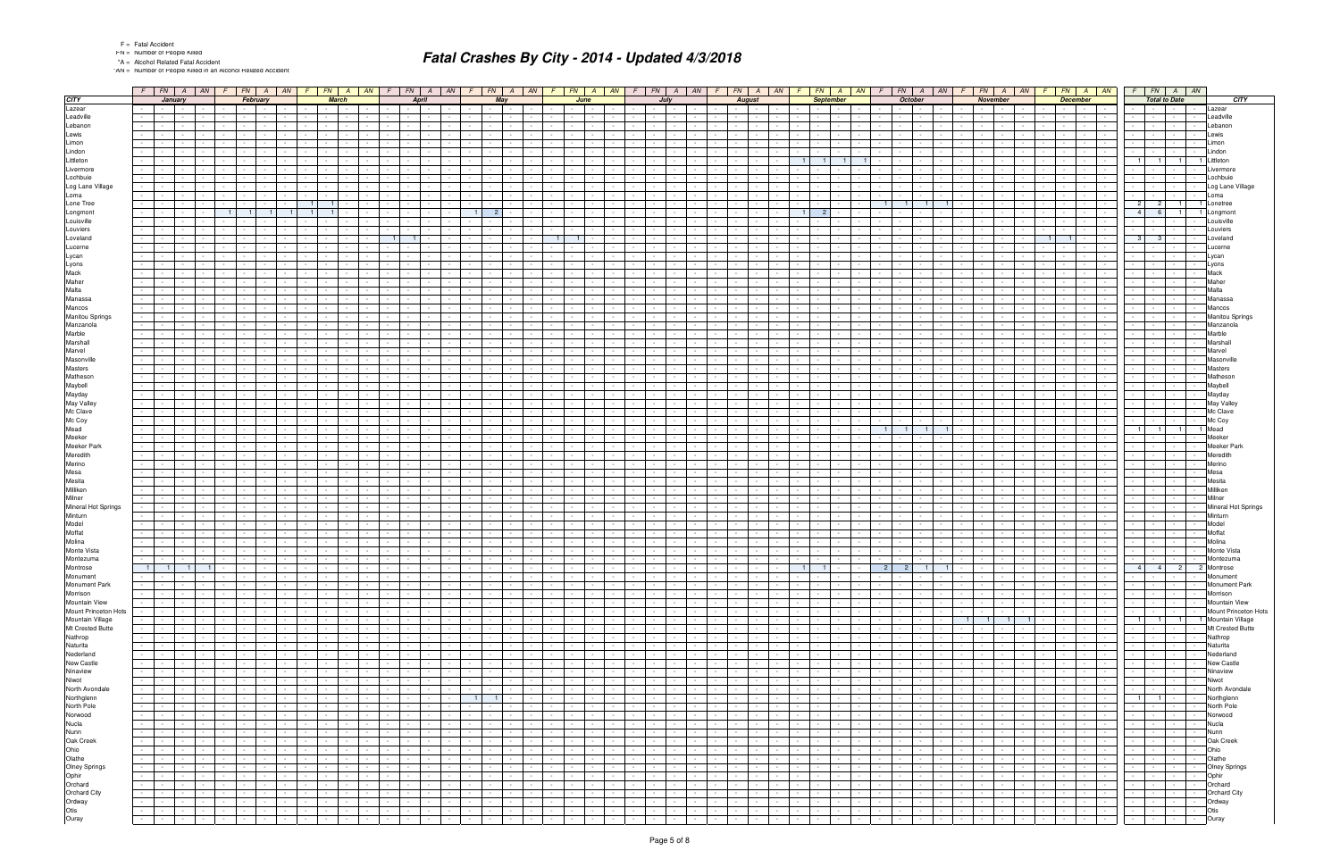# Fatal Crashes By City - 2014 - Updated 4/3/2018

F = Fatal Accident
FN = Number of People Killed
*A = Alcohol Related Fatal Accident
*AN = Number of People Killed in an Alcohol Related Accident

| CITY | January | | | | February | | | | March | | | | April | | | | May | | | | June | | | | July | | | | August | | | | September | | | | October | | | | November | | | | December | | | | Total to Date | | | | CITY |
|---|---|---|---|---|---|---|---|---|---|---|---|---|---|---|---|---|---|---|---|---|---|---|---|---|---|---|---|---|---|---|---|---|---|---|---|---|---|---|---|---|---|---|---|---|---|---|---|---|---|---|---|---|---|
| | F | FN | A | AN | F | FN | A | AN | F | FN | A | AN | F | FN | A | AN | F | FN | A | AN | F | FN | A | AN | F | FN | A | AN | F | FN | A | AN | F | FN | A | AN | F | FN | A | AN | F | FN | A | AN | F | FN | A | AN | F | FN | A | AN | |
| Lazear | - | - | - | - | - | - | - | - | - | - | - | - | - | - | - | - | - | - | - | - | - | - | - | - | - | - | - | - | - | - | - | - | - | - | - | - | - | - | - | - | - | - | - | - | - | - | - | - | - | - | - | - | Lazear |
| Leadville | - | - | - | - | - | - | - | - | - | - | - | - | - | - | - | - | - | - | - | - | - | - | - | - | - | - | - | - | - | - | - | - | - | - | - | - | - | - | - | - | - | - | - | - | - | - | - | - | - | - | - | - | Leadville |
| Lebanon | - | - | - | - | - | - | - | - | - | - | - | - | - | - | - | - | - | - | - | - | - | - | - | - | - | - | - | - | - | - | - | - | - | - | - | - | - | - | - | - | - | - | - | - | - | - | - | - | - | - | - | - | Lebanon |
| Lewis | - | - | - | - | - | - | - | - | - | - | - | - | - | - | - | - | - | - | - | - | - | - | - | - | - | - | - | - | - | - | - | - | - | - | - | - | - | - | - | - | - | - | - | - | - | - | - | - | - | - | - | - | Lewis |
| Limon | - | - | - | - | - | - | - | - | - | - | - | - | - | - | - | - | - | - | - | - | - | - | - | - | - | - | - | - | - | - | - | - | - | - | - | - | - | - | - | - | - | - | - | - | - | - | - | - | - | - | - | - | Limon |
| Lindon | - | - | - | - | - | - | - | - | - | - | - | - | - | - | - | - | - | - | - | - | - | - | - | - | - | - | - | - | - | - | - | - | - | - | - | - | - | - | - | - | - | - | - | - | - | - | - | - | - | - | - | - | Lindon |
| Littleton | - | - | - | - | - | - | - | - | - | - | - | - | - | - | - | - | - | - | - | - | - | - | - | - | - | - | - | - | - | - | - | - | 1 | 1 | 1 | 1 | - | - | - | - | - | - | - | - | - | - | - | - | 1 | 1 | 1 | 1 | Littleton |
| Livermore | - | - | - | - | - | - | - | - | - | - | - | - | - | - | - | - | - | - | - | - | - | - | - | - | - | - | - | - | - | - | - | - | - | - | - | - | - | - | - | - | - | - | - | - | - | - | - | - | - | - | - | - | Livermore |
| Lochbuie | - | - | - | - | - | - | - | - | - | - | - | - | - | - | - | - | - | - | - | - | - | - | - | - | - | - | - | - | - | - | - | - | - | - | - | - | - | - | - | - | - | - | - | - | - | - | - | - | - | - | - | - | Lochbuie |
| Log Lane Village | - | - | - | - | - | - | - | - | - | - | - | - | - | - | - | - | - | - | - | - | - | - | - | - | - | - | - | - | - | - | - | - | - | - | - | - | - | - | - | - | - | - | - | - | - | - | - | - | - | - | - | - | Log Lane Village |
| Loma | - | - | - | - | - | - | - | - | - | - | - | - | - | - | - | - | - | - | - | - | - | - | - | - | - | - | - | - | - | - | - | - | - | - | - | - | - | - | - | - | - | - | - | - | - | - | - | - | - | - | - | - | Loma |
| Lone Tree | - | - | - | - | - | - | - | - | 1 | 1 | - | - | - | - | - | - | - | - | - | - | - | - | - | - | - | - | - | - | - | - | - | - | - | - | - | - | 1 | 1 | 1 | 1 | - | - | - | - | - | - | - | - | 2 | 2 | 1 | 1 | Lonetree |
| Longmont | - | - | - | - | 1 | 1 | 1 | 1 | 1 | 1 | - | - | - | - | - | - | 1 | 2 | - | - | - | - | - | - | - | - | - | - | - | - | - | - | 1 | 2 | - | - | - | - | - | - | - | - | - | - | - | - | - | - | 4 | 6 | 1 | 1 | Longmont |
| Louisville | - | - | - | - | - | - | - | - | - | - | - | - | - | - | - | - | - | - | - | - | - | - | - | - | - | - | - | - | - | - | - | - | - | - | - | - | - | - | - | - | - | - | - | - | - | - | - | - | - | - | - | - | Louisville |
| Louviers | - | - | - | - | - | - | - | - | - | - | - | - | - | - | - | - | - | - | - | - | - | - | - | - | - | - | - | - | - | - | - | - | - | - | - | - | - | - | - | - | - | - | - | - | - | - | - | - | - | - | - | - | Louviers |
| Loveland | - | - | - | - | - | - | - | - | - | - | - | - | 1 | 1 | - | - | - | - | - | - | 1 | 1 | - | - | - | - | - | - | - | - | - | - | - | - | - | - | - | - | - | - | - | - | - | - | 1 | 1 | - | - | 3 | 3 | - | - | Loveland |
| Lucerne | - | - | - | - | - | - | - | - | - | - | - | - | - | - | - | - | - | - | - | - | - | - | - | - | - | - | - | - | - | - | - | - | - | - | - | - | - | - | - | - | - | - | - | - | - | - | - | - | - | - | - | - | Lucerne |
| Lycan | - | - | - | - | - | - | - | - | - | - | - | - | - | - | - | - | - | - | - | - | - | - | - | - | - | - | - | - | - | - | - | - | - | - | - | - | - | - | - | - | - | - | - | - | - | - | - | - | - | - | - | - | Lycan |
| Lyons | - | - | - | - | - | - | - | - | - | - | - | - | - | - | - | - | - | - | - | - | - | - | - | - | - | - | - | - | - | - | - | - | - | - | - | - | - | - | - | - | - | - | - | - | - | - | - | - | - | - | - | - | Lyons |
| Mack | - | - | - | - | - | - | - | - | - | - | - | - | - | - | - | - | - | - | - | - | - | - | - | - | - | - | - | - | - | - | - | - | - | - | - | - | - | - | - | - | - | - | - | - | - | - | - | - | - | - | - | - | Mack |
| Maher | - | - | - | - | - | - | - | - | - | - | - | - | - | - | - | - | - | - | - | - | - | - | - | - | - | - | - | - | - | - | - | - | - | - | - | - | - | - | - | - | - | - | - | - | - | - | - | - | - | - | - | - | Maher |
| Malta | - | - | - | - | - | - | - | - | - | - | - | - | - | - | - | - | - | - | - | - | - | - | - | - | - | - | - | - | - | - | - | - | - | - | - | - | - | - | - | - | - | - | - | - | - | - | - | - | - | - | - | - | Malta |
| Manassa | - | - | - | - | - | - | - | - | - | - | - | - | - | - | - | - | - | - | - | - | - | - | - | - | - | - | - | - | - | - | - | - | - | - | - | - | - | - | - | - | - | - | - | - | - | - | - | - | - | - | - | - | Manassa |
| Mancos | - | - | - | - | - | - | - | - | - | - | - | - | - | - | - | - | - | - | - | - | - | - | - | - | - | - | - | - | - | - | - | - | - | - | - | - | - | - | - | - | - | - | - | - | - | - | - | - | - | - | - | - | Mancos |
| Manitou Springs | - | - | - | - | - | - | - | - | - | - | - | - | - | - | - | - | - | - | - | - | - | - | - | - | - | - | - | - | - | - | - | - | - | - | - | - | - | - | - | - | - | - | - | - | - | - | - | - | - | - | - | - | Manitou Springs |
| Manzanola | - | - | - | - | - | - | - | - | - | - | - | - | - | - | - | - | - | - | - | - | - | - | - | - | - | - | - | - | - | - | - | - | - | - | - | - | - | - | - | - | - | - | - | - | - | - | - | - | - | - | - | - | Manzanola |
| Marble | - | - | - | - | - | - | - | - | - | - | - | - | - | - | - | - | - | - | - | - | - | - | - | - | - | - | - | - | - | - | - | - | - | - | - | - | - | - | - | - | - | - | - | - | - | - | - | - | - | - | - | - | Marble |
| Marshall | - | - | - | - | - | - | - | - | - | - | - | - | - | - | - | - | - | - | - | - | - | - | - | - | - | - | - | - | - | - | - | - | - | - | - | - | - | - | - | - | - | - | - | - | - | - | - | - | - | - | - | - | Marshall |
| Marvel | - | - | - | - | - | - | - | - | - | - | - | - | - | - | - | - | - | - | - | - | - | - | - | - | - | - | - | - | - | - | - | - | - | - | - | - | - | - | - | - | - | - | - | - | - | - | - | - | - | - | - | - | Marvel |
| Masonville | - | - | - | - | - | - | - | - | - | - | - | - | - | - | - | - | - | - | - | - | - | - | - | - | - | - | - | - | - | - | - | - | - | - | - | - | - | - | - | - | - | - | - | - | - | - | - | - | - | - | - | - | Masonville |
| Masters | - | - | - | - | - | - | - | - | - | - | - | - | - | - | - | - | - | - | - | - | - | - | - | - | - | - | - | - | - | - | - | - | - | - | - | - | - | - | - | - | - | - | - | - | - | - | - | - | - | - | - | - | Masters |
| Matheson | - | - | - | - | - | - | - | - | - | - | - | - | - | - | - | - | - | - | - | - | - | - | - | - | - | - | - | - | - | - | - | - | - | - | - | - | - | - | - | - | - | - | - | - | - | - | - | - | - | - | - | - | Matheson |
| Maybell | - | - | - | - | - | - | - | - | - | - | - | - | - | - | - | - | - | - | - | - | - | - | - | - | - | - | - | - | - | - | - | - | - | - | - | - | - | - | - | - | - | - | - | - | - | - | - | - | - | - | - | - | Maybell |
| Mayday | - | - | - | - | - | - | - | - | - | - | - | - | - | - | - | - | - | - | - | - | - | - | - | - | - | - | - | - | - | - | - | - | - | - | - | - | - | - | - | - | - | - | - | - | - | - | - | - | - | - | - | - | Mayday |
| May Valley | - | - | - | - | - | - | - | - | - | - | - | - | - | - | - | - | - | - | - | - | - | - | - | - | - | - | - | - | - | - | - | - | - | - | - | - | - | - | - | - | - | - | - | - | - | - | - | - | - | - | - | - | May Valley |
| Mc Clave | - | - | - | - | - | - | - | - | - | - | - | - | - | - | - | - | - | - | - | - | - | - | - | - | - | - | - | - | - | - | - | - | - | - | - | - | - | - | - | - | - | - | - | - | - | - | - | - | - | - | - | - | Mc Clave |
| Mc Coy | - | - | - | - | - | - | - | - | - | - | - | - | - | - | - | - | - | - | - | - | - | - | - | - | - | - | - | - | - | - | - | - | - | - | - | - | - | - | - | - | - | - | - | - | - | - | - | - | - | - | - | - | Mc Coy |
| Mead | - | - | - | - | - | - | - | - | - | - | - | - | - | - | - | - | - | - | - | - | - | - | - | - | - | - | - | - | - | - | - | - | - | - | - | - | 1 | 1 | 1 | 1 | - | - | - | - | - | - | - | - | 1 | 1 | 1 | 1 | Mead |
| Meeker | - | - | - | - | - | - | - | - | - | - | - | - | - | - | - | - | - | - | - | - | - | - | - | - | - | - | - | - | - | - | - | - | - | - | - | - | - | - | - | - | - | - | - | - | - | - | - | - | - | - | - | - | Meeker |
| Meeker Park | - | - | - | - | - | - | - | - | - | - | - | - | - | - | - | - | - | - | - | - | - | - | - | - | - | - | - | - | - | - | - | - | - | - | - | - | - | - | - | - | - | - | - | - | - | - | - | - | - | - | - | - | Meeker Park |
| Meredith | - | - | - | - | - | - | - | - | - | - | - | - | - | - | - | - | - | - | - | - | - | - | - | - | - | - | - | - | - | - | - | - | - | - | - | - | - | - | - | - | - | - | - | - | - | - | - | - | - | - | - | - | Meredith |
| Merino | - | - | - | - | - | - | - | - | - | - | - | - | - | - | - | - | - | - | - | - | - | - | - | - | - | - | - | - | - | - | - | - | - | - | - | - | - | - | - | - | - | - | - | - | - | - | - | - | - | - | - | - | Merino |
| Mesa | - | - | - | - | - | - | - | - | - | - | - | - | - | - | - | - | - | - | - | - | - | - | - | - | - | - | - | - | - | - | - | - | - | - | - | - | - | - | - | - | - | - | - | - | - | - | - | - | - | - | - | - | Mesa |
| Mesita | - | - | - | - | - | - | - | - | - | - | - | - | - | - | - | - | - | - | - | - | - | - | - | - | - | - | - | - | - | - | - | - | - | - | - | - | - | - | - | - | - | - | - | - | - | - | - | - | - | - | - | - | Mesita |
| Milliken | - | - | - | - | - | - | - | - | - | - | - | - | - | - | - | - | - | - | - | - | - | - | - | - | - | - | - | - | - | - | - | - | - | - | - | - | - | - | - | - | - | - | - | - | - | - | - | - | - | - | - | - | Milliken |
| Milner | - | - | - | - | - | - | - | - | - | - | - | - | - | - | - | - | - | - | - | - | - | - | - | - | - | - | - | - | - | - | - | - | - | - | - | - | - | - | - | - | - | - | - | - | - | - | - | - | - | - | - | - | Milner |
| Mineral Hot Springs | - | - | - | - | - | - | - | - | - | - | - | - | - | - | - | - | - | - | - | - | - | - | - | - | - | - | - | - | - | - | - | - | - | - | - | - | - | - | - | - | - | - | - | - | - | - | - | - | - | - | - | - | Mineral Hot Springs |
| Minturn | - | - | - | - | - | - | - | - | - | - | - | - | - | - | - | - | - | - | - | - | - | - | - | - | - | - | - | - | - | - | - | - | - | - | - | - | - | - | - | - | - | - | - | - | - | - | - | - | - | - | - | - | Minturn |
| Model | - | - | - | - | - | - | - | - | - | - | - | - | - | - | - | - | - | - | - | - | - | - | - | - | - | - | - | - | - | - | - | - | - | - | - | - | - | - | - | - | - | - | - | - | - | - | - | - | - | - | - | - | Model |
| Moffat | - | - | - | - | - | - | - | - | - | - | - | - | - | - | - | - | - | - | - | - | - | - | - | - | - | - | - | - | - | - | - | - | - | - | - | - | - | - | - | - | - | - | - | - | - | - | - | - | - | - | - | - | Moffat |
| Molina | - | - | - | - | - | - | - | - | - | - | - | - | - | - | - | - | - | - | - | - | - | - | - | - | - | - | - | - | - | - | - | - | - | - | - | - | - | - | - | - | - | - | - | - | - | - | - | - | - | - | - | - | Molina |
| Monte Vista | - | - | - | - | - | - | - | - | - | - | - | - | - | - | - | - | - | - | - | - | - | - | - | - | - | - | - | - | - | - | - | - | - | - | - | - | - | - | - | - | - | - | - | - | - | - | - | - | - | - | - | - | Monte Vista |
| Montezuma | - | - | - | - | - | - | - | - | - | - | - | - | - | - | - | - | - | - | - | - | - | - | - | - | - | - | - | - | - | - | - | - | - | - | - | - | - | - | - | - | - | - | - | - | - | - | - | - | - | - | - | - | Montezuma |
| Montrose | 1 | 1 | 1 | 1 | - | - | - | - | - | - | - | - | - | - | - | - | - | - | - | - | - | - | - | - | - | - | - | - | - | - | - | - | 1 | 1 | - | - | 2 | 2 | 1 | 1 | - | - | - | - | - | - | - | - | 4 | 4 | 2 | 2 | Montrose |
| Monument | - | - | - | - | - | - | - | - | - | - | - | - | - | - | - | - | - | - | - | - | - | - | - | - | - | - | - | - | - | - | - | - | - | - | - | - | - | - | - | - | - | - | - | - | - | - | - | - | - | - | - | - | Monument |
| Monument Park | - | - | - | - | - | - | - | - | - | - | - | - | - | - | - | - | - | - | - | - | - | - | - | - | - | - | - | - | - | - | - | - | - | - | - | - | - | - | - | - | - | - | - | - | - | - | - | - | - | - | - | - | Monument Park |
| Morrison | - | - | - | - | - | - | - | - | - | - | - | - | - | - | - | - | - | - | - | - | - | - | - | - | - | - | - | - | - | - | - | - | - | - | - | - | - | - | - | - | - | - | - | - | - | - | - | - | - | - | - | - | Morrison |
| Mountain View | - | - | - | - | - | - | - | - | - | - | - | - | - | - | - | - | - | - | - | - | - | - | - | - | - | - | - | - | - | - | - | - | - | - | - | - | - | - | - | - | - | - | - | - | - | - | - | - | - | - | - | - | Mountain View |
| Mount Princeton Hots | - | - | - | - | - | - | - | - | - | - | - | - | - | - | - | - | - | - | - | - | - | - | - | - | - | - | - | - | - | - | - | - | - | - | - | - | - | - | - | - | - | - | - | - | - | - | - | - | - | - | - | - | Mount Princeton Hots |
| Mountain Village | - | - | - | - | - | - | - | - | - | - | - | - | - | - | - | - | - | - | - | - | - | - | - | - | - | - | - | - | - | - | - | - | - | - | - | - | - | - | - | - | 1 | 1 | 1 | 1 | - | - | - | - | 1 | 1 | 1 | 1 | Mountain Village |
| Mt Crested Butte | - | - | - | - | - | - | - | - | - | - | - | - | - | - | - | - | - | - | - | - | - | - | - | - | - | - | - | - | - | - | - | - | - | - | - | - | - | - | - | - | - | - | - | - | - | - | - | - | - | - | - | - | Mt Crested Butte |
| Nathrop | - | - | - | - | - | - | - | - | - | - | - | - | - | - | - | - | - | - | - | - | - | - | - | - | - | - | - | - | - | - | - | - | - | - | - | - | - | - | - | - | - | - | - | - | - | - | - | - | - | - | - | - | Nathrop |
| Naturita | - | - | - | - | - | - | - | - | - | - | - | - | - | - | - | - | - | - | - | - | - | - | - | - | - | - | - | - | - | - | - | - | - | - | - | - | - | - | - | - | - | - | - | - | - | - | - | - | - | - | - | - | Naturita |
| Nederland | - | - | - | - | - | - | - | - | - | - | - | - | - | - | - | - | - | - | - | - | - | - | - | - | - | - | - | - | - | - | - | - | - | - | - | - | - | - | - | - | - | - | - | - | - | - | - | - | - | - | - | - | Nederland |
| New Castle | - | - | - | - | - | - | - | - | - | - | - | - | - | - | - | - | - | - | - | - | - | - | - | - | - | - | - | - | - | - | - | - | - | - | - | - | - | - | - | - | - | - | - | - | - | - | - | - | - | - | - | - | New Castle |
| Ninaview | - | - | - | - | - | - | - | - | - | - | - | - | - | - | - | - | - | - | - | - | - | - | - | - | - | - | - | - | - | - | - | - | - | - | - | - | - | - | - | - | - | - | - | - | - | - | - | - | - | - | - | - | Ninaview |
| Niwot | - | - | - | - | - | - | - | - | - | - | - | - | - | - | - | - | - | - | - | - | - | - | - | - | - | - | - | - | - | - | - | - | - | - | - | - | - | - | - | - | - | - | - | - | - | - | - | - | - | - | - | - | Niwot |
| North Avondale | - | - | - | - | - | - | - | - | - | - | - | - | - | - | - | - | - | - | - | - | - | - | - | - | - | - | - | - | - | - | - | - | - | - | - | - | - | - | - | - | - | - | - | - | - | - | - | - | - | - | - | - | North Avondale |
| Northglenn | - | - | - | - | - | - | - | - | - | - | - | - | - | - | - | - | 1 | 1 | - | - | - | - | - | - | - | - | - | - | - | - | - | - | - | - | - | - | - | - | - | - | - | - | - | - | - | - | - | - | 1 | 1 | - | - | Northglenn |
| North Pole | - | - | - | - | - | - | - | - | - | - | - | - | - | - | - | - | - | - | - | - | - | - | - | - | - | - | - | - | - | - | - | - | - | - | - | - | - | - | - | - | - | - | - | - | - | - | - | - | - | - | - | - | North Pole |
| Norwood | - | - | - | - | - | - | - | - | - | - | - | - | - | - | - | - | - | - | - | - | - | - | - | - | - | - | - | - | - | - | - | - | - | - | - | - | - | - | - | - | - | - | - | - | - | - | - | - | - | - | - | - | Norwood |
| Nucla | - | - | - | - | - | - | - | - | - | - | - | - | - | - | - | - | - | - | - | - | - | - | - | - | - | - | - | - | - | - | - | - | - | - | - | - | - | - | - | - | - | - | - | - | - | - | - | - | - | - | - | - | Nucla |
| Nunn | - | - | - | - | - | - | - | - | - | - | - | - | - | - | - | - | - | - | - | - | - | - | - | - | - | - | - | - | - | - | - | - | - | - | - | - | - | - | - | - | - | - | - | - | - | - | - | - | - | - | - | - | Nunn |
| Oak Creek | - | - | - | - | - | - | - | - | - | - | - | - | - | - | - | - | - | - | - | - | - | - | - | - | - | - | - | - | - | - | - | - | - | - | - | - | - | - | - | - | - | - | - | - | - | - | - | - | - | - | - | - | Oak Creek |
| Ohio | - | - | - | - | - | - | - | - | - | - | - | - | - | - | - | - | - | - | - | - | - | - | - | - | - | - | - | - | - | - | - | - | - | - | - | - | - | - | - | - | - | - | - | - | - | - | - | - | - | - | - | - | Ohio |
| Olathe | - | - | - | - | - | - | - | - | - | - | - | - | - | - | - | - | - | - | - | - | - | - | - | - | - | - | - | - | - | - | - | - | - | - | - | - | - | - | - | - | - | - | - | - | - | - | - | - | - | - | - | - | Olathe |
| Olney Springs | - | - | - | - | - | - | - | - | - | - | - | - | - | - | - | - | - | - | - | - | - | - | - | - | - | - | - | - | - | - | - | - | - | - | - | - | - | - | - | - | - | - | - | - | - | - | - | - | - | - | - | - | Olney Springs |
| Ophir | - | - | - | - | - | - | - | - | - | - | - | - | - | - | - | - | - | - | - | - | - | - | - | - | - | - | - | - | - | - | - | - | - | - | - | - | - | - | - | - | - | - | - | - | - | - | - | - | - | - | - | - | Ophir |
| Orchard | - | - | - | - | - | - | - | - | - | - | - | - | - | - | - | - | - | - | - | - | - | - | - | - | - | - | - | - | - | - | - | - | - | - | - | - | - | - | - | - | - | - | - | - | - | - | - | - | - | - | - | - | Orchard |
| Orchard City | - | - | - | - | - | - | - | - | - | - | - | - | - | - | - | - | - | - | - | - | - | - | - | - | - | - | - | - | - | - | - | - | - | - | - | - | - | - | - | - | - | - | - | - | - | - | - | - | - | - | - | - | Orchard City |
| Ordway | - | - | - | - | - | - | - | - | - | - | - | - | - | - | - | - | - | - | - | - | - | - | - | - | - | - | - | - | - | - | - | - | - | - | - | - | - | - | - | - | - | - | - | - | - | - | - | - | - | - | - | - | Ordway |
| Otis | - | - | - | - | - | - | - | - | - | - | - | - | - | - | - | - | - | - | - | - | - | - | - | - | - | - | - | - | - | - | - | - | - | - | - | - | - | - | - | - | - | - | - | - | - | - | - | - | - | - | - | - | Otis |
| Ouray | - | - | - | - | - | - | - | - | - | - | - | - | - | - | - | - | - | - | - | - | - | - | - | - | - | - | - | - | - | - | - | - | - | - | - | - | - | - | - | - | - | - | - | - | - | - | - | - | - | - | - | - | Ouray |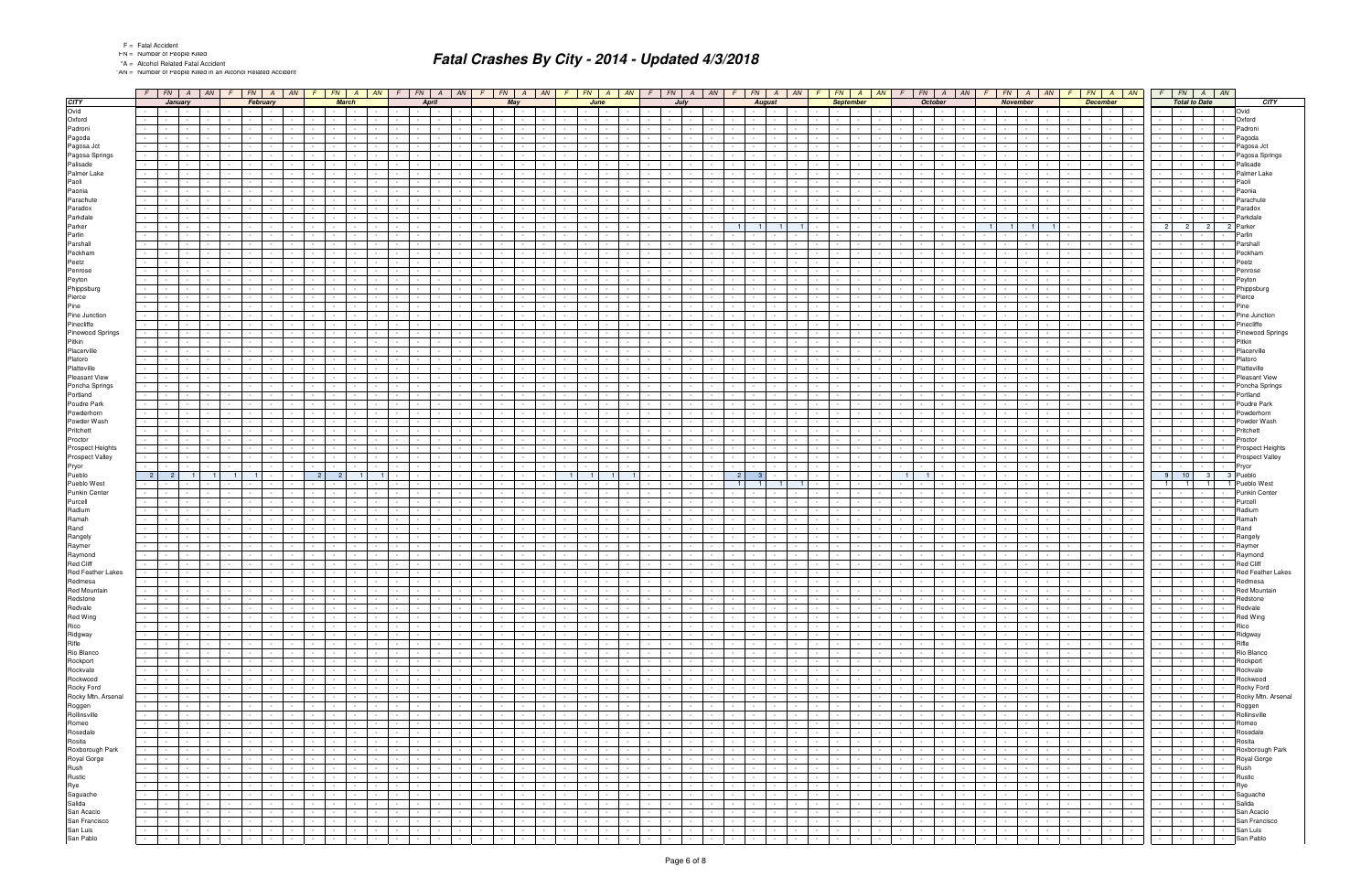# Fatal Crashes By City - 2014 - Updated 4/3/2018

F = Fatal Accident
FN = Number of People Killed
*A = Alcohol Related Fatal Accident
*AN = Number of People Killed in an Alcohol Related Accident

| CITY | January | | | | February | | | | March | | | | April | | | | May | | | | June | | | | July | | | | August | | | | September | | | | October | | | | November | | | | December | | | | Total to Date | | | | CITY |
|---|---|---|---|---|---|---|---|---|---|---|---|---|---|---|---|---|---|---|---|---|---|---|---|---|---|---|---|---|---|---|---|---|---|---|---|---|---|---|---|---|---|---|---|---|---|---|---|---|---|---|---|---|---|
| | F | FN | A | AN | F | FN | A | AN | F | FN | A | AN | F | FN | A | AN | F | FN | A | AN | F | FN | A | AN | F | FN | A | AN | F | FN | A | AN | F | FN | A | AN | F | FN | A | AN | F | FN | A | AN | F | FN | A | AN | F | FN | A | AN | |
| Ovid | - | - | - | - | - | - | - | - | - | - | - | - | - | - | - | - | - | - | - | - | - | - | - | - | - | - | - | - | - | - | - | - | - | - | - | - | - | - | - | - | - | - | - | - | - | - | - | - | - | - | - | - | Ovid |
| Oxford | - | - | - | - | - | - | - | - | - | - | - | - | - | - | - | - | - | - | - | - | - | - | - | - | - | - | - | - | - | - | - | - | - | - | - | - | - | - | - | - | - | - | - | - | - | - | - | - | - | - | - | - | Oxford |
| Padroni | - | - | - | - | - | - | - | - | - | - | - | - | - | - | - | - | - | - | - | - | - | - | - | - | - | - | - | - | - | - | - | - | - | - | - | - | - | - | - | - | - | - | - | - | - | - | - | - | - | - | - | - | Padroni |
| Pagoda | - | - | - | - | - | - | - | - | - | - | - | - | - | - | - | - | - | - | - | - | - | - | - | - | - | - | - | - | - | - | - | - | - | - | - | - | - | - | - | - | - | - | - | - | - | - | - | - | - | - | - | - | Pagoda |
| Pagosa Jct | - | - | - | - | - | - | - | - | - | - | - | - | - | - | - | - | - | - | - | - | - | - | - | - | - | - | - | - | - | - | - | - | - | - | - | - | - | - | - | - | - | - | - | - | - | - | - | - | - | - | - | - | Pagosa Jct |
| Pagosa Springs | - | - | - | - | - | - | - | - | - | - | - | - | - | - | - | - | - | - | - | - | - | - | - | - | - | - | - | - | - | - | - | - | - | - | - | - | - | - | - | - | - | - | - | - | - | - | - | - | - | - | - | - | Pagosa Springs |
| Palisade | - | - | - | - | - | - | - | - | - | - | - | - | - | - | - | - | - | - | - | - | - | - | - | - | - | - | - | - | - | - | - | - | - | - | - | - | - | - | - | - | - | - | - | - | - | - | - | - | - | - | - | - | Palisade |
| Palmer Lake | - | - | - | - | - | - | - | - | - | - | - | - | - | - | - | - | - | - | - | - | - | - | - | - | - | - | - | - | - | - | - | - | - | - | - | - | - | - | - | - | - | - | - | - | - | - | - | - | - | - | - | - | Palmer Lake |
| Paoli | - | - | - | - | - | - | - | - | - | - | - | - | - | - | - | - | - | - | - | - | - | - | - | - | - | - | - | - | - | - | - | - | - | - | - | - | - | - | - | - | - | - | - | - | - | - | - | - | - | - | - | - | Paoli |
| Paonia | - | - | - | - | - | - | - | - | - | - | - | - | - | - | - | - | - | - | - | - | - | - | - | - | - | - | - | - | - | - | - | - | - | - | - | - | - | - | - | - | - | - | - | - | - | - | - | - | - | - | - | - | Paonia |
| Parachute | - | - | - | - | - | - | - | - | - | - | - | - | - | - | - | - | - | - | - | - | - | - | - | - | - | - | - | - | - | - | - | - | - | - | - | - | - | - | - | - | - | - | - | - | - | - | - | - | - | - | - | - | Parachute |
| Paradox | - | - | - | - | - | - | - | - | - | - | - | - | - | - | - | - | - | - | - | - | - | - | - | - | - | - | - | - | - | - | - | - | - | - | - | - | - | - | - | - | - | - | - | - | - | - | - | - | - | - | - | - | Paradox |
| Parkdale | - | - | - | - | - | - | - | - | - | - | - | - | - | - | - | - | - | - | - | - | - | - | - | - | - | - | - | - | - | - | - | - | - | - | - | - | - | - | - | - | - | - | - | - | - | - | - | - | - | - | - | - | Parkdale |
| Parker | - | - | - | - | - | - | - | - | - | - | - | - | - | - | - | - | - | - | - | - | - | - | - | - | - | - | - | - | 1 | 1 | 1 | 1 | - | - | - | - | - | - | - | - | 1 | 1 | 1 | 1 | - | - | - | - | 2 | 2 | 2 | 2 | Parker |
| Parlin | - | - | - | - | - | - | - | - | - | - | - | - | - | - | - | - | - | - | - | - | - | - | - | - | - | - | - | - | - | - | - | - | - | - | - | - | - | - | - | - | - | - | - | - | - | - | - | - | - | - | - | - | Parlin |
| Parshall | - | - | - | - | - | - | - | - | - | - | - | - | - | - | - | - | - | - | - | - | - | - | - | - | - | - | - | - | - | - | - | - | - | - | - | - | - | - | - | - | - | - | - | - | - | - | - | - | - | - | - | - | Parshall |
| Peckham | - | - | - | - | - | - | - | - | - | - | - | - | - | - | - | - | - | - | - | - | - | - | - | - | - | - | - | - | - | - | - | - | - | - | - | - | - | - | - | - | - | - | - | - | - | - | - | - | - | - | - | - | Peckham |
| Peetz | - | - | - | - | - | - | - | - | - | - | - | - | - | - | - | - | - | - | - | - | - | - | - | - | - | - | - | - | - | - | - | - | - | - | - | - | - | - | - | - | - | - | - | - | - | - | - | - | - | - | - | - | Peetz |
| Penrose | - | - | - | - | - | - | - | - | - | - | - | - | - | - | - | - | - | - | - | - | - | - | - | - | - | - | - | - | - | - | - | - | - | - | - | - | - | - | - | - | - | - | - | - | - | - | - | - | - | - | - | - | Penrose |
| Peyton | - | - | - | - | - | - | - | - | - | - | - | - | - | - | - | - | - | - | - | - | - | - | - | - | - | - | - | - | - | - | - | - | - | - | - | - | - | - | - | - | - | - | - | - | - | - | - | - | - | - | - | - | Peyton |
| Phippsburg | - | - | - | - | - | - | - | - | - | - | - | - | - | - | - | - | - | - | - | - | - | - | - | - | - | - | - | - | - | - | - | - | - | - | - | - | - | - | - | - | - | - | - | - | - | - | - | - | - | - | - | - | Phippsburg |
| Pierce | - | - | - | - | - | - | - | - | - | - | - | - | - | - | - | - | - | - | - | - | - | - | - | - | - | - | - | - | - | - | - | - | - | - | - | - | - | - | - | - | - | - | - | - | - | - | - | - | - | - | - | - | Pierce |
| Pine | - | - | - | - | - | - | - | - | - | - | - | - | - | - | - | - | - | - | - | - | - | - | - | - | - | - | - | - | - | - | - | - | - | - | - | - | - | - | - | - | - | - | - | - | - | - | - | - | - | - | - | - | Pine |
| Pine Junction | - | - | - | - | - | - | - | - | - | - | - | - | - | - | - | - | - | - | - | - | - | - | - | - | - | - | - | - | - | - | - | - | - | - | - | - | - | - | - | - | - | - | - | - | - | - | - | - | - | - | - | - | Pine Junction |
| Pinecliffe | - | - | - | - | - | - | - | - | - | - | - | - | - | - | - | - | - | - | - | - | - | - | - | - | - | - | - | - | - | - | - | - | - | - | - | - | - | - | - | - | - | - | - | - | - | - | - | - | - | - | - | - | Pinecliffe |
| Pinewood Springs | - | - | - | - | - | - | - | - | - | - | - | - | - | - | - | - | - | - | - | - | - | - | - | - | - | - | - | - | - | - | - | - | - | - | - | - | - | - | - | - | - | - | - | - | - | - | - | - | - | - | - | - | Pinewood Springs |
| Pitkin | - | - | - | - | - | - | - | - | - | - | - | - | - | - | - | - | - | - | - | - | - | - | - | - | - | - | - | - | - | - | - | - | - | - | - | - | - | - | - | - | - | - | - | - | - | - | - | - | - | - | - | - | Pitkin |
| Placerville | - | - | - | - | - | - | - | - | - | - | - | - | - | - | - | - | - | - | - | - | - | - | - | - | - | - | - | - | - | - | - | - | - | - | - | - | - | - | - | - | - | - | - | - | - | - | - | - | - | - | - | - | Placerville |
| Platoro | - | - | - | - | - | - | - | - | - | - | - | - | - | - | - | - | - | - | - | - | - | - | - | - | - | - | - | - | - | - | - | - | - | - | - | - | - | - | - | - | - | - | - | - | - | - | - | - | - | - | - | - | Platoro |
| Platteville | - | - | - | - | - | - | - | - | - | - | - | - | - | - | - | - | - | - | - | - | - | - | - | - | - | - | - | - | - | - | - | - | - | - | - | - | - | - | - | - | - | - | - | - | - | - | - | - | - | - | - | - | Platteville |
| Pleasant View | - | - | - | - | - | - | - | - | - | - | - | - | - | - | - | - | - | - | - | - | - | - | - | - | - | - | - | - | - | - | - | - | - | - | - | - | - | - | - | - | - | - | - | - | - | - | - | - | - | - | - | - | Pleasant View |
| Poncha Springs | - | - | - | - | - | - | - | - | - | - | - | - | - | - | - | - | - | - | - | - | - | - | - | - | - | - | - | - | - | - | - | - | - | - | - | - | - | - | - | - | - | - | - | - | - | - | - | - | - | - | - | - | Poncha Springs |
| Portland | - | - | - | - | - | - | - | - | - | - | - | - | - | - | - | - | - | - | - | - | - | - | - | - | - | - | - | - | - | - | - | - | - | - | - | - | - | - | - | - | - | - | - | - | - | - | - | - | - | - | - | - | Portland |
| Poudre Park | - | - | - | - | - | - | - | - | - | - | - | - | - | - | - | - | - | - | - | - | - | - | - | - | - | - | - | - | - | - | - | - | - | - | - | - | - | - | - | - | - | - | - | - | - | - | - | - | - | - | - | - | Poudre Park |
| Powderhorn | - | - | - | - | - | - | - | - | - | - | - | - | - | - | - | - | - | - | - | - | - | - | - | - | - | - | - | - | - | - | - | - | - | - | - | - | - | - | - | - | - | - | - | - | - | - | - | - | - | - | - | - | Powderhorn |
| Powder Wash | - | - | - | - | - | - | - | - | - | - | - | - | - | - | - | - | - | - | - | - | - | - | - | - | - | - | - | - | - | - | - | - | - | - | - | - | - | - | - | - | - | - | - | - | - | - | - | - | - | - | - | - | Powder Wash |
| Pritchett | - | - | - | - | - | - | - | - | - | - | - | - | - | - | - | - | - | - | - | - | - | - | - | - | - | - | - | - | - | - | - | - | - | - | - | - | - | - | - | - | - | - | - | - | - | - | - | - | - | - | - | - | Pritchett |
| Proctor | - | - | - | - | - | - | - | - | - | - | - | - | - | - | - | - | - | - | - | - | - | - | - | - | - | - | - | - | - | - | - | - | - | - | - | - | - | - | - | - | - | - | - | - | - | - | - | - | - | - | - | - | Proctor |
| Prospect Heights | - | - | - | - | - | - | - | - | - | - | - | - | - | - | - | - | - | - | - | - | - | - | - | - | - | - | - | - | - | - | - | - | - | - | - | - | - | - | - | - | - | - | - | - | - | - | - | - | - | - | - | - | Prospect Heights |
| Prospect Valley | - | - | - | - | - | - | - | - | - | - | - | - | - | - | - | - | - | - | - | - | - | - | - | - | - | - | - | - | - | - | - | - | - | - | - | - | - | - | - | - | - | - | - | - | - | - | - | - | - | - | - | - | Prospect Valley |
| Pryor | - | - | - | - | - | - | - | - | - | - | - | - | - | - | - | - | - | - | - | - | - | - | - | - | - | - | - | - | - | - | - | - | - | - | - | - | - | - | - | - | - | - | - | - | - | - | - | - | - | - | - | - | Pryor |
| Pueblo | 2 | 2 | 1 | 1 | 1 | 1 | - | - | 2 | 2 | 1 | 1 | - | - | - | - | - | - | - | - | 1 | 1 | 1 | 1 | - | - | - | - | 2 | 3 | - | - | - | - | - | - | 1 | 1 | - | - | - | - | - | - | - | - | - | - | 9 | 10 | 3 | 3 | Pueblo |
| Pueblo West | - | - | - | - | - | - | - | - | - | - | - | - | - | - | - | - | - | - | - | - | - | - | - | - | - | - | - | - | 1 | 1 | 1 | 1 | - | - | - | - | - | - | - | - | - | - | - | - | - | - | - | - | 1 | 1 | 1 | 1 | Pueblo West |
| Punkin Center | - | - | - | - | - | - | - | - | - | - | - | - | - | - | - | - | - | - | - | - | - | - | - | - | - | - | - | - | - | - | - | - | - | - | - | - | - | - | - | - | - | - | - | - | - | - | - | - | - | - | - | - | Punkin Center |
| Purcell | - | - | - | - | - | - | - | - | - | - | - | - | - | - | - | - | - | - | - | - | - | - | - | - | - | - | - | - | - | - | - | - | - | - | - | - | - | - | - | - | - | - | - | - | - | - | - | - | - | - | - | - | Purcell |
| Radium | - | - | - | - | - | - | - | - | - | - | - | - | - | - | - | - | - | - | - | - | - | - | - | - | - | - | - | - | - | - | - | - | - | - | - | - | - | - | - | - | - | - | - | - | - | - | - | - | - | - | - | - | Radium |
| Ramah | - | - | - | - | - | - | - | - | - | - | - | - | - | - | - | - | - | - | - | - | - | - | - | - | - | - | - | - | - | - | - | - | - | - | - | - | - | - | - | - | - | - | - | - | - | - | - | - | - | - | - | - | Ramah |
| Rand | - | - | - | - | - | - | - | - | - | - | - | - | - | - | - | - | - | - | - | - | - | - | - | - | - | - | - | - | - | - | - | - | - | - | - | - | - | - | - | - | - | - | - | - | - | - | - | - | - | - | - | - | Rand |
| Rangely | - | - | - | - | - | - | - | - | - | - | - | - | - | - | - | - | - | - | - | - | - | - | - | - | - | - | - | - | - | - | - | - | - | - | - | - | - | - | - | - | - | - | - | - | - | - | - | - | - | - | - | - | Rangely |
| Raymer | - | - | - | - | - | - | - | - | - | - | - | - | - | - | - | - | - | - | - | - | - | - | - | - | - | - | - | - | - | - | - | - | - | - | - | - | - | - | - | - | - | - | - | - | - | - | - | - | - | - | - | - | Raymer |
| Raymond | - | - | - | - | - | - | - | - | - | - | - | - | - | - | - | - | - | - | - | - | - | - | - | - | - | - | - | - | - | - | - | - | - | - | - | - | - | - | - | - | - | - | - | - | - | - | - | - | - | - | - | - | Raymond |
| Red Cliff | - | - | - | - | - | - | - | - | - | - | - | - | - | - | - | - | - | - | - | - | - | - | - | - | - | - | - | - | - | - | - | - | - | - | - | - | - | - | - | - | - | - | - | - | - | - | - | - | - | - | - | - | Red Cliff |
| Red Feather Lakes | - | - | - | - | - | - | - | - | - | - | - | - | - | - | - | - | - | - | - | - | - | - | - | - | - | - | - | - | - | - | - | - | - | - | - | - | - | - | - | - | - | - | - | - | - | - | - | - | - | - | - | - | Red Feather Lakes |
| Redmesa | - | - | - | - | - | - | - | - | - | - | - | - | - | - | - | - | - | - | - | - | - | - | - | - | - | - | - | - | - | - | - | - | - | - | - | - | - | - | - | - | - | - | - | - | - | - | - | - | - | - | - | - | Redmesa |
| Red Mountain | - | - | - | - | - | - | - | - | - | - | - | - | - | - | - | - | - | - | - | - | - | - | - | - | - | - | - | - | - | - | - | - | - | - | - | - | - | - | - | - | - | - | - | - | - | - | - | - | - | - | - | - | Red Mountain |
| Redstone | - | - | - | - | - | - | - | - | - | - | - | - | - | - | - | - | - | - | - | - | - | - | - | - | - | - | - | - | - | - | - | - | - | - | - | - | - | - | - | - | - | - | - | - | - | - | - | - | - | - | - | - | Redstone |
| Redvale | - | - | - | - | - | - | - | - | - | - | - | - | - | - | - | - | - | - | - | - | - | - | - | - | - | - | - | - | - | - | - | - | - | - | - | - | - | - | - | - | - | - | - | - | - | - | - | - | - | - | - | - | Redvale |
| Red Wing | - | - | - | - | - | - | - | - | - | - | - | - | - | - | - | - | - | - | - | - | - | - | - | - | - | - | - | - | - | - | - | - | - | - | - | - | - | - | - | - | - | - | - | - | - | - | - | - | - | - | - | - | Red Wing |
| Rico | - | - | - | - | - | - | - | - | - | - | - | - | - | - | - | - | - | - | - | - | - | - | - | - | - | - | - | - | - | - | - | - | - | - | - | - | - | - | - | - | - | - | - | - | - | - | - | - | - | - | - | - | Rico |
| Ridgway | - | - | - | - | - | - | - | - | - | - | - | - | - | - | - | - | - | - | - | - | - | - | - | - | - | - | - | - | - | - | - | - | - | - | - | - | - | - | - | - | - | - | - | - | - | - | - | - | - | - | - | - | Ridgway |
| Rifle | - | - | - | - | - | - | - | - | - | - | - | - | - | - | - | - | - | - | - | - | - | - | - | - | - | - | - | - | - | - | - | - | - | - | - | - | - | - | - | - | - | - | - | - | - | - | - | - | - | - | - | - | Rifle |
| Rio Blanco | - | - | - | - | - | - | - | - | - | - | - | - | - | - | - | - | - | - | - | - | - | - | - | - | - | - | - | - | - | - | - | - | - | - | - | - | - | - | - | - | - | - | - | - | - | - | - | - | - | - | - | - | Rio Blanco |
| Rockport | - | - | - | - | - | - | - | - | - | - | - | - | - | - | - | - | - | - | - | - | - | - | - | - | - | - | - | - | - | - | - | - | - | - | - | - | - | - | - | - | - | - | - | - | - | - | - | - | - | - | - | - | Rockport |
| Rockvale | - | - | - | - | - | - | - | - | - | - | - | - | - | - | - | - | - | - | - | - | - | - | - | - | - | - | - | - | - | - | - | - | - | - | - | - | - | - | - | - | - | - | - | - | - | - | - | - | - | - | - | - | Rockvale |
| Rockwood | - | - | - | - | - | - | - | - | - | - | - | - | - | - | - | - | - | - | - | - | - | - | - | - | - | - | - | - | - | - | - | - | - | - | - | - | - | - | - | - | - | - | - | - | - | - | - | - | - | - | - | - | Rockwood |
| Rocky Ford | - | - | - | - | - | - | - | - | - | - | - | - | - | - | - | - | - | - | - | - | - | - | - | - | - | - | - | - | - | - | - | - | - | - | - | - | - | - | - | - | - | - | - | - | - | - | - | - | - | - | - | - | Rocky Ford |
| Rocky Mtn. Arsenal | - | - | - | - | - | - | - | - | - | - | - | - | - | - | - | - | - | - | - | - | - | - | - | - | - | - | - | - | - | - | - | - | - | - | - | - | - | - | - | - | - | - | - | - | - | - | - | - | - | - | - | - | Rocky Mtn. Arsenal |
| Roggen | - | - | - | - | - | - | - | - | - | - | - | - | - | - | - | - | - | - | - | - | - | - | - | - | - | - | - | - | - | - | - | - | - | - | - | - | - | - | - | - | - | - | - | - | - | - | - | - | - | - | - | - | Roggen |
| Rollinsville | - | - | - | - | - | - | - | - | - | - | - | - | - | - | - | - | - | - | - | - | - | - | - | - | - | - | - | - | - | - | - | - | - | - | - | - | - | - | - | - | - | - | - | - | - | - | - | - | - | - | - | - | Rollinsville |
| Romeo | - | - | - | - | - | - | - | - | - | - | - | - | - | - | - | - | - | - | - | - | - | - | - | - | - | - | - | - | - | - | - | - | - | - | - | - | - | - | - | - | - | - | - | - | - | - | - | - | - | - | - | - | Romeo |
| Rosedale | - | - | - | - | - | - | - | - | - | - | - | - | - | - | - | - | - | - | - | - | - | - | - | - | - | - | - | - | - | - | - | - | - | - | - | - | - | - | - | - | - | - | - | - | - | - | - | - | - | - | - | - | Rosedale |
| Rosita | - | - | - | - | - | - | - | - | - | - | - | - | - | - | - | - | - | - | - | - | - | - | - | - | - | - | - | - | - | - | - | - | - | - | - | - | - | - | - | - | - | - | - | - | - | - | - | - | - | - | - | - | Rosita |
| Roxborough Park | - | - | - | - | - | - | - | - | - | - | - | - | - | - | - | - | - | - | - | - | - | - | - | - | - | - | - | - | - | - | - | - | - | - | - | - | - | - | - | - | - | - | - | - | - | - | - | - | - | - | - | - | Roxborough Park |
| Royal Gorge | - | - | - | - | - | - | - | - | - | - | - | - | - | - | - | - | - | - | - | - | - | - | - | - | - | - | - | - | - | - | - | - | - | - | - | - | - | - | - | - | - | - | - | - | - | - | - | - | - | - | - | - | Royal Gorge |
| Rush | - | - | - | - | - | - | - | - | - | - | - | - | - | - | - | - | - | - | - | - | - | - | - | - | - | - | - | - | - | - | - | - | - | - | - | - | - | - | - | - | - | - | - | - | - | - | - | - | - | - | - | - | Rush |
| Rustic | - | - | - | - | - | - | - | - | - | - | - | - | - | - | - | - | - | - | - | - | - | - | - | - | - | - | - | - | - | - | - | - | - | - | - | - | - | - | - | - | - | - | - | - | - | - | - | - | - | - | - | - | Rustic |
| Rye | - | - | - | - | - | - | - | - | - | - | - | - | - | - | - | - | - | - | - | - | - | - | - | - | - | - | - | - | - | - | - | - | - | - | - | - | - | - | - | - | - | - | - | - | - | - | - | - | - | - | - | - | Rye |
| Saguache | - | - | - | - | - | - | - | - | - | - | - | - | - | - | - | - | - | - | - | - | - | - | - | - | - | - | - | - | - | - | - | - | - | - | - | - | - | - | - | - | - | - | - | - | - | - | - | - | - | - | - | - | Saguache |
| Salida | - | - | - | - | - | - | - | - | - | - | - | - | - | - | - | - | - | - | - | - | - | - | - | - | - | - | - | - | - | - | - | - | - | - | - | - | - | - | - | - | - | - | - | - | - | - | - | - | - | - | - | - | Salida |
| San Acacio | - | - | - | - | - | - | - | - | - | - | - | - | - | - | - | - | - | - | - | - | - | - | - | - | - | - | - | - | - | - | - | - | - | - | - | - | - | - | - | - | - | - | - | - | - | - | - | - | - | - | - | - | San Acacio |
| San Francisco | - | - | - | - | - | - | - | - | - | - | - | - | - | - | - | - | - | - | - | - | - | - | - | - | - | - | - | - | - | - | - | - | - | - | - | - | - | - | - | - | - | - | - | - | - | - | - | - | - | - | - | - | San Francisco |
| San Luis | - | - | - | - | - | - | - | - | - | - | - | - | - | - | - | - | - | - | - | - | - | - | - | - | - | - | - | - | - | - | - | - | - | - | - | - | - | - | - | - | - | - | - | - | - | - | - | - | - | - | - | - | San Luis |
| San Pablo | - | - | - | - | - | - | - | - | - | - | - | - | - | - | - | - | - | - | - | - | - | - | - | - | - | - | - | - | - | - | - | - | - | - | - | - | - | - | - | - | - | - | - | - | - | - | - | - | - | - | - | - | San Pablo |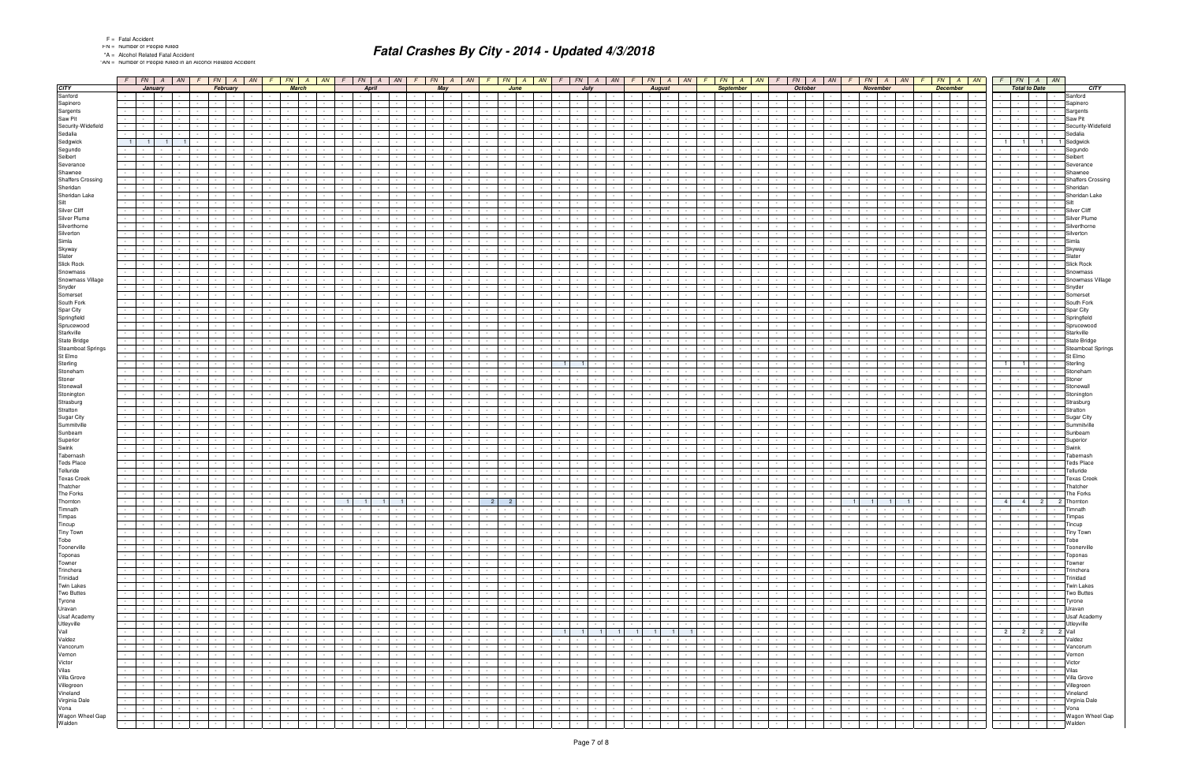F = Fatal Accident
FN = Number of People Killed
*A = Alcohol Related Fatal Accident
*AN = Number of People Killed in an Alcohol Related Accident

# Fatal Crashes By City - 2014 - Updated 4/3/2018

| CITY | January | | | | February | | | | March | | | | April | | | | May | | | | June | | | | July | | | | August | | | | September | | | | October | | | | November | | | | December | | | | Total to Date | | | | CITY |
|---|---|---|---|---|---|---|---|---|---|---|---|---|---|---|---|---|---|---|---|---|---|---|---|---|---|---|---|---|---|---|---|---|---|---|---|---|---|---|---|---|---|---|---|---|---|---|---|---|---|---|---|---|---|---|---|---|---|
| | F | FN | A | AN | F | FN | A | AN | F | FN | A | AN | F | FN | A | AN | F | FN | A | AN | F | FN | A | AN | F | FN | A | AN | F | FN | A | AN | F | FN | A | AN | F | FN | A | AN | F | FN | A | AN | F | FN | A | AN | F | FN | A | AN | |
| Sanford | - | - | - | - | - | - | - | - | - | - | - | - | - | - | - | - | - | - | - | - | - | - | - | - | - | - | - | - | - | - | - | - | - | - | - | - | - | - | - | - | - | - | - | - | - | - | - | - | - | - | - | - | - | - | - | - | Sanford |
| Sapinero | - | - | - | - | - | - | - | - | - | - | - | - | - | - | - | - | - | - | - | - | - | - | - | - | - | - | - | - | - | - | - | - | - | - | - | - | - | - | - | - | - | - | - | - | - | - | - | - | - | - | - | - | - | - | - | - | Sapinero |
| Sargents | - | - | - | - | - | - | - | - | - | - | - | - | - | - | - | - | - | - | - | - | - | - | - | - | - | - | - | - | - | - | - | - | - | - | - | - | - | - | - | - | - | - | - | - | - | - | - | - | - | - | - | - | - | - | - | - | Sargents |
| Saw Pit | - | - | - | - | - | - | - | - | - | - | - | - | - | - | - | - | - | - | - | - | - | - | - | - | - | - | - | - | - | - | - | - | - | - | - | - | - | - | - | - | - | - | - | - | - | - | - | - | - | - | - | - | - | - | - | - | Saw Pit |
| Security-Widefield | - | - | - | - | - | - | - | - | - | - | - | - | - | - | - | - | - | - | - | - | - | - | - | - | - | - | - | - | - | - | - | - | - | - | - | - | - | - | - | - | - | - | - | - | - | - | - | - | - | - | - | - | - | - | - | - | Security-Widefield |
| Sedalia | - | - | - | - | - | - | - | - | - | - | - | - | - | - | - | - | - | - | - | - | - | - | - | - | - | - | - | - | - | - | - | - | - | - | - | - | - | - | - | - | - | - | - | - | - | - | - | - | - | - | - | - | - | - | - | - | Sedalia |
| Sedgwick | 1 | 1 | 1 | 1 | - | - | - | - | - | - | - | - | - | - | - | - | - | - | - | - | - | - | - | - | - | - | - | - | - | - | - | - | - | - | - | - | - | - | - | - | - | - | - | - | - | - | - | - | - | - | - | - | 1 | 1 | 1 | 1 | Sedgwick |
| Segundo | - | - | - | - | - | - | - | - | - | - | - | - | - | - | - | - | - | - | - | - | - | - | - | - | - | - | - | - | - | - | - | - | - | - | - | - | - | - | - | - | - | - | - | - | - | - | - | - | - | - | - | - | - | - | - | - | Segundo |
| Seibert | - | - | - | - | - | - | - | - | - | - | - | - | - | - | - | - | - | - | - | - | - | - | - | - | - | - | - | - | - | - | - | - | - | - | - | - | - | - | - | - | - | - | - | - | - | - | - | - | - | - | - | - | - | - | - | - | Seibert |
| Severance | - | - | - | - | - | - | - | - | - | - | - | - | - | - | - | - | - | - | - | - | - | - | - | - | - | - | - | - | - | - | - | - | - | - | - | - | - | - | - | - | - | - | - | - | - | - | - | - | - | - | - | - | - | - | - | - | Severance |
| Shawnee | - | - | - | - | - | - | - | - | - | - | - | - | - | - | - | - | - | - | - | - | - | - | - | - | - | - | - | - | - | - | - | - | - | - | - | - | - | - | - | - | - | - | - | - | - | - | - | - | - | - | - | - | - | - | - | - | Shawnee |
| Shaffers Crossing | - | - | - | - | - | - | - | - | - | - | - | - | - | - | - | - | - | - | - | - | - | - | - | - | - | - | - | - | - | - | - | - | - | - | - | - | - | - | - | - | - | - | - | - | - | - | - | - | - | - | - | - | - | - | - | - | Shaffers Crossing |
| Sheridan | - | - | - | - | - | - | - | - | - | - | - | - | - | - | - | - | - | - | - | - | - | - | - | - | - | - | - | - | - | - | - | - | - | - | - | - | - | - | - | - | - | - | - | - | - | - | - | - | - | - | - | - | - | - | - | - | Sheridan |
| Sheridan Lake | - | - | - | - | - | - | - | - | - | - | - | - | - | - | - | - | - | - | - | - | - | - | - | - | - | - | - | - | - | - | - | - | - | - | - | - | - | - | - | - | - | - | - | - | - | - | - | - | - | - | - | - | - | - | - | - | Sheridan Lake |
| Silt | - | - | - | - | - | - | - | - | - | - | - | - | - | - | - | - | - | - | - | - | - | - | - | - | - | - | - | - | - | - | - | - | - | - | - | - | - | - | - | - | - | - | - | - | - | - | - | - | - | - | - | - | - | - | - | - | Silt |
| Silver Cliff | - | - | - | - | - | - | - | - | - | - | - | - | - | - | - | - | - | - | - | - | - | - | - | - | - | - | - | - | - | - | - | - | - | - | - | - | - | - | - | - | - | - | - | - | - | - | - | - | - | - | - | - | - | - | - | - | Silver Cliff |
| Silver Plume | - | - | - | - | - | - | - | - | - | - | - | - | - | - | - | - | - | - | - | - | - | - | - | - | - | - | - | - | - | - | - | - | - | - | - | - | - | - | - | - | - | - | - | - | - | - | - | - | - | - | - | - | - | - | - | - | Silver Plume |
| Silverthorne | - | - | - | - | - | - | - | - | - | - | - | - | - | - | - | - | - | - | - | - | - | - | - | - | - | - | - | - | - | - | - | - | - | - | - | - | - | - | - | - | - | - | - | - | - | - | - | - | - | - | - | - | - | - | - | - | Silverthorne |
| Silverton | - | - | - | - | - | - | - | - | - | - | - | - | - | - | - | - | - | - | - | - | - | - | - | - | - | - | - | - | - | - | - | - | - | - | - | - | - | - | - | - | - | - | - | - | - | - | - | - | - | - | - | - | - | - | - | - | Silverton |
| Simla | - | - | - | - | - | - | - | - | - | - | - | - | - | - | - | - | - | - | - | - | - | - | - | - | - | - | - | - | - | - | - | - | - | - | - | - | - | - | - | - | - | - | - | - | - | - | - | - | - | - | - | - | - | - | - | - | Simla |
| Skyway | - | - | - | - | - | - | - | - | - | - | - | - | - | - | - | - | - | - | - | - | - | - | - | - | - | - | - | - | - | - | - | - | - | - | - | - | - | - | - | - | - | - | - | - | - | - | - | - | - | - | - | - | - | - | - | - | Skyway |
| Slater | - | - | - | - | - | - | - | - | - | - | - | - | - | - | - | - | - | - | - | - | - | - | - | - | - | - | - | - | - | - | - | - | - | - | - | - | - | - | - | - | - | - | - | - | - | - | - | - | - | - | - | - | - | - | - | - | Slater |
| Slick Rock | - | - | - | - | - | - | - | - | - | - | - | - | - | - | - | - | - | - | - | - | - | - | - | - | - | - | - | - | - | - | - | - | - | - | - | - | - | - | - | - | - | - | - | - | - | - | - | - | - | - | - | - | - | - | - | - | Slick Rock |
| Snowmass | - | - | - | - | - | - | - | - | - | - | - | - | - | - | - | - | - | - | - | - | - | - | - | - | - | - | - | - | - | - | - | - | - | - | - | - | - | - | - | - | - | - | - | - | - | - | - | - | - | - | - | - | - | - | - | - | Snowmass |
| Snowmass Village | - | - | - | - | - | - | - | - | - | - | - | - | - | - | - | - | - | - | - | - | - | - | - | - | - | - | - | - | - | - | - | - | - | - | - | - | - | - | - | - | - | - | - | - | - | - | - | - | - | - | - | - | - | - | - | - | Snowmass Village |
| Snyder | - | - | - | - | - | - | - | - | - | - | - | - | - | - | - | - | - | - | - | - | - | - | - | - | - | - | - | - | - | - | - | - | - | - | - | - | - | - | - | - | - | - | - | - | - | - | - | - | - | - | - | - | - | - | - | - | Snyder |
| Somerset | - | - | - | - | - | - | - | - | - | - | - | - | - | - | - | - | - | - | - | - | - | - | - | - | - | - | - | - | - | - | - | - | - | - | - | - | - | - | - | - | - | - | - | - | - | - | - | - | - | - | - | - | - | - | - | - | Somerset |
| South Fork | - | - | - | - | - | - | - | - | - | - | - | - | - | - | - | - | - | - | - | - | - | - | - | - | - | - | - | - | - | - | - | - | - | - | - | - | - | - | - | - | - | - | - | - | - | - | - | - | - | - | - | - | - | - | - | - | South Fork |
| Spar City | - | - | - | - | - | - | - | - | - | - | - | - | - | - | - | - | - | - | - | - | - | - | - | - | - | - | - | - | - | - | - | - | - | - | - | - | - | - | - | - | - | - | - | - | - | - | - | - | - | - | - | - | - | - | - | - | Spar City |
| Springfield | - | - | - | - | - | - | - | - | - | - | - | - | - | - | - | - | - | - | - | - | - | - | - | - | - | - | - | - | - | - | - | - | - | - | - | - | - | - | - | - | - | - | - | - | - | - | - | - | - | - | - | - | - | - | - | - | Springfield |
| Sprucewood | - | - | - | - | - | - | - | - | - | - | - | - | - | - | - | - | - | - | - | - | - | - | - | - | - | - | - | - | - | - | - | - | - | - | - | - | - | - | - | - | - | - | - | - | - | - | - | - | - | - | - | - | - | - | - | - | Sprucewood |
| Starkville | - | - | - | - | - | - | - | - | - | - | - | - | - | - | - | - | - | - | - | - | - | - | - | - | - | - | - | - | - | - | - | - | - | - | - | - | - | - | - | - | - | - | - | - | - | - | - | - | - | - | - | - | - | - | - | - | Starkville |
| State Bridge | - | - | - | - | - | - | - | - | - | - | - | - | - | - | - | - | - | - | - | - | - | - | - | - | - | - | - | - | - | - | - | - | - | - | - | - | - | - | - | - | - | - | - | - | - | - | - | - | - | - | - | - | - | - | - | - | State Bridge |
| Steamboat Springs | - | - | - | - | - | - | - | - | - | - | - | - | - | - | - | - | - | - | - | - | - | - | - | - | - | - | - | - | - | - | - | - | - | - | - | - | - | - | - | - | - | - | - | - | - | - | - | - | - | - | - | - | - | - | - | - | Steamboat Springs |
| St Elmo | - | - | - | - | - | - | - | - | - | - | - | - | - | - | - | - | - | - | - | - | - | - | - | - | - | - | - | - | - | - | - | - | - | - | - | - | - | - | - | - | - | - | - | - | - | - | - | - | - | - | - | - | - | - | - | - | St Elmo |
| Sterling | - | - | - | - | - | - | - | - | - | - | - | - | - | - | - | - | - | - | - | - | - | - | - | - | 1 | 1 | - | - | - | - | - | - | - | - | - | - | - | - | - | - | - | - | - | - | - | - | - | - | - | - | - | - | 1 | 1 | - | - | Sterling |
| Stoneham | - | - | - | - | - | - | - | - | - | - | - | - | - | - | - | - | - | - | - | - | - | - | - | - | - | - | - | - | - | - | - | - | - | - | - | - | - | - | - | - | - | - | - | - | - | - | - | - | - | - | - | - | - | - | - | - | Stoneham |
| Stoner | - | - | - | - | - | - | - | - | - | - | - | - | - | - | - | - | - | - | - | - | - | - | - | - | - | - | - | - | - | - | - | - | - | - | - | - | - | - | - | - | - | - | - | - | - | - | - | - | - | - | - | - | - | - | - | - | Stoner |
| Stonewall | - | - | - | - | - | - | - | - | - | - | - | - | - | - | - | - | - | - | - | - | - | - | - | - | - | - | - | - | - | - | - | - | - | - | - | - | - | - | - | - | - | - | - | - | - | - | - | - | - | - | - | - | - | - | - | - | Stonewall |
| Stonington | - | - | - | - | - | - | - | - | - | - | - | - | - | - | - | - | - | - | - | - | - | - | - | - | - | - | - | - | - | - | - | - | - | - | - | - | - | - | - | - | - | - | - | - | - | - | - | - | - | - | - | - | - | - | - | - | Stonington |
| Strasburg | - | - | - | - | - | - | - | - | - | - | - | - | - | - | - | - | - | - | - | - | - | - | - | - | - | - | - | - | - | - | - | - | - | - | - | - | - | - | - | - | - | - | - | - | - | - | - | - | - | - | - | - | - | - | - | - | Strasburg |
| Stratton | - | - | - | - | - | - | - | - | - | - | - | - | - | - | - | - | - | - | - | - | - | - | - | - | - | - | - | - | - | - | - | - | - | - | - | - | - | - | - | - | - | - | - | - | - | - | - | - | - | - | - | - | - | - | - | - | Stratton |
| Sugar City | - | - | - | - | - | - | - | - | - | - | - | - | - | - | - | - | - | - | - | - | - | - | - | - | - | - | - | - | - | - | - | - | - | - | - | - | - | - | - | - | - | - | - | - | - | - | - | - | - | - | - | - | - | - | - | - | Sugar City |
| Summitville | - | - | - | - | - | - | - | - | - | - | - | - | - | - | - | - | - | - | - | - | - | - | - | - | - | - | - | - | - | - | - | - | - | - | - | - | - | - | - | - | - | - | - | - | - | - | - | - | - | - | - | - | - | - | - | - | Summitville |
| Sunbeam | - | - | - | - | - | - | - | - | - | - | - | - | - | - | - | - | - | - | - | - | - | - | - | - | - | - | - | - | - | - | - | - | - | - | - | - | - | - | - | - | - | - | - | - | - | - | - | - | - | - | - | - | - | - | - | - | Sunbeam |
| Superior | - | - | - | - | - | - | - | - | - | - | - | - | - | - | - | - | - | - | - | - | - | - | - | - | - | - | - | - | - | - | - | - | - | - | - | - | - | - | - | - | - | - | - | - | - | - | - | - | - | - | - | - | - | - | - | - | Superior |
| Swink | - | - | - | - | - | - | - | - | - | - | - | - | - | - | - | - | - | - | - | - | - | - | - | - | - | - | - | - | - | - | - | - | - | - | - | - | - | - | - | - | - | - | - | - | - | - | - | - | - | - | - | - | - | - | - | - | Swink |
| Tabernash | - | - | - | - | - | - | - | - | - | - | - | - | - | - | - | - | - | - | - | - | - | - | - | - | - | - | - | - | - | - | - | - | - | - | - | - | - | - | - | - | - | - | - | - | - | - | - | - | - | - | - | - | - | - | - | - | Tabernash |
| Teds Place | - | - | - | - | - | - | - | - | - | - | - | - | - | - | - | - | - | - | - | - | - | - | - | - | - | - | - | - | - | - | - | - | - | - | - | - | - | - | - | - | - | - | - | - | - | - | - | - | - | - | - | - | - | - | - | - | Teds Place |
| Telluride | - | - | - | - | - | - | - | - | - | - | - | - | - | - | - | - | - | - | - | - | - | - | - | - | - | - | - | - | - | - | - | - | - | - | - | - | - | - | - | - | - | - | - | - | - | - | - | - | - | - | - | - | - | - | - | - | Telluride |
| Texas Creek | - | - | - | - | - | - | - | - | - | - | - | - | - | - | - | - | - | - | - | - | - | - | - | - | - | - | - | - | - | - | - | - | - | - | - | - | - | - | - | - | - | - | - | - | - | - | - | - | - | - | - | - | - | - | - | - | Texas Creek |
| Thatcher | - | - | - | - | - | - | - | - | - | - | - | - | - | - | - | - | - | - | - | - | - | - | - | - | - | - | - | - | - | - | - | - | - | - | - | - | - | - | - | - | - | - | - | - | - | - | - | - | - | - | - | - | - | - | - | - | Thatcher |
| The Forks | - | - | - | - | - | - | - | - | - | - | - | - | - | - | - | - | - | - | - | - | - | - | - | - | - | - | - | - | - | - | - | - | - | - | - | - | - | - | - | - | - | - | - | - | - | - | - | - | - | - | - | - | - | - | - | - | The Forks |
| Thornton | - | - | - | - | - | - | - | - | - | - | - | - | 1 | 1 | 1 | 1 | - | - | - | - | 2 | 2 | - | - | - | - | - | - | - | - | - | - | - | - | - | - | - | - | - | - | 1 | 1 | 1 | 1 | - | - | - | - | 4 | 4 | 2 | 2 | Thornton |
| Timnath | - | - | - | - | - | - | - | - | - | - | - | - | - | - | - | - | - | - | - | - | - | - | - | - | - | - | - | - | - | - | - | - | - | - | - | - | - | - | - | - | - | - | - | - | - | - | - | - | - | - | - | - | - | - | - | - | Timnath |
| Timpas | - | - | - | - | - | - | - | - | - | - | - | - | - | - | - | - | - | - | - | - | - | - | - | - | - | - | - | - | - | - | - | - | - | - | - | - | - | - | - | - | - | - | - | - | - | - | - | - | - | - | - | - | - | - | - | - | Timpas |
| Tincup | - | - | - | - | - | - | - | - | - | - | - | - | - | - | - | - | - | - | - | - | - | - | - | - | - | - | - | - | - | - | - | - | - | - | - | - | - | - | - | - | - | - | - | - | - | - | - | - | - | - | - | - | - | - | - | - | Tincup |
| Tiny Town | - | - | - | - | - | - | - | - | - | - | - | - | - | - | - | - | - | - | - | - | - | - | - | - | - | - | - | - | - | - | - | - | - | - | - | - | - | - | - | - | - | - | - | - | - | - | - | - | - | - | - | - | - | - | - | - | Tiny Town |
| Tobe | - | - | - | - | - | - | - | - | - | - | - | - | - | - | - | - | - | - | - | - | - | - | - | - | - | - | - | - | - | - | - | - | - | - | - | - | - | - | - | - | - | - | - | - | - | - | - | - | - | - | - | - | - | - | - | - | Tobe |
| Toonerville | - | - | - | - | - | - | - | - | - | - | - | - | - | - | - | - | - | - | - | - | - | - | - | - | - | - | - | - | - | - | - | - | - | - | - | - | - | - | - | - | - | - | - | - | - | - | - | - | - | - | - | - | - | - | - | - | Toonerville |
| Toponas | - | - | - | - | - | - | - | - | - | - | - | - | - | - | - | - | - | - | - | - | - | - | - | - | - | - | - | - | - | - | - | - | - | - | - | - | - | - | - | - | - | - | - | - | - | - | - | - | - | - | - | - | - | - | - | - | Toponas |
| Towner | - | - | - | - | - | - | - | - | - | - | - | - | - | - | - | - | - | - | - | - | - | - | - | - | - | - | - | - | - | - | - | - | - | - | - | - | - | - | - | - | - | - | - | - | - | - | - | - | - | - | - | - | - | - | - | - | Towner |
| Trinchera | - | - | - | - | - | - | - | - | - | - | - | - | - | - | - | - | - | - | - | - | - | - | - | - | - | - | - | - | - | - | - | - | - | - | - | - | - | - | - | - | - | - | - | - | - | - | - | - | - | - | - | - | - | - | - | - | Trinchera |
| Trinidad | - | - | - | - | - | - | - | - | - | - | - | - | - | - | - | - | - | - | - | - | - | - | - | - | - | - | - | - | - | - | - | - | - | - | - | - | - | - | - | - | - | - | - | - | - | - | - | - | - | - | - | - | - | - | - | - | Trinidad |
| Twin Lakes | - | - | - | - | - | - | - | - | - | - | - | - | - | - | - | - | - | - | - | - | - | - | - | - | - | - | - | - | - | - | - | - | - | - | - | - | - | - | - | - | - | - | - | - | - | - | - | - | - | - | - | - | - | - | - | - | Twin Lakes |
| Two Buttes | - | - | - | - | - | - | - | - | - | - | - | - | - | - | - | - | - | - | - | - | - | - | - | - | - | - | - | - | - | - | - | - | - | - | - | - | - | - | - | - | - | - | - | - | - | - | - | - | - | - | - | - | - | - | - | - | Two Buttes |
| Tyrone | - | - | - | - | - | - | - | - | - | - | - | - | - | - | - | - | - | - | - | - | - | - | - | - | - | - | - | - | - | - | - | - | - | - | - | - | - | - | - | - | - | - | - | - | - | - | - | - | - | - | - | - | - | - | - | - | Tyrone |
| Uravan | - | - | - | - | - | - | - | - | - | - | - | - | - | - | - | - | - | - | - | - | - | - | - | - | - | - | - | - | - | - | - | - | - | - | - | - | - | - | - | - | - | - | - | - | - | - | - | - | - | - | - | - | - | - | - | - | Uravan |
| Usaf Academy | - | - | - | - | - | - | - | - | - | - | - | - | - | - | - | - | - | - | - | - | - | - | - | - | - | - | - | - | - | - | - | - | - | - | - | - | - | - | - | - | - | - | - | - | - | - | - | - | - | - | - | - | - | - | - | - | Usaf Academy |
| Utleyville | - | - | - | - | - | - | - | - | - | - | - | - | - | - | - | - | - | - | - | - | - | - | - | - | - | - | - | - | - | - | - | - | - | - | - | - | - | - | - | - | - | - | - | - | - | - | - | - | - | - | - | - | - | - | - | - | Utleyville |
| Vail | - | - | - | - | - | - | - | - | - | - | - | - | - | - | - | - | - | - | - | - | - | - | - | - | 1 | 1 | 1 | 1 | 1 | 1 | 1 | 1 | - | - | - | - | - | - | - | - | - | - | - | - | - | - | - | - | 2 | 2 | 2 | 2 | Vail |
| Valdez | - | - | - | - | - | - | - | - | - | - | - | - | - | - | - | - | - | - | - | - | - | - | - | - | - | - | - | - | - | - | - | - | - | - | - | - | - | - | - | - | - | - | - | - | - | - | - | - | - | - | - | - | - | - | - | - | Valdez |
| Vancorum | - | - | - | - | - | - | - | - | - | - | - | - | - | - | - | - | - | - | - | - | - | - | - | - | - | - | - | - | - | - | - | - | - | - | - | - | - | - | - | - | - | - | - | - | - | - | - | - | - | - | - | - | - | - | - | - | Vancorum |
| Vernon | - | - | - | - | - | - | - | - | - | - | - | - | - | - | - | - | - | - | - | - | - | - | - | - | - | - | - | - | - | - | - | - | - | - | - | - | - | - | - | - | - | - | - | - | - | - | - | - | - | - | - | - | - | - | - | - | Vernon |
| Victor | - | - | - | - | - | - | - | - | - | - | - | - | - | - | - | - | - | - | - | - | - | - | - | - | - | - | - | - | - | - | - | - | - | - | - | - | - | - | - | - | - | - | - | - | - | - | - | - | - | - | - | - | - | - | - | - | Victor |
| Vilas | - | - | - | - | - | - | - | - | - | - | - | - | - | - | - | - | - | - | - | - | - | - | - | - | - | - | - | - | - | - | - | - | - | - | - | - | - | - | - | - | - | - | - | - | - | - | - | - | - | - | - | - | - | - | - | - | Vilas |
| Villa Grove | - | - | - | - | - | - | - | - | - | - | - | - | - | - | - | - | - | - | - | - | - | - | - | - | - | - | - | - | - | - | - | - | - | - | - | - | - | - | - | - | - | - | - | - | - | - | - | - | - | - | - | - | - | - | - | - | Villa Grove |
| Villegreen | - | - | - | - | - | - | - | - | - | - | - | - | - | - | - | - | - | - | - | - | - | - | - | - | - | - | - | - | - | - | - | - | - | - | - | - | - | - | - | - | - | - | - | - | - | - | - | - | - | - | - | - | - | - | - | - | Villegreen |
| Vineland | - | - | - | - | - | - | - | - | - | - | - | - | - | - | - | - | - | - | - | - | - | - | - | - | - | - | - | - | - | - | - | - | - | - | - | - | - | - | - | - | - | - | - | - | - | - | - | - | - | - | - | - | - | - | - | - | Vineland |
| Virginia Dale | - | - | - | - | - | - | - | - | - | - | - | - | - | - | - | - | - | - | - | - | - | - | - | - | - | - | - | - | - | - | - | - | - | - | - | - | - | - | - | - | - | - | - | - | - | - | - | - | - | - | - | - | - | - | - | - | Virginia Dale |
| Vona | - | - | - | - | - | - | - | - | - | - | - | - | - | - | - | - | - | - | - | - | - | - | - | - | - | - | - | - | - | - | - | - | - | - | - | - | - | - | - | - | - | - | - | - | - | - | - | - | - | - | - | - | - | - | - | - | Vona |
| Wagon Wheel Gap | - | - | - | - | - | - | - | - | - | - | - | - | - | - | - | - | - | - | - | - | - | - | - | - | - | - | - | - | - | - | - | - | - | - | - | - | - | - | - | - | - | - | - | - | - | - | - | - | - | - | - | - | - | - | - | - | Wagon Wheel Gap |
| Walden | - | - | - | - | - | - | - | - | - | - | - | - | - | - | - | - | - | - | - | - | - | - | - | - | - | - | - | - | - | - | - | - | - | - | - | - | - | - | - | - | - | - | - | - | - | - | - | - | - | - | - | - | - | - | - | - | Walden |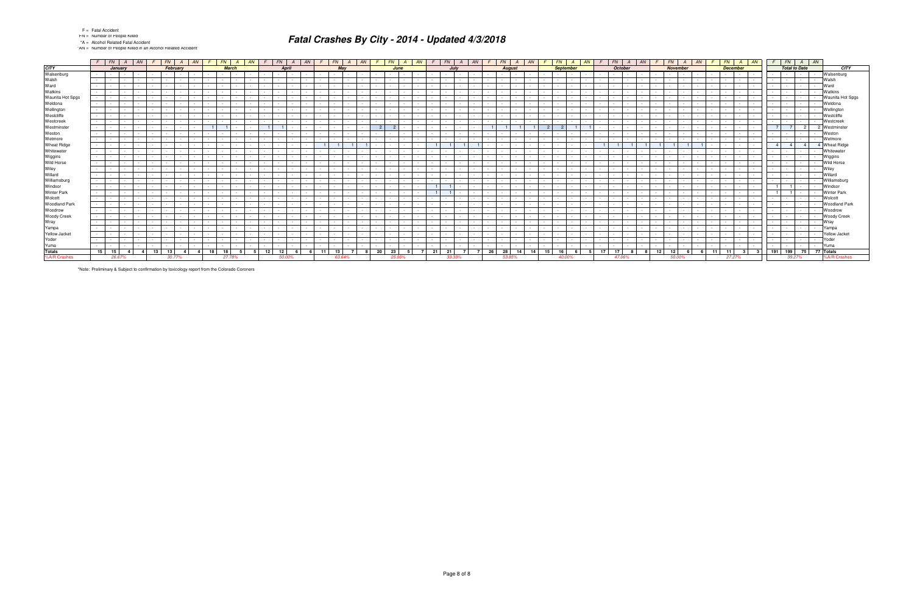F = Fatal Accident
FN = Number of People Killed
*A = Alcohol Related Fatal Accident
*AN = Number of People Killed in an Alcohol Related Accident

# Fatal Crashes By City - 2014 - Updated 4/3/2018

| | F | FN | A | AN | F | FN | A | AN | F | FN | A | AN | F | FN | A | AN | F | FN | A | AN | F | FN | A | AN | F | FN | A | AN | F | FN | A | AN | F | FN | A | AN | F | FN | A | AN | F | FN | A | AN | F | FN | A | AN | F | FN | A | AN | |
|---|---|---|---|---|---|---|---|---|---|---|---|---|---|---|---|---|---|---|---|---|---|---|---|---|---|---|---|---|---|---|---|---|---|---|---|---|---|---|---|---|---|---|---|---|---|---|---|---|---|---|---|---|---|
| **CITY** | January | | | | February | | | | March | | | | April | | | | May | | | | June | | | | July | | | | August | | | | September | | | | October | | | | November | | | | December | | | | Total to Date | | | | **CITY** |
| Walsenburg | - | - | - | - | - | - | - | - | - | - | - | - | - | - | - | - | - | - | - | - | - | - | - | - | - | - | - | - | - | - | - | - | - | - | - | - | - | - | - | - | - | - | - | - | - | - | - | - | - | - | - | - | Walsenburg |
| Walsh | - | - | - | - | - | - | - | - | - | - | - | - | - | - | - | - | - | - | - | - | - | - | - | - | - | - | - | - | - | - | - | - | - | - | - | - | - | - | - | - | - | - | - | - | - | - | - | - | - | - | - | - | Walsh |
| Ward | - | - | - | - | - | - | - | - | - | - | - | - | - | - | - | - | - | - | - | - | - | - | - | - | - | - | - | - | - | - | - | - | - | - | - | - | - | - | - | - | - | - | - | - | - | - | - | - | - | - | - | - | Ward |
| Watkins | - | - | - | - | - | - | - | - | - | - | - | - | - | - | - | - | - | - | - | - | - | - | - | - | - | - | - | - | - | - | - | - | - | - | - | - | - | - | - | - | - | - | - | - | - | - | - | - | - | - | - | - | Watkins |
| Waunita Hot Spgs | - | - | - | - | - | - | - | - | - | - | - | - | - | - | - | - | - | - | - | - | - | - | - | - | - | - | - | - | - | - | - | - | - | - | - | - | - | - | - | - | - | - | - | - | - | - | - | - | - | - | - | - | Waunita Hot Spgs |
| Weldona | - | - | - | - | - | - | - | - | - | - | - | - | - | - | - | - | - | - | - | - | - | - | - | - | - | - | - | - | - | - | - | - | - | - | - | - | - | - | - | - | - | - | - | - | - | - | - | - | - | - | - | - | Weldona |
| Wellington | - | - | - | - | - | - | - | - | - | - | - | - | - | - | - | - | - | - | - | - | - | - | - | - | - | - | - | - | - | - | - | - | - | - | - | - | - | - | - | - | - | - | - | - | - | - | - | - | - | - | - | - | Wellington |
| Westcliffe | - | - | - | - | - | - | - | - | - | - | - | - | - | - | - | - | - | - | - | - | - | - | - | - | - | - | - | - | - | - | - | - | - | - | - | - | - | - | - | - | - | - | - | - | - | - | - | - | - | - | - | - | Westcliffe |
| Westcreek | - | - | - | - | - | - | - | - | - | - | - | - | - | - | - | - | - | - | - | - | - | - | - | - | - | - | - | - | - | - | - | - | - | - | - | - | - | - | - | - | - | - | - | - | - | - | - | - | - | - | - | - | Westcreek |
| Westminster | - | - | - | - | - | - | - | - | 1 | 1 | - | - | 1 | 1 | - | - | - | - | - | - | 2 | 2 | - | - | - | - | - | - | 1 | 1 | 1 | 1 | 2 | 2 | 1 | 1 | - | - | - | - | - | - | - | - | - | - | - | - | 7 | 7 | 2 | 2 | Westminster |
| Weston | - | - | - | - | - | - | - | - | - | - | - | - | - | - | - | - | - | - | - | - | - | - | - | - | - | - | - | - | - | - | - | - | - | - | - | - | - | - | - | - | - | - | - | - | - | - | - | - | - | - | - | - | Weston |
| Wetmore | - | - | - | - | - | - | - | - | - | - | - | - | - | - | - | - | - | - | - | - | - | - | - | - | - | - | - | - | - | - | - | - | - | - | - | - | - | - | - | - | - | - | - | - | - | - | - | - | - | - | - | - | Wetmore |
| Wheat Ridge | - | - | - | - | - | - | - | - | - | - | - | - | - | - | - | - | 1 | 1 | 1 | 1 | - | - | - | - | 1 | 1 | 1 | 1 | - | - | - | - | - | - | - | - | 1 | 1 | 1 | 1 | 1 | 1 | 1 | 1 | - | - | - | - | 4 | 4 | 4 | 4 | Wheat Ridge |
| Whitewater | - | - | - | - | - | - | - | - | - | - | - | - | - | - | - | - | - | - | - | - | - | - | - | - | - | - | - | - | - | - | - | - | - | - | - | - | - | - | - | - | - | - | - | - | - | - | - | - | - | - | - | - | Whitewater |
| Wiggins | - | - | - | - | - | - | - | - | - | - | - | - | - | - | - | - | - | - | - | - | - | - | - | - | - | - | - | - | - | - | - | - | - | - | - | - | - | - | - | - | - | - | - | - | - | - | - | - | - | - | - | - | Wiggins |
| Wild Horse | - | - | - | - | - | - | - | - | - | - | - | - | - | - | - | - | - | - | - | - | - | - | - | - | - | - | - | - | - | - | - | - | - | - | - | - | - | - | - | - | - | - | - | - | - | - | - | - | - | - | - | - | Wild Horse |
| Wiley | - | - | - | - | - | - | - | - | - | - | - | - | - | - | - | - | - | - | - | - | - | - | - | - | - | - | - | - | - | - | - | - | - | - | - | - | - | - | - | - | - | - | - | - | - | - | - | - | - | - | - | - | Wiley |
| Willard | - | - | - | - | - | - | - | - | - | - | - | - | - | - | - | - | - | - | - | - | - | - | - | - | - | - | - | - | - | - | - | - | - | - | - | - | - | - | - | - | - | - | - | - | - | - | - | - | - | - | - | - | Willard |
| Williamsburg | - | - | - | - | - | - | - | - | - | - | - | - | - | - | - | - | - | - | - | - | - | - | - | - | - | - | - | - | - | - | - | - | - | - | - | - | - | - | - | - | - | - | - | - | - | - | - | - | - | - | - | - | Williamsburg |
| Windsor | - | - | - | - | - | - | - | - | - | - | - | - | - | - | - | - | - | - | - | - | - | - | - | - | 1 | 1 | - | - | - | - | - | - | - | - | - | - | - | - | - | - | - | - | - | - | - | - | - | - | 1 | 1 | - | - | Windsor |
| Winter Park | - | - | - | - | - | - | - | - | - | - | - | - | - | - | - | - | - | - | - | - | - | - | - | - | 1 | 1 | - | - | - | - | - | - | - | - | - | - | - | - | - | - | - | - | - | - | - | - | - | - | 1 | 1 | - | - | Winter Park |
| Wolcott | - | - | - | - | - | - | - | - | - | - | - | - | - | - | - | - | - | - | - | - | - | - | - | - | - | - | - | - | - | - | - | - | - | - | - | - | - | - | - | - | - | - | - | - | - | - | - | - | - | - | - | - | Wolcott |
| Woodland Park | - | - | - | - | - | - | - | - | - | - | - | - | - | - | - | - | - | - | - | - | - | - | - | - | - | - | - | - | - | - | - | - | - | - | - | - | - | - | - | - | - | - | - | - | - | - | - | - | - | - | - | - | Woodland Park |
| Woodrow | - | - | - | - | - | - | - | - | - | - | - | - | - | - | - | - | - | - | - | - | - | - | - | - | - | - | - | - | - | - | - | - | - | - | - | - | - | - | - | - | - | - | - | - | - | - | - | - | - | - | - | - | Woodrow |
| Woody Creek | - | - | - | - | - | - | - | - | - | - | - | - | - | - | - | - | - | - | - | - | - | - | - | - | - | - | - | - | - | - | - | - | - | - | - | - | - | - | - | - | - | - | - | - | - | - | - | - | - | - | - | - | Woody Creek |
| Wray | - | - | - | - | - | - | - | - | - | - | - | - | - | - | - | - | - | - | - | - | - | - | - | - | - | - | - | - | - | - | - | - | - | - | - | - | - | - | - | - | - | - | - | - | - | - | - | - | - | - | - | - | Wray |
| Yampa | - | - | - | - | - | - | - | - | - | - | - | - | - | - | - | - | - | - | - | - | - | - | - | - | - | - | - | - | - | - | - | - | - | - | - | - | - | - | - | - | - | - | - | - | - | - | - | - | - | - | - | - | Yampa |
| Yellow Jacket | - | - | - | - | - | - | - | - | - | - | - | - | - | - | - | - | - | - | - | - | - | - | - | - | - | - | - | - | - | - | - | - | - | - | - | - | - | - | - | - | - | - | - | - | - | - | - | - | - | - | - | - | Yellow Jacket |
| Yoder | - | - | - | - | - | - | - | - | - | - | - | - | - | - | - | - | - | - | - | - | - | - | - | - | - | - | - | - | - | - | - | - | - | - | - | - | - | - | - | - | - | - | - | - | - | - | - | - | - | - | - | - | Yoder |
| Yuma | - | - | - | - | - | - | - | - | - | - | - | - | - | - | - | - | - | - | - | - | - | - | - | - | - | - | - | - | - | - | - | - | - | - | - | - | - | - | - | - | - | - | - | - | - | - | - | - | - | - | - | - | Yuma |
| **Totals** | 15 | 15 | 4 | 4 | 13 | 13 | 4 | 4 | 18 | 18 | 5 | 5 | 12 | 12 | 6 | 6 | 11 | 13 | 7 | 8 | 20 | 23 | 5 | 7 | 21 | 21 | 7 | 7 | 26 | 28 | 14 | 14 | 15 | 16 | 6 | 5 | 17 | 17 | 8 | 8 | 12 | 12 | 6 | 6 | 11 | 11 | 3 | 3 | 191 | 199 | 75 | 77 | **Totals** |
| %A/R Crashes | 26.67% | | | | 30.77% | | | | 27.78% | | | | 50.00% | | | | 63.64% | | | | 25.00% | | | | 33.33% | | | | 53.85% | | | | 40.00% | | | | 47.06% | | | | 50.00% | | | | 27.27% | | | | 39.27% | | | | %A/R Crashes |

*Note: Preliminary & Subject to confirmation by toxicology report from the Colorado Coroners